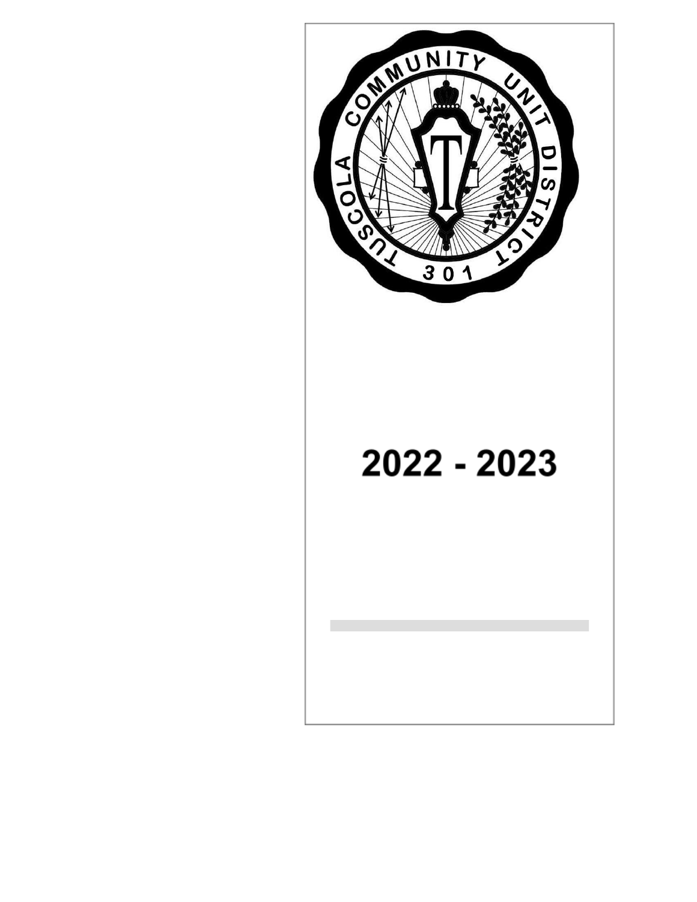TUSCOLA COMMUNITY UNIT DISTRICT 301

# 2022 - 2023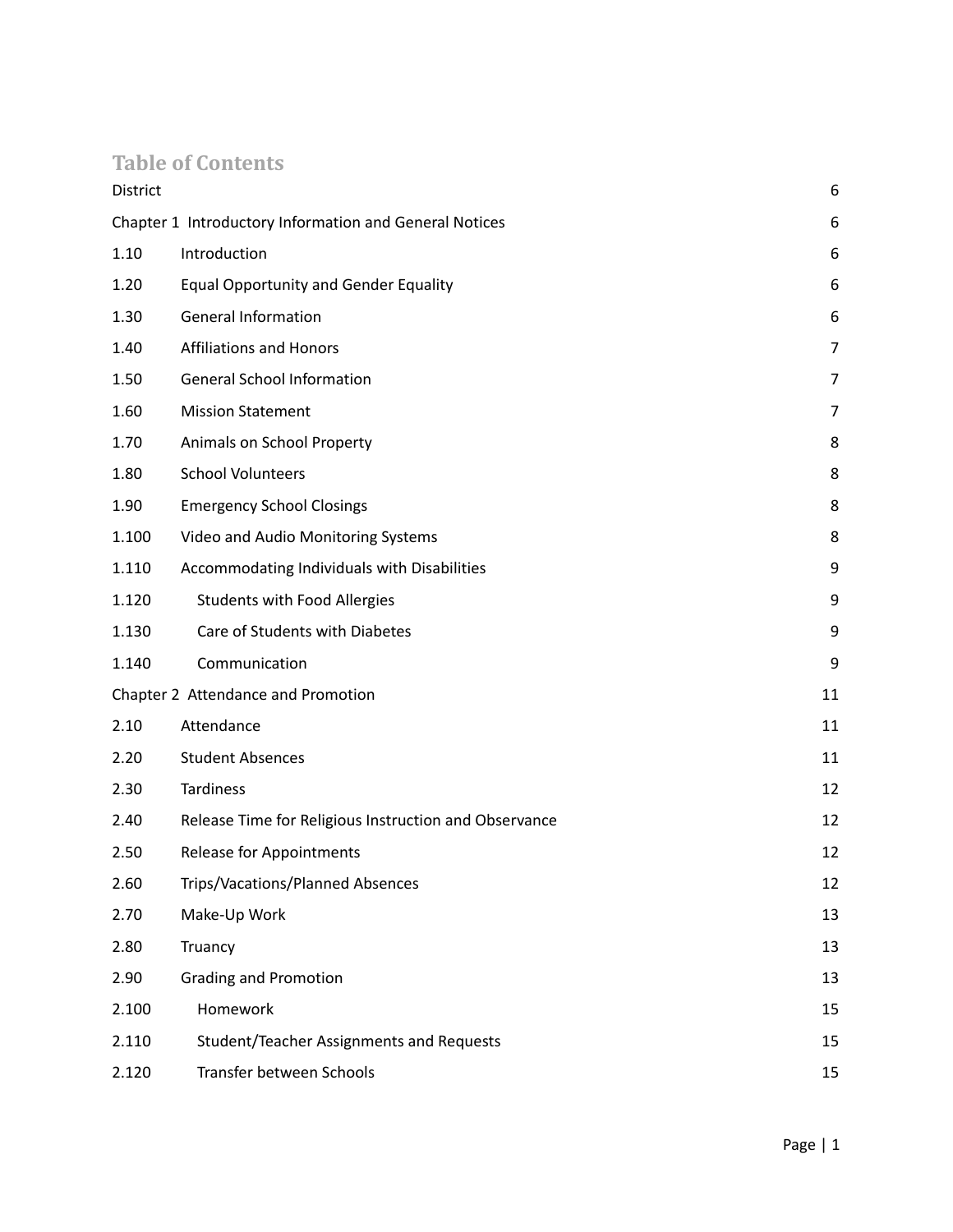## Table of Contents

| | | |
|---|---|---|
| District | | 6 |
| Chapter 1 Introductory Information and General Notices | | 6 |
| 1.10 | Introduction | 6 |
| 1.20 | Equal Opportunity and Gender Equality | 6 |
| 1.30 | General Information | 6 |
| 1.40 | Affiliations and Honors | 7 |
| 1.50 | General School Information | 7 |
| 1.60 | Mission Statement | 7 |
| 1.70 | Animals on School Property | 8 |
| 1.80 | School Volunteers | 8 |
| 1.90 | Emergency School Closings | 8 |
| 1.100 | Video and Audio Monitoring Systems | 8 |
| 1.110 | Accommodating Individuals with Disabilities | 9 |
| 1.120 | Students with Food Allergies | 9 |
| 1.130 | Care of Students with Diabetes | 9 |
| 1.140 | Communication | 9 |
| Chapter 2 Attendance and Promotion | | 11 |
| 2.10 | Attendance | 11 |
| 2.20 | Student Absences | 11 |
| 2.30 | Tardiness | 12 |
| 2.40 | Release Time for Religious Instruction and Observance | 12 |
| 2.50 | Release for Appointments | 12 |
| 2.60 | Trips/Vacations/Planned Absences | 12 |
| 2.70 | Make-Up Work | 13 |
| 2.80 | Truancy | 13 |
| 2.90 | Grading and Promotion | 13 |
| 2.100 | Homework | 15 |
| 2.110 | Student/Teacher Assignments and Requests | 15 |
| 2.120 | Transfer between Schools | 15 |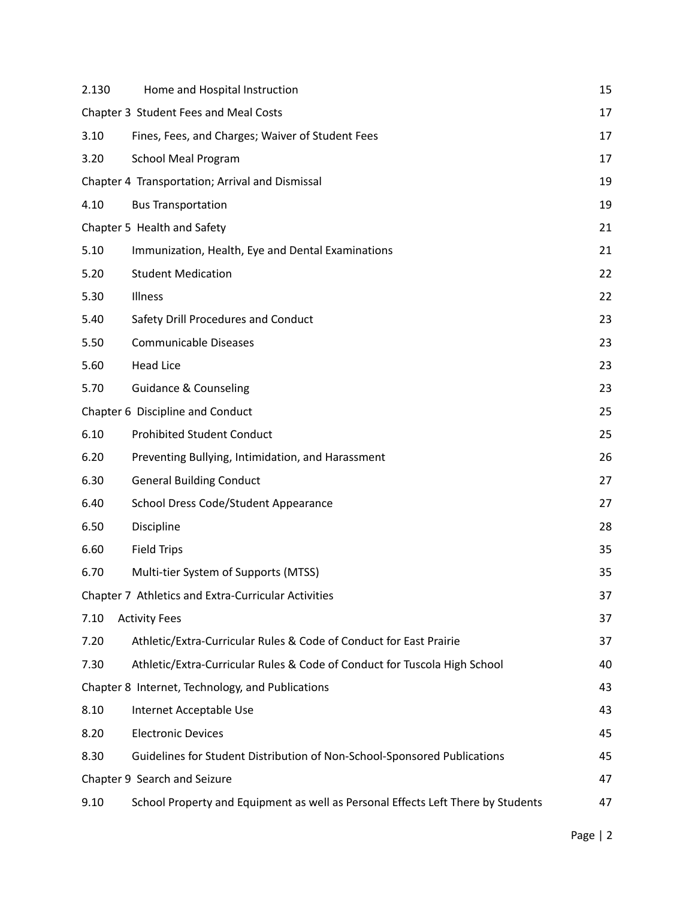| | | |
|---|---|---|
| 2.130 | Home and Hospital Instruction | 15 |
| Chapter 3 Student Fees and Meal Costs | | 17 |
| 3.10 | Fines, Fees, and Charges; Waiver of Student Fees | 17 |
| 3.20 | School Meal Program | 17 |
| Chapter 4 Transportation; Arrival and Dismissal | | 19 |
| 4.10 | Bus Transportation | 19 |
| Chapter 5 Health and Safety | | 21 |
| 5.10 | Immunization, Health, Eye and Dental Examinations | 21 |
| 5.20 | Student Medication | 22 |
| 5.30 | Illness | 22 |
| 5.40 | Safety Drill Procedures and Conduct | 23 |
| 5.50 | Communicable Diseases | 23 |
| 5.60 | Head Lice | 23 |
| 5.70 | Guidance & Counseling | 23 |
| Chapter 6 Discipline and Conduct | | 25 |
| 6.10 | Prohibited Student Conduct | 25 |
| 6.20 | Preventing Bullying, Intimidation, and Harassment | 26 |
| 6.30 | General Building Conduct | 27 |
| 6.40 | School Dress Code/Student Appearance | 27 |
| 6.50 | Discipline | 28 |
| 6.60 | Field Trips | 35 |
| 6.70 | Multi-tier System of Supports (MTSS) | 35 |
| Chapter 7 Athletics and Extra-Curricular Activities | | 37 |
| 7.10 | Activity Fees | 37 |
| 7.20 | Athletic/Extra-Curricular Rules & Code of Conduct for East Prairie | 37 |
| 7.30 | Athletic/Extra-Curricular Rules & Code of Conduct for Tuscola High School | 40 |
| Chapter 8 Internet, Technology, and Publications | | 43 |
| 8.10 | Internet Acceptable Use | 43 |
| 8.20 | Electronic Devices | 45 |
| 8.30 | Guidelines for Student Distribution of Non-School-Sponsored Publications | 45 |
| Chapter 9 Search and Seizure | | 47 |
| 9.10 | School Property and Equipment as well as Personal Effects Left There by Students | 47 |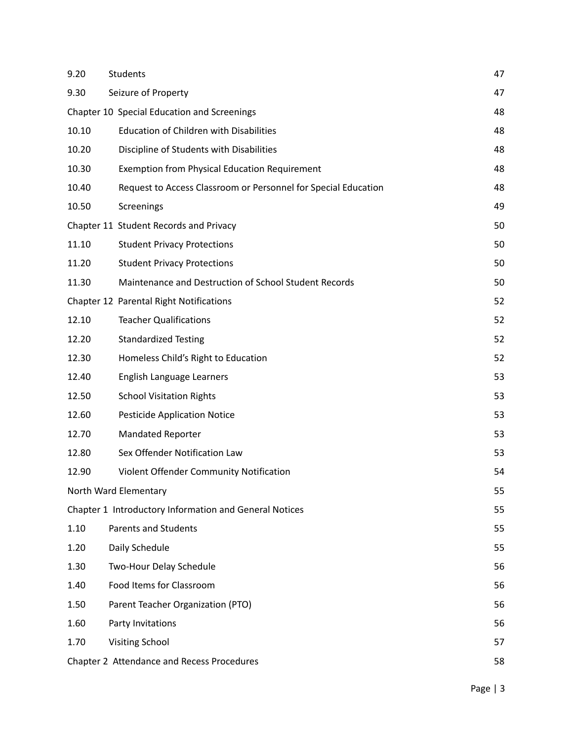| | | |
|---|---|---|
| 9.20 | Students | 47 |
| 9.30 | Seizure of Property | 47 |
| Chapter 10 Special Education and Screenings | | 48 |
| 10.10 | Education of Children with Disabilities | 48 |
| 10.20 | Discipline of Students with Disabilities | 48 |
| 10.30 | Exemption from Physical Education Requirement | 48 |
| 10.40 | Request to Access Classroom or Personnel for Special Education | 48 |
| 10.50 | Screenings | 49 |
| Chapter 11 Student Records and Privacy | | 50 |
| 11.10 | Student Privacy Protections | 50 |
| 11.20 | Student Privacy Protections | 50 |
| 11.30 | Maintenance and Destruction of School Student Records | 50 |
| Chapter 12 Parental Right Notifications | | 52 |
| 12.10 | Teacher Qualifications | 52 |
| 12.20 | Standardized Testing | 52 |
| 12.30 | Homeless Child's Right to Education | 52 |
| 12.40 | English Language Learners | 53 |
| 12.50 | School Visitation Rights | 53 |
| 12.60 | Pesticide Application Notice | 53 |
| 12.70 | Mandated Reporter | 53 |
| 12.80 | Sex Offender Notification Law | 53 |
| 12.90 | Violent Offender Community Notification | 54 |
| North Ward Elementary | | 55 |
| Chapter 1 Introductory Information and General Notices | | 55 |
| 1.10 | Parents and Students | 55 |
| 1.20 | Daily Schedule | 55 |
| 1.30 | Two-Hour Delay Schedule | 56 |
| 1.40 | Food Items for Classroom | 56 |
| 1.50 | Parent Teacher Organization (PTO) | 56 |
| 1.60 | Party Invitations | 56 |
| 1.70 | Visiting School | 57 |
| Chapter 2 Attendance and Recess Procedures | | 58 |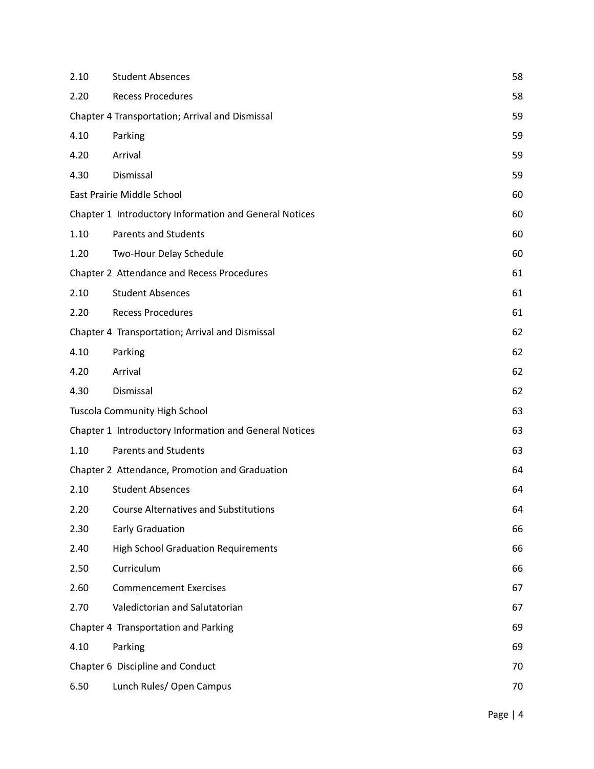| | | |
|---|---|---|
| 2.10 | Student Absences | 58 |
| 2.20 | Recess Procedures | 58 |
| Chapter 4 Transportation; Arrival and Dismissal | | 59 |
| 4.10 | Parking | 59 |
| 4.20 | Arrival | 59 |
| 4.30 | Dismissal | 59 |
| East Prairie Middle School | | 60 |
| Chapter 1 Introductory Information and General Notices | | 60 |
| 1.10 | Parents and Students | 60 |
| 1.20 | Two-Hour Delay Schedule | 60 |
| Chapter 2 Attendance and Recess Procedures | | 61 |
| 2.10 | Student Absences | 61 |
| 2.20 | Recess Procedures | 61 |
| Chapter 4 Transportation; Arrival and Dismissal | | 62 |
| 4.10 | Parking | 62 |
| 4.20 | Arrival | 62 |
| 4.30 | Dismissal | 62 |
| Tuscola Community High School | | 63 |
| Chapter 1 Introductory Information and General Notices | | 63 |
| 1.10 | Parents and Students | 63 |
| Chapter 2 Attendance, Promotion and Graduation | | 64 |
| 2.10 | Student Absences | 64 |
| 2.20 | Course Alternatives and Substitutions | 64 |
| 2.30 | Early Graduation | 66 |
| 2.40 | High School Graduation Requirements | 66 |
| 2.50 | Curriculum | 66 |
| 2.60 | Commencement Exercises | 67 |
| 2.70 | Valedictorian and Salutatorian | 67 |
| Chapter 4 Transportation and Parking | | 69 |
| 4.10 | Parking | 69 |
| Chapter 6 Discipline and Conduct | | 70 |
| 6.50 | Lunch Rules/ Open Campus | 70 |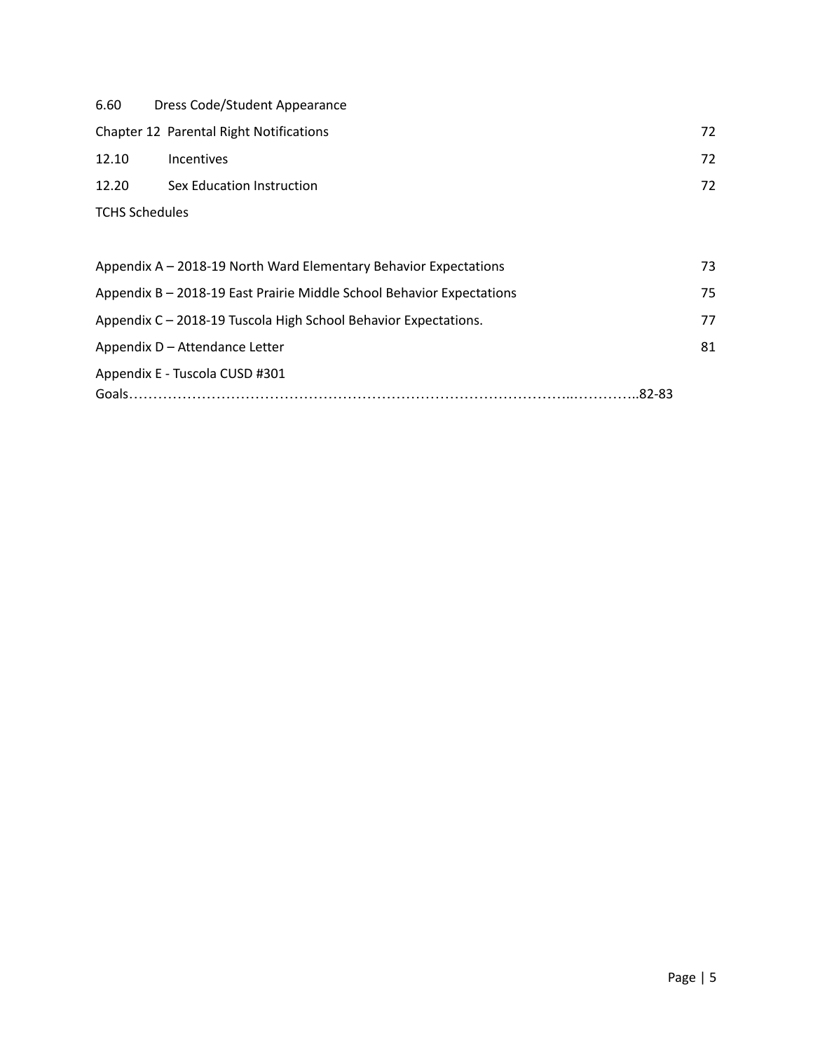| | | |
|---|---|---|
| 6.60 | Dress Code/Student Appearance | |
| Chapter 12 | Parental Right Notifications | 72 |
| 12.10 | Incentives | 72 |
| 12.20 | Sex Education Instruction | 72 |
| TCHS Schedules | | |

| | |
|---|---|
| Appendix A – 2018-19 North Ward Elementary Behavior Expectations | 73 |
| Appendix B – 2018-19 East Prairie Middle School Behavior Expectations | 75 |
| Appendix C – 2018-19 Tuscola High School Behavior Expectations. | 77 |
| Appendix D – Attendance Letter | 81 |
| Appendix E - Tuscola CUSD #301 Goals | 82-83 |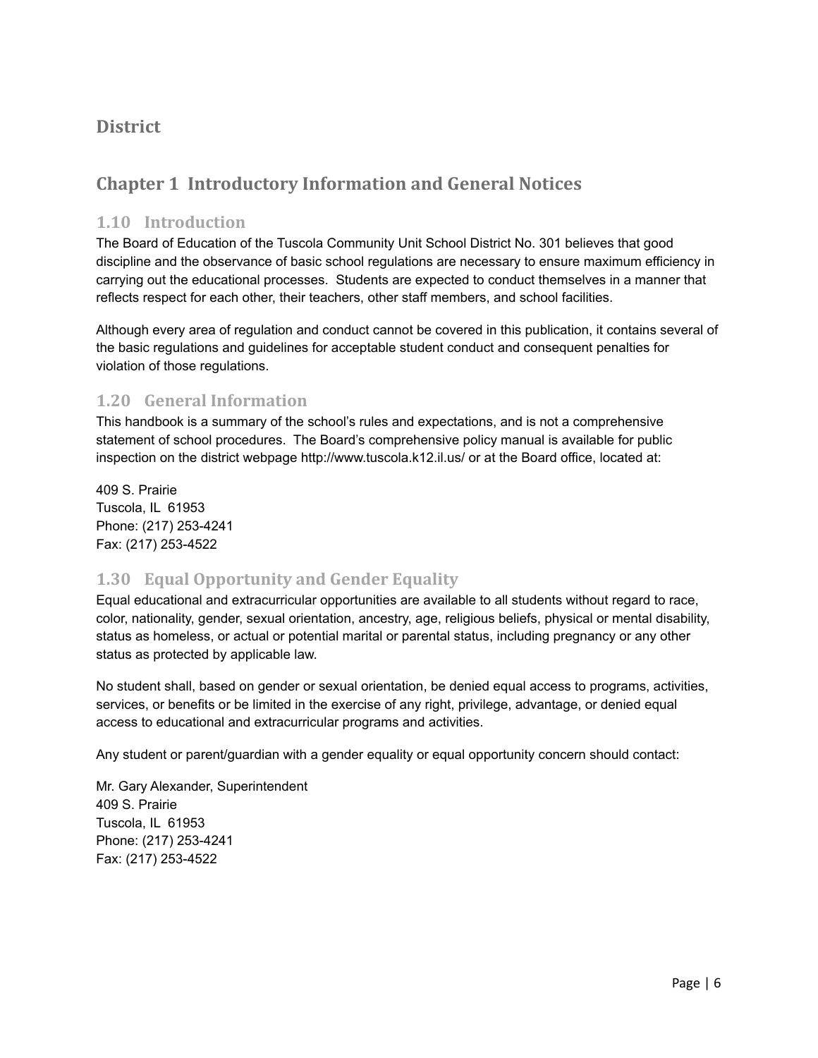# District

## Chapter 1 Introductory Information and General Notices

### 1.10 Introduction

The Board of Education of the Tuscola Community Unit School District No. 301 believes that good discipline and the observance of basic school regulations are necessary to ensure maximum efficiency in carrying out the educational processes. Students are expected to conduct themselves in a manner that reflects respect for each other, their teachers, other staff members, and school facilities.

Although every area of regulation and conduct cannot be covered in this publication, it contains several of the basic regulations and guidelines for acceptable student conduct and consequent penalties for violation of those regulations.

### 1.20 General Information

This handbook is a summary of the school's rules and expectations, and is not a comprehensive statement of school procedures. The Board's comprehensive policy manual is available for public inspection on the district webpage http://www.tuscola.k12.il.us/ or at the Board office, located at:

409 S. Prairie
Tuscola, IL 61953
Phone: (217) 253-4241
Fax: (217) 253-4522

### 1.30 Equal Opportunity and Gender Equality

Equal educational and extracurricular opportunities are available to all students without regard to race, color, nationality, gender, sexual orientation, ancestry, age, religious beliefs, physical or mental disability, status as homeless, or actual or potential marital or parental status, including pregnancy or any other status as protected by applicable law.

No student shall, based on gender or sexual orientation, be denied equal access to programs, activities, services, or benefits or be limited in the exercise of any right, privilege, advantage, or denied equal access to educational and extracurricular programs and activities.

Any student or parent/guardian with a gender equality or equal opportunity concern should contact:

Mr. Gary Alexander, Superintendent
409 S. Prairie
Tuscola, IL 61953
Phone: (217) 253-4241
Fax: (217) 253-4522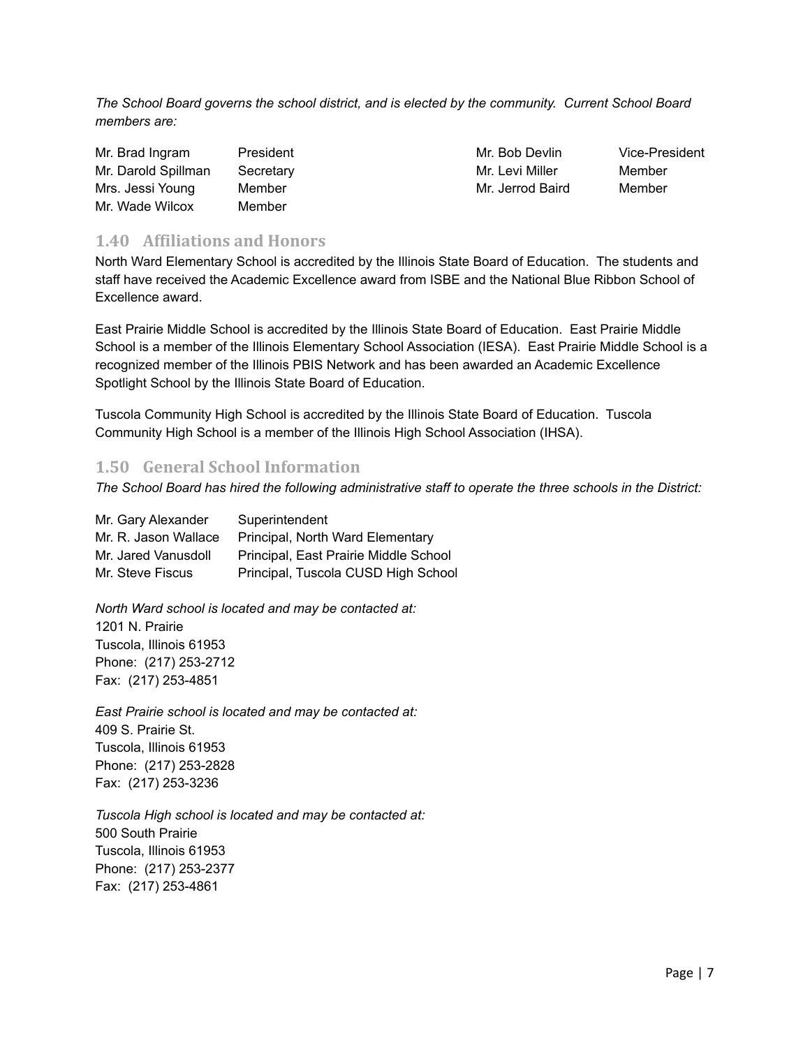*The School Board governs the school district, and is elected by the community. Current School Board members are:*

| | | | |
|---|---|---|---|
| Mr. Brad Ingram | President | Mr. Bob Devlin | Vice-President |
| Mr. Darold Spillman | Secretary | Mr. Levi Miller | Member |
| Mrs. Jessi Young | Member | Mr. Jerrod Baird | Member |
| Mr. Wade Wilcox | Member | | |

## 1.40 Affiliations and Honors

North Ward Elementary School is accredited by the Illinois State Board of Education. The students and staff have received the Academic Excellence award from ISBE and the National Blue Ribbon School of Excellence award.

East Prairie Middle School is accredited by the Illinois State Board of Education. East Prairie Middle School is a member of the Illinois Elementary School Association (IESA). East Prairie Middle School is a recognized member of the Illinois PBIS Network and has been awarded an Academic Excellence Spotlight School by the Illinois State Board of Education.

Tuscola Community High School is accredited by the Illinois State Board of Education. Tuscola Community High School is a member of the Illinois High School Association (IHSA).

## 1.50 General School Information

*The School Board has hired the following administrative staff to operate the three schools in the District:*

| | |
|---|---|
| Mr. Gary Alexander | Superintendent |
| Mr. R. Jason Wallace | Principal, North Ward Elementary |
| Mr. Jared Vanusdoll | Principal, East Prairie Middle School |
| Mr. Steve Fiscus | Principal, Tuscola CUSD High School |

*North Ward school is located and may be contacted at:*
1201 N. Prairie
Tuscola, Illinois 61953
Phone: (217) 253-2712
Fax: (217) 253-4851

*East Prairie school is located and may be contacted at:*
409 S. Prairie St.
Tuscola, Illinois 61953
Phone: (217) 253-2828
Fax: (217) 253-3236

*Tuscola High school is located and may be contacted at:*
500 South Prairie
Tuscola, Illinois 61953
Phone: (217) 253-2377
Fax: (217) 253-4861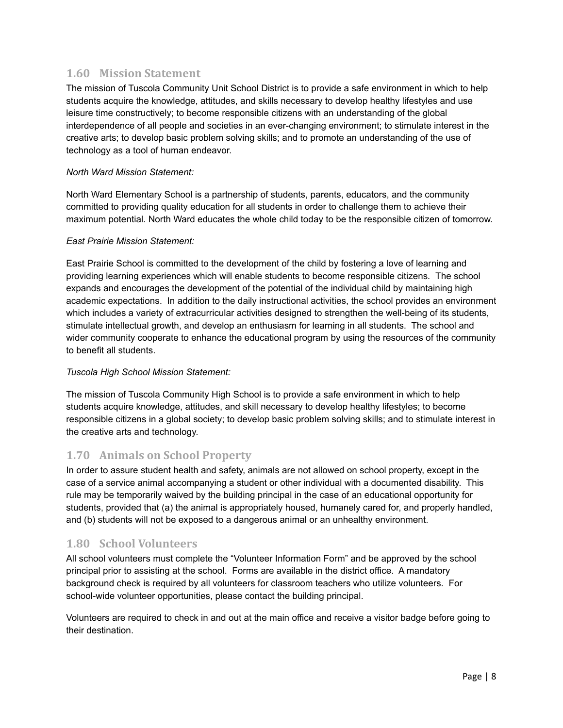## 1.60 Mission Statement

The mission of Tuscola Community Unit School District is to provide a safe environment in which to help students acquire the knowledge, attitudes, and skills necessary to develop healthy lifestyles and use leisure time constructively; to become responsible citizens with an understanding of the global interdependence of all people and societies in an ever-changing environment; to stimulate interest in the creative arts; to develop basic problem solving skills; and to promote an understanding of the use of technology as a tool of human endeavor.

*North Ward Mission Statement:*

North Ward Elementary School is a partnership of students, parents, educators, and the community committed to providing quality education for all students in order to challenge them to achieve their maximum potential. North Ward educates the whole child today to be the responsible citizen of tomorrow.

*East Prairie Mission Statement:*

East Prairie School is committed to the development of the child by fostering a love of learning and providing learning experiences which will enable students to become responsible citizens. The school expands and encourages the development of the potential of the individual child by maintaining high academic expectations. In addition to the daily instructional activities, the school provides an environment which includes a variety of extracurricular activities designed to strengthen the well-being of its students, stimulate intellectual growth, and develop an enthusiasm for learning in all students. The school and wider community cooperate to enhance the educational program by using the resources of the community to benefit all students.

*Tuscola High School Mission Statement:*

The mission of Tuscola Community High School is to provide a safe environment in which to help students acquire knowledge, attitudes, and skill necessary to develop healthy lifestyles; to become responsible citizens in a global society; to develop basic problem solving skills; and to stimulate interest in the creative arts and technology.

## 1.70 Animals on School Property

In order to assure student health and safety, animals are not allowed on school property, except in the case of a service animal accompanying a student or other individual with a documented disability. This rule may be temporarily waived by the building principal in the case of an educational opportunity for students, provided that (a) the animal is appropriately housed, humanely cared for, and properly handled, and (b) students will not be exposed to a dangerous animal or an unhealthy environment.

## 1.80 School Volunteers

All school volunteers must complete the "Volunteer Information Form" and be approved by the school principal prior to assisting at the school. Forms are available in the district office. A mandatory background check is required by all volunteers for classroom teachers who utilize volunteers. For school-wide volunteer opportunities, please contact the building principal.

Volunteers are required to check in and out at the main office and receive a visitor badge before going to their destination.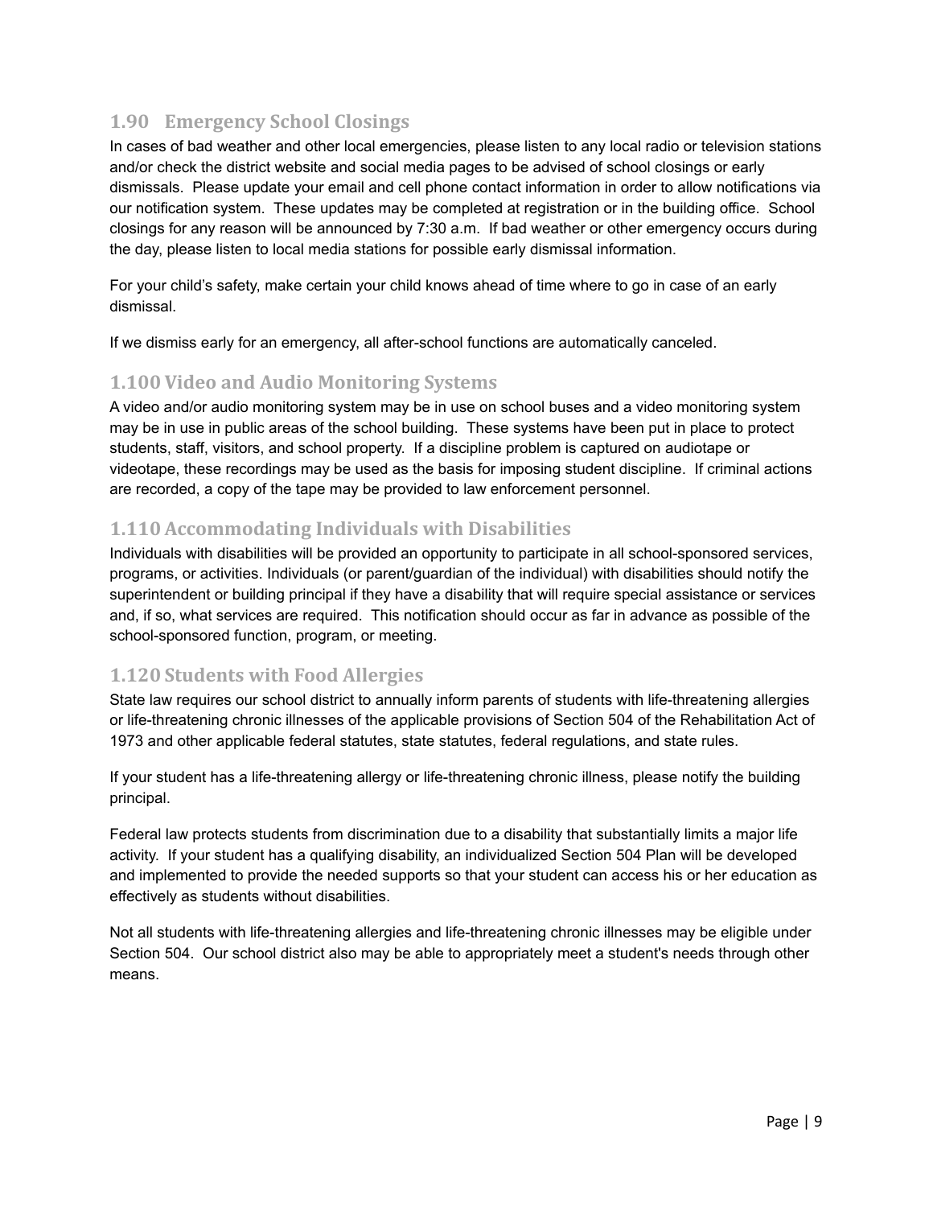## 1.90 Emergency School Closings

In cases of bad weather and other local emergencies, please listen to any local radio or television stations and/or check the district website and social media pages to be advised of school closings or early dismissals. Please update your email and cell phone contact information in order to allow notifications via our notification system. These updates may be completed at registration or in the building office. School closings for any reason will be announced by 7:30 a.m. If bad weather or other emergency occurs during the day, please listen to local media stations for possible early dismissal information.

For your child's safety, make certain your child knows ahead of time where to go in case of an early dismissal.

If we dismiss early for an emergency, all after-school functions are automatically canceled.

## 1.100 Video and Audio Monitoring Systems

A video and/or audio monitoring system may be in use on school buses and a video monitoring system may be in use in public areas of the school building. These systems have been put in place to protect students, staff, visitors, and school property. If a discipline problem is captured on audiotape or videotape, these recordings may be used as the basis for imposing student discipline. If criminal actions are recorded, a copy of the tape may be provided to law enforcement personnel.

## 1.110 Accommodating Individuals with Disabilities

Individuals with disabilities will be provided an opportunity to participate in all school-sponsored services, programs, or activities. Individuals (or parent/guardian of the individual) with disabilities should notify the superintendent or building principal if they have a disability that will require special assistance or services and, if so, what services are required. This notification should occur as far in advance as possible of the school-sponsored function, program, or meeting.

## 1.120 Students with Food Allergies

State law requires our school district to annually inform parents of students with life-threatening allergies or life-threatening chronic illnesses of the applicable provisions of Section 504 of the Rehabilitation Act of 1973 and other applicable federal statutes, state statutes, federal regulations, and state rules.

If your student has a life-threatening allergy or life-threatening chronic illness, please notify the building principal.

Federal law protects students from discrimination due to a disability that substantially limits a major life activity. If your student has a qualifying disability, an individualized Section 504 Plan will be developed and implemented to provide the needed supports so that your student can access his or her education as effectively as students without disabilities.

Not all students with life-threatening allergies and life-threatening chronic illnesses may be eligible under Section 504. Our school district also may be able to appropriately meet a student's needs through other means.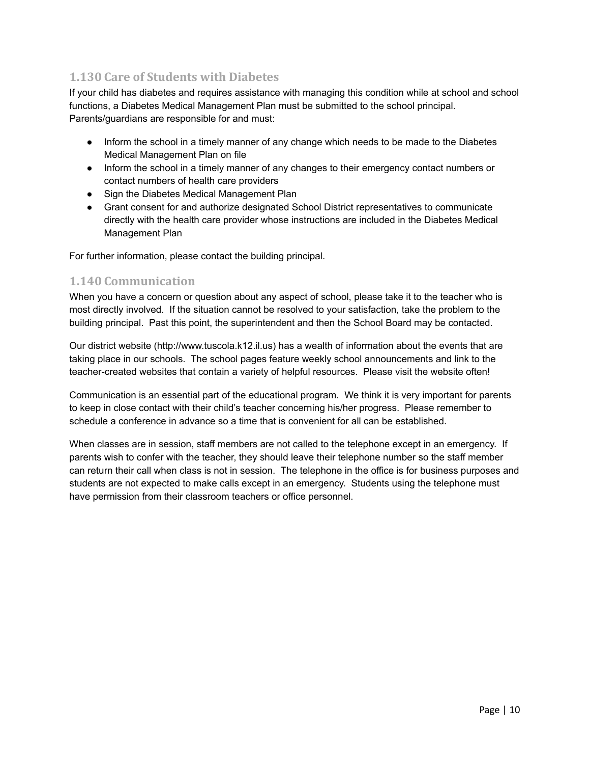## 1.130 Care of Students with Diabetes

If your child has diabetes and requires assistance with managing this condition while at school and school functions, a Diabetes Medical Management Plan must be submitted to the school principal. Parents/guardians are responsible for and must:

- Inform the school in a timely manner of any change which needs to be made to the Diabetes Medical Management Plan on file
- Inform the school in a timely manner of any changes to their emergency contact numbers or contact numbers of health care providers
- Sign the Diabetes Medical Management Plan
- Grant consent for and authorize designated School District representatives to communicate directly with the health care provider whose instructions are included in the Diabetes Medical Management Plan

For further information, please contact the building principal.

## 1.140 Communication

When you have a concern or question about any aspect of school, please take it to the teacher who is most directly involved. If the situation cannot be resolved to your satisfaction, take the problem to the building principal. Past this point, the superintendent and then the School Board may be contacted.

Our district website (http://www.tuscola.k12.il.us) has a wealth of information about the events that are taking place in our schools. The school pages feature weekly school announcements and link to the teacher-created websites that contain a variety of helpful resources. Please visit the website often!

Communication is an essential part of the educational program. We think it is very important for parents to keep in close contact with their child's teacher concerning his/her progress. Please remember to schedule a conference in advance so a time that is convenient for all can be established.

When classes are in session, staff members are not called to the telephone except in an emergency. If parents wish to confer with the teacher, they should leave their telephone number so the staff member can return their call when class is not in session. The telephone in the office is for business purposes and students are not expected to make calls except in an emergency. Students using the telephone must have permission from their classroom teachers or office personnel.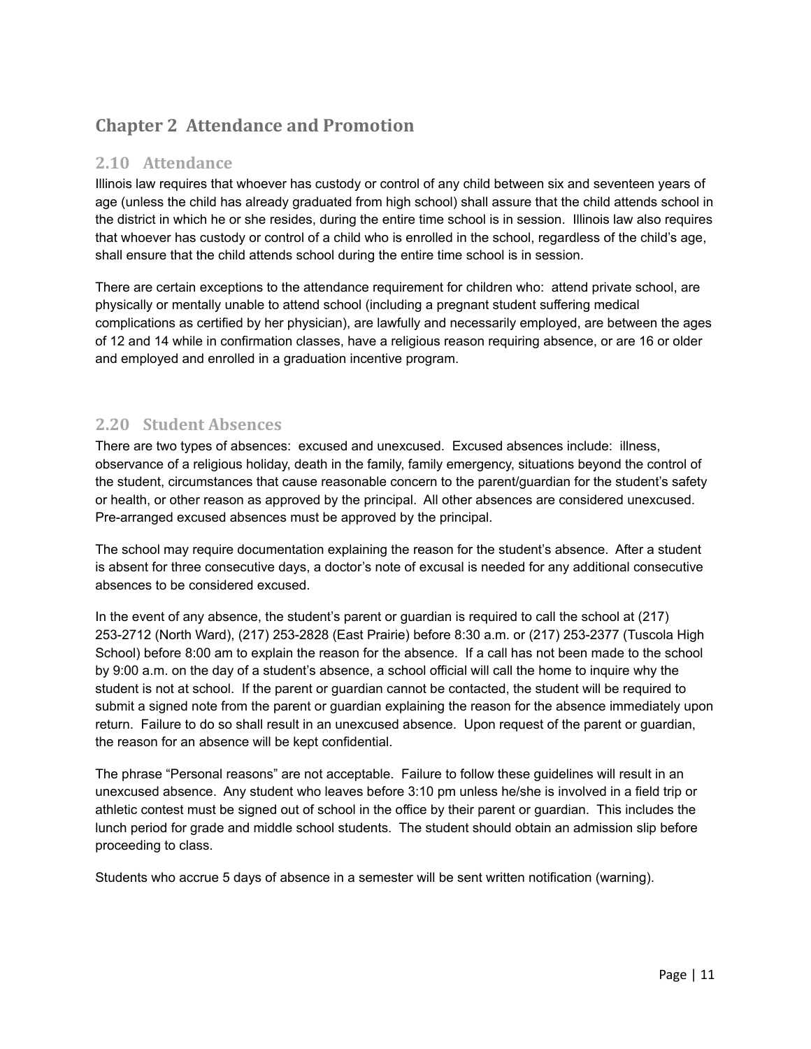# Chapter 2 Attendance and Promotion

## 2.10 Attendance

Illinois law requires that whoever has custody or control of any child between six and seventeen years of age (unless the child has already graduated from high school) shall assure that the child attends school in the district in which he or she resides, during the entire time school is in session. Illinois law also requires that whoever has custody or control of a child who is enrolled in the school, regardless of the child's age, shall ensure that the child attends school during the entire time school is in session.

There are certain exceptions to the attendance requirement for children who: attend private school, are physically or mentally unable to attend school (including a pregnant student suffering medical complications as certified by her physician), are lawfully and necessarily employed, are between the ages of 12 and 14 while in confirmation classes, have a religious reason requiring absence, or are 16 or older and employed and enrolled in a graduation incentive program.

## 2.20 Student Absences

There are two types of absences: excused and unexcused. Excused absences include: illness, observance of a religious holiday, death in the family, family emergency, situations beyond the control of the student, circumstances that cause reasonable concern to the parent/guardian for the student's safety or health, or other reason as approved by the principal. All other absences are considered unexcused. Pre-arranged excused absences must be approved by the principal.

The school may require documentation explaining the reason for the student's absence. After a student is absent for three consecutive days, a doctor's note of excusal is needed for any additional consecutive absences to be considered excused.

In the event of any absence, the student's parent or guardian is required to call the school at (217) 253-2712 (North Ward), (217) 253-2828 (East Prairie) before 8:30 a.m. or (217) 253-2377 (Tuscola High School) before 8:00 am to explain the reason for the absence. If a call has not been made to the school by 9:00 a.m. on the day of a student's absence, a school official will call the home to inquire why the student is not at school. If the parent or guardian cannot be contacted, the student will be required to submit a signed note from the parent or guardian explaining the reason for the absence immediately upon return. Failure to do so shall result in an unexcused absence. Upon request of the parent or guardian, the reason for an absence will be kept confidential.

The phrase "Personal reasons" are not acceptable. Failure to follow these guidelines will result in an unexcused absence. Any student who leaves before 3:10 pm unless he/she is involved in a field trip or athletic contest must be signed out of school in the office by their parent or guardian. This includes the lunch period for grade and middle school students. The student should obtain an admission slip before proceeding to class.

Students who accrue 5 days of absence in a semester will be sent written notification (warning).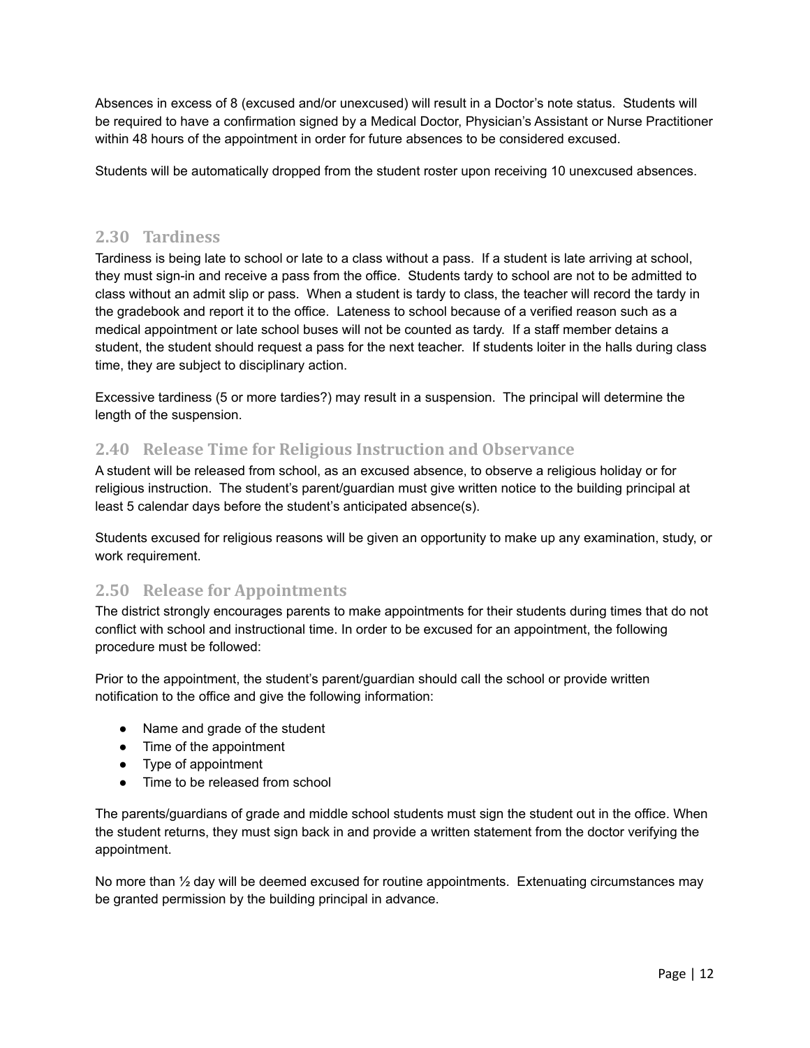Absences in excess of 8 (excused and/or unexcused) will result in a Doctor's note status. Students will be required to have a confirmation signed by a Medical Doctor, Physician's Assistant or Nurse Practitioner within 48 hours of the appointment in order for future absences to be considered excused.

Students will be automatically dropped from the student roster upon receiving 10 unexcused absences.

## 2.30 Tardiness

Tardiness is being late to school or late to a class without a pass. If a student is late arriving at school, they must sign-in and receive a pass from the office. Students tardy to school are not to be admitted to class without an admit slip or pass. When a student is tardy to class, the teacher will record the tardy in the gradebook and report it to the office. Lateness to school because of a verified reason such as a medical appointment or late school buses will not be counted as tardy. If a staff member detains a student, the student should request a pass for the next teacher. If students loiter in the halls during class time, they are subject to disciplinary action.

Excessive tardiness (5 or more tardies?) may result in a suspension. The principal will determine the length of the suspension.

## 2.40 Release Time for Religious Instruction and Observance

A student will be released from school, as an excused absence, to observe a religious holiday or for religious instruction. The student's parent/guardian must give written notice to the building principal at least 5 calendar days before the student's anticipated absence(s).

Students excused for religious reasons will be given an opportunity to make up any examination, study, or work requirement.

## 2.50 Release for Appointments

The district strongly encourages parents to make appointments for their students during times that do not conflict with school and instructional time. In order to be excused for an appointment, the following procedure must be followed:

Prior to the appointment, the student's parent/guardian should call the school or provide written notification to the office and give the following information:

- Name and grade of the student
- Time of the appointment
- Type of appointment
- Time to be released from school

The parents/guardians of grade and middle school students must sign the student out in the office. When the student returns, they must sign back in and provide a written statement from the doctor verifying the appointment.

No more than ½ day will be deemed excused for routine appointments. Extenuating circumstances may be granted permission by the building principal in advance.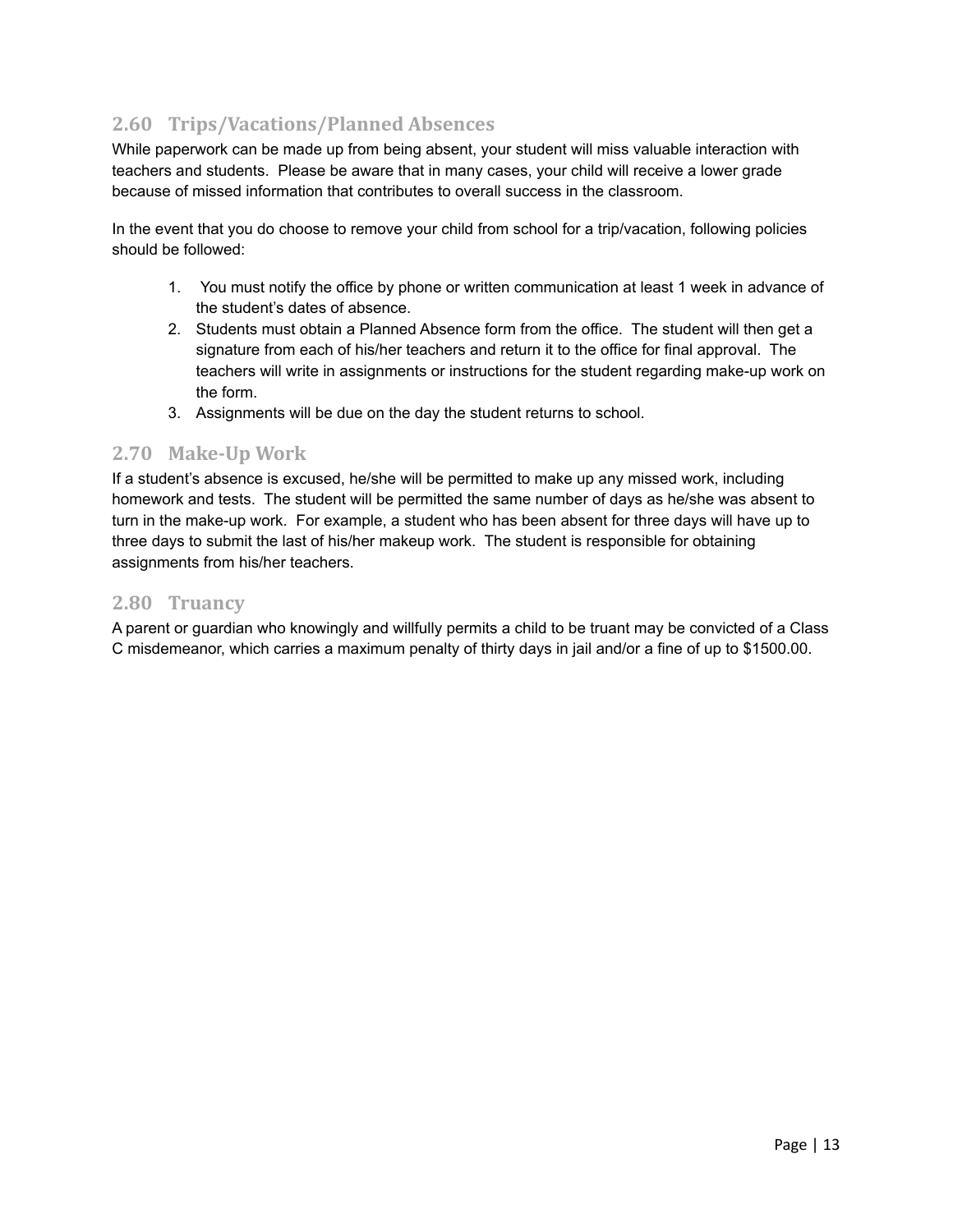## 2.60 Trips/Vacations/Planned Absences

While paperwork can be made up from being absent, your student will miss valuable interaction with teachers and students. Please be aware that in many cases, your child will receive a lower grade because of missed information that contributes to overall success in the classroom.

In the event that you do choose to remove your child from school for a trip/vacation, following policies should be followed:

1. You must notify the office by phone or written communication at least 1 week in advance of the student's dates of absence.
2. Students must obtain a Planned Absence form from the office. The student will then get a signature from each of his/her teachers and return it to the office for final approval. The teachers will write in assignments or instructions for the student regarding make-up work on the form.
3. Assignments will be due on the day the student returns to school.

## 2.70 Make-Up Work

If a student's absence is excused, he/she will be permitted to make up any missed work, including homework and tests. The student will be permitted the same number of days as he/she was absent to turn in the make-up work. For example, a student who has been absent for three days will have up to three days to submit the last of his/her makeup work. The student is responsible for obtaining assignments from his/her teachers.

## 2.80 Truancy

A parent or guardian who knowingly and willfully permits a child to be truant may be convicted of a Class C misdemeanor, which carries a maximum penalty of thirty days in jail and/or a fine of up to $1500.00.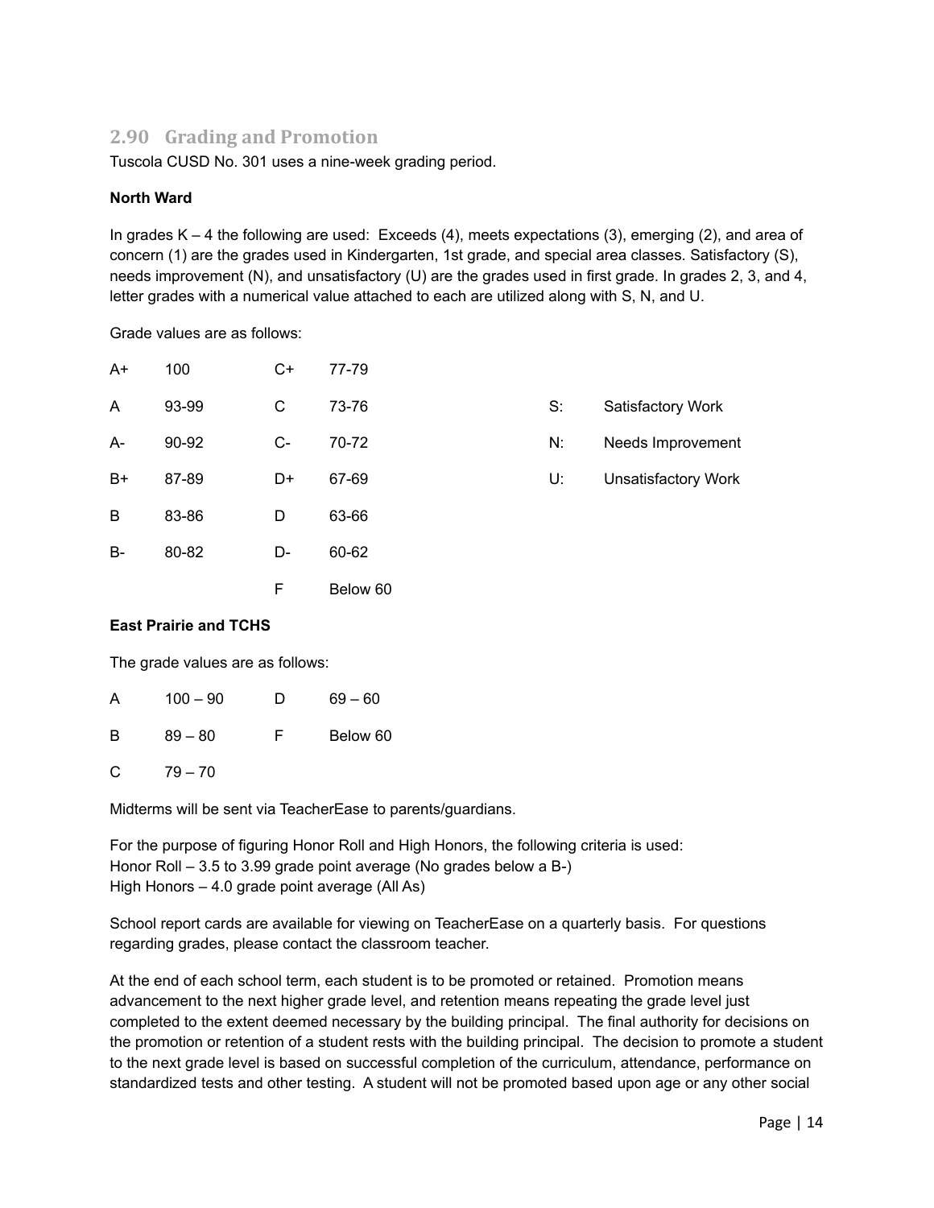## 2.90 Grading and Promotion

Tuscola CUSD No. 301 uses a nine-week grading period.

**North Ward**

In grades K – 4 the following are used: Exceeds (4), meets expectations (3), emerging (2), and area of concern (1) are the grades used in Kindergarten, 1st grade, and special area classes. Satisfactory (S), needs improvement (N), and unsatisfactory (U) are the grades used in first grade. In grades 2, 3, and 4, letter grades with a numerical value attached to each are utilized along with S, N, and U.

Grade values are as follows:

| | | | | | |
|---|---|---|---|---|---|
| A+ | 100 | C+ | 77-79 | | |
| A | 93-99 | C | 73-76 | S: | Satisfactory Work |
| A- | 90-92 | C- | 70-72 | N: | Needs Improvement |
| B+ | 87-89 | D+ | 67-69 | U: | Unsatisfactory Work |
| B | 83-86 | D | 63-66 | | |
| B- | 80-82 | D- | 60-62 | | |
| | | F | Below 60 | | |

**East Prairie and TCHS**

The grade values are as follows:

| | | | |
|---|---|---|---|
| A | 100 – 90 | D | 69 – 60 |
| B | 89 – 80 | F | Below 60 |
| C | 79 – 70 | | |

Midterms will be sent via TeacherEase to parents/guardians.

For the purpose of figuring Honor Roll and High Honors, the following criteria is used:
Honor Roll – 3.5 to 3.99 grade point average (No grades below a B-)
High Honors – 4.0 grade point average (All As)

School report cards are available for viewing on TeacherEase on a quarterly basis. For questions regarding grades, please contact the classroom teacher.

At the end of each school term, each student is to be promoted or retained. Promotion means advancement to the next higher grade level, and retention means repeating the grade level just completed to the extent deemed necessary by the building principal. The final authority for decisions on the promotion or retention of a student rests with the building principal. The decision to promote a student to the next grade level is based on successful completion of the curriculum, attendance, performance on standardized tests and other testing. A student will not be promoted based upon age or any other social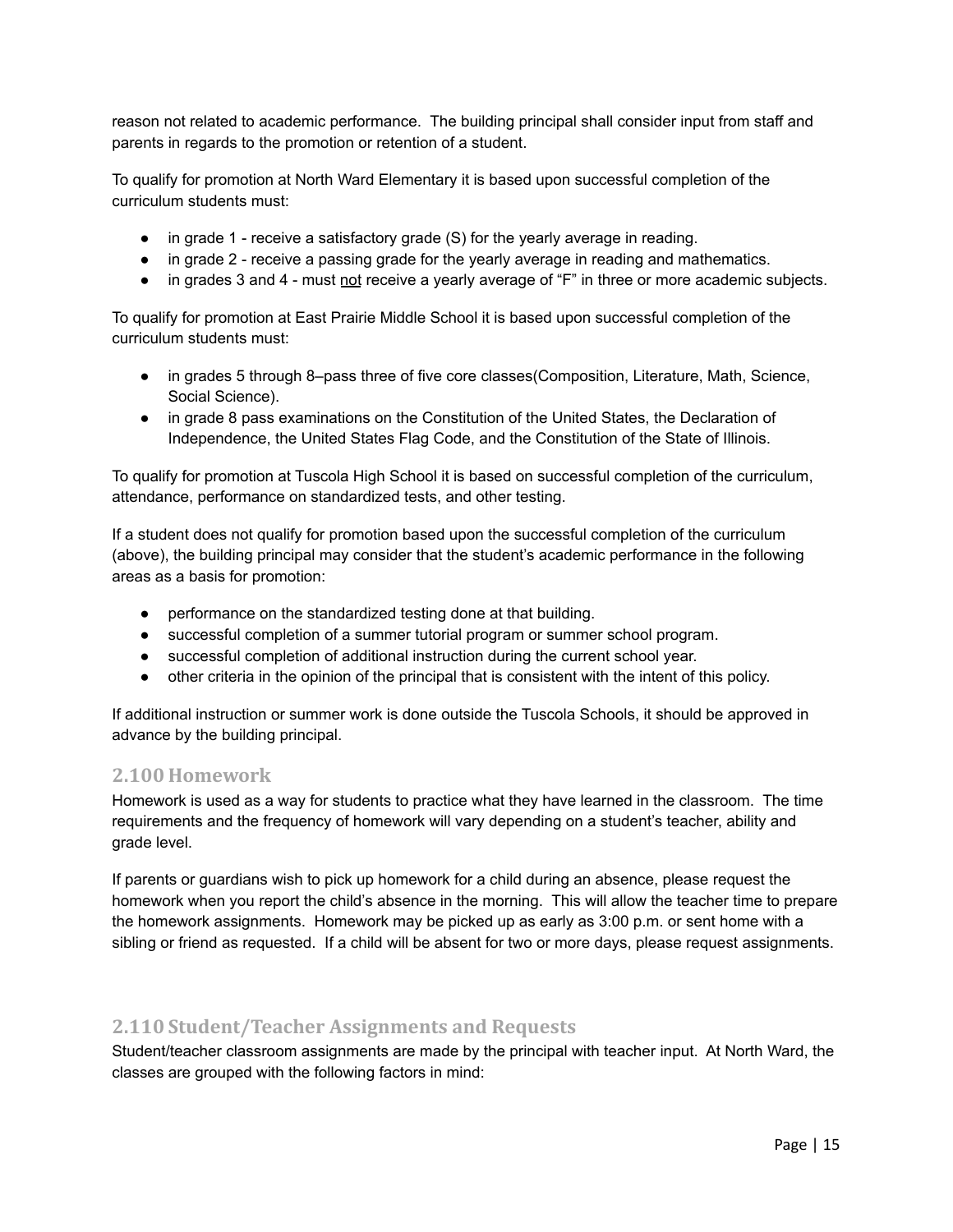reason not related to academic performance. The building principal shall consider input from staff and parents in regards to the promotion or retention of a student.

To qualify for promotion at North Ward Elementary it is based upon successful completion of the curriculum students must:

- in grade 1 - receive a satisfactory grade (S) for the yearly average in reading.
- in grade 2 - receive a passing grade for the yearly average in reading and mathematics.
- in grades 3 and 4 - must <u>not</u> receive a yearly average of "F" in three or more academic subjects.

To qualify for promotion at East Prairie Middle School it is based upon successful completion of the curriculum students must:

- in grades 5 through 8–pass three of five core classes(Composition, Literature, Math, Science, Social Science).
- in grade 8 pass examinations on the Constitution of the United States, the Declaration of Independence, the United States Flag Code, and the Constitution of the State of Illinois.

To qualify for promotion at Tuscola High School it is based on successful completion of the curriculum, attendance, performance on standardized tests, and other testing.

If a student does not qualify for promotion based upon the successful completion of the curriculum (above), the building principal may consider that the student's academic performance in the following areas as a basis for promotion:

- performance on the standardized testing done at that building.
- successful completion of a summer tutorial program or summer school program.
- successful completion of additional instruction during the current school year.
- other criteria in the opinion of the principal that is consistent with the intent of this policy.

If additional instruction or summer work is done outside the Tuscola Schools, it should be approved in advance by the building principal.

## 2.100 Homework

Homework is used as a way for students to practice what they have learned in the classroom. The time requirements and the frequency of homework will vary depending on a student's teacher, ability and grade level.

If parents or guardians wish to pick up homework for a child during an absence, please request the homework when you report the child's absence in the morning. This will allow the teacher time to prepare the homework assignments. Homework may be picked up as early as 3:00 p.m. or sent home with a sibling or friend as requested. If a child will be absent for two or more days, please request assignments.

## 2.110 Student/Teacher Assignments and Requests

Student/teacher classroom assignments are made by the principal with teacher input. At North Ward, the classes are grouped with the following factors in mind: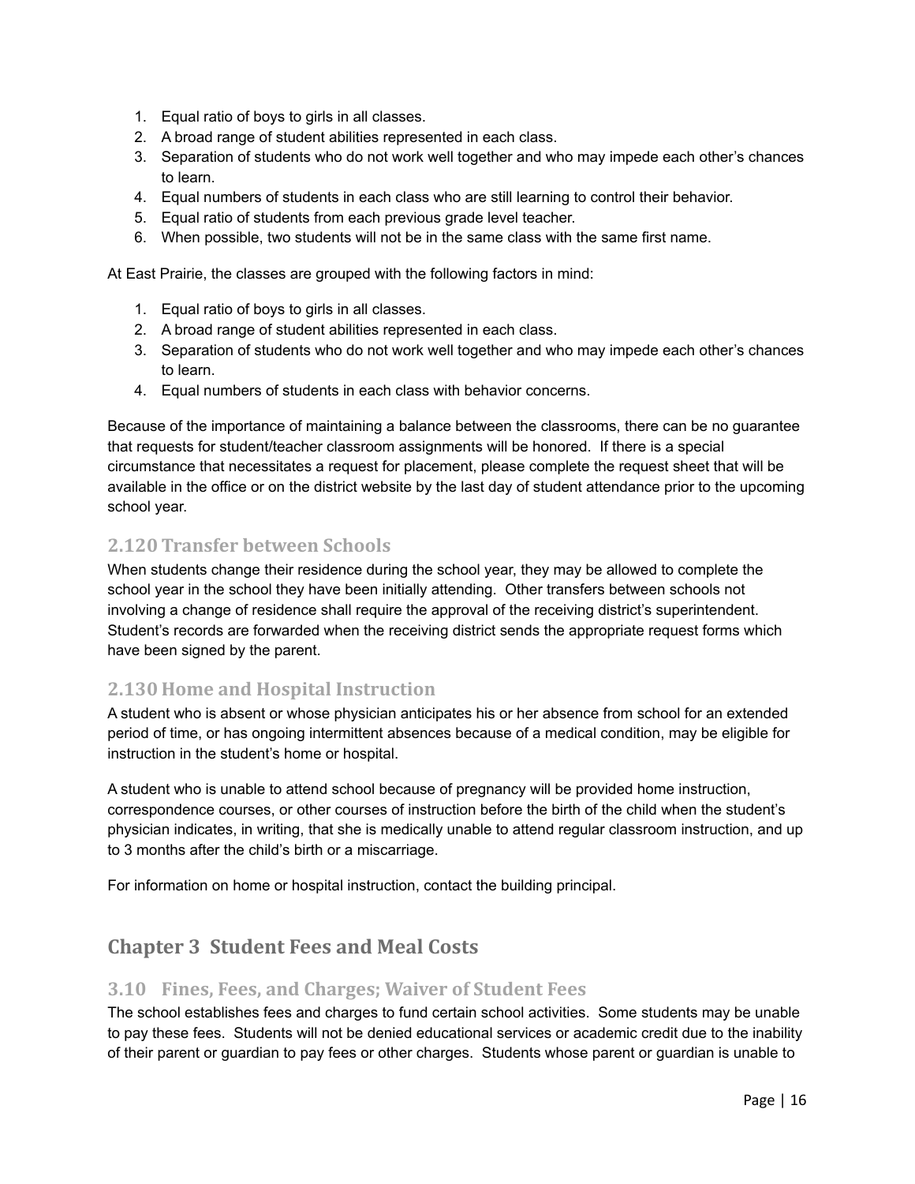1. Equal ratio of boys to girls in all classes.
2. A broad range of student abilities represented in each class.
3. Separation of students who do not work well together and who may impede each other's chances to learn.
4. Equal numbers of students in each class who are still learning to control their behavior.
5. Equal ratio of students from each previous grade level teacher.
6. When possible, two students will not be in the same class with the same first name.

At East Prairie, the classes are grouped with the following factors in mind:

1. Equal ratio of boys to girls in all classes.
2. A broad range of student abilities represented in each class.
3. Separation of students who do not work well together and who may impede each other's chances to learn.
4. Equal numbers of students in each class with behavior concerns.

Because of the importance of maintaining a balance between the classrooms, there can be no guarantee that requests for student/teacher classroom assignments will be honored. If there is a special circumstance that necessitates a request for placement, please complete the request sheet that will be available in the office or on the district website by the last day of student attendance prior to the upcoming school year.

### 2.120 Transfer between Schools

When students change their residence during the school year, they may be allowed to complete the school year in the school they have been initially attending. Other transfers between schools not involving a change of residence shall require the approval of the receiving district's superintendent. Student's records are forwarded when the receiving district sends the appropriate request forms which have been signed by the parent.

### 2.130 Home and Hospital Instruction

A student who is absent or whose physician anticipates his or her absence from school for an extended period of time, or has ongoing intermittent absences because of a medical condition, may be eligible for instruction in the student's home or hospital.

A student who is unable to attend school because of pregnancy will be provided home instruction, correspondence courses, or other courses of instruction before the birth of the child when the student's physician indicates, in writing, that she is medically unable to attend regular classroom instruction, and up to 3 months after the child's birth or a miscarriage.

For information on home or hospital instruction, contact the building principal.

## Chapter 3 Student Fees and Meal Costs

### 3.10 Fines, Fees, and Charges; Waiver of Student Fees

The school establishes fees and charges to fund certain school activities. Some students may be unable to pay these fees. Students will not be denied educational services or academic credit due to the inability of their parent or guardian to pay fees or other charges. Students whose parent or guardian is unable to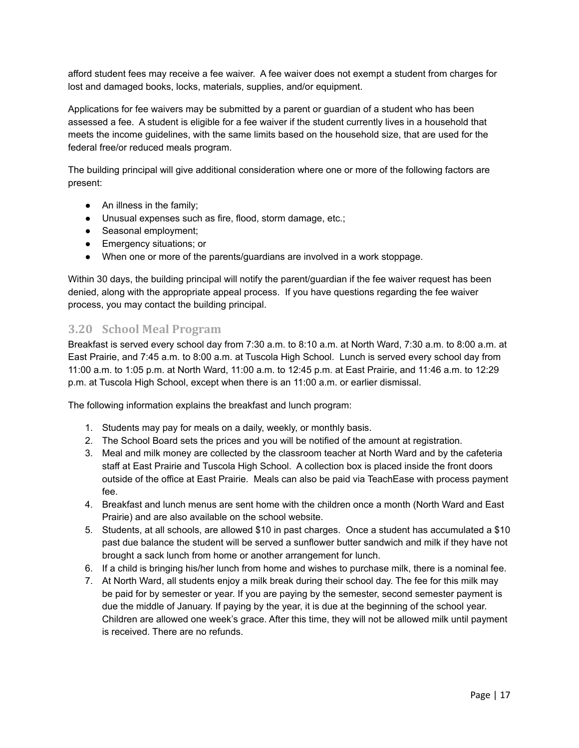afford student fees may receive a fee waiver. A fee waiver does not exempt a student from charges for lost and damaged books, locks, materials, supplies, and/or equipment.

Applications for fee waivers may be submitted by a parent or guardian of a student who has been assessed a fee. A student is eligible for a fee waiver if the student currently lives in a household that meets the income guidelines, with the same limits based on the household size, that are used for the federal free/or reduced meals program.

The building principal will give additional consideration where one or more of the following factors are present:

- An illness in the family;
- Unusual expenses such as fire, flood, storm damage, etc.;
- Seasonal employment;
- Emergency situations; or
- When one or more of the parents/guardians are involved in a work stoppage.

Within 30 days, the building principal will notify the parent/guardian if the fee waiver request has been denied, along with the appropriate appeal process. If you have questions regarding the fee waiver process, you may contact the building principal.

## 3.20 School Meal Program

Breakfast is served every school day from 7:30 a.m. to 8:10 a.m. at North Ward, 7:30 a.m. to 8:00 a.m. at East Prairie, and 7:45 a.m. to 8:00 a.m. at Tuscola High School. Lunch is served every school day from 11:00 a.m. to 1:05 p.m. at North Ward, 11:00 a.m. to 12:45 p.m. at East Prairie, and 11:46 a.m. to 12:29 p.m. at Tuscola High School, except when there is an 11:00 a.m. or earlier dismissal.

The following information explains the breakfast and lunch program:

1. Students may pay for meals on a daily, weekly, or monthly basis.
2. The School Board sets the prices and you will be notified of the amount at registration.
3. Meal and milk money are collected by the classroom teacher at North Ward and by the cafeteria staff at East Prairie and Tuscola High School. A collection box is placed inside the front doors outside of the office at East Prairie. Meals can also be paid via TeachEase with process payment fee.
4. Breakfast and lunch menus are sent home with the children once a month (North Ward and East Prairie) and are also available on the school website.
5. Students, at all schools, are allowed $10 in past charges. Once a student has accumulated a $10 past due balance the student will be served a sunflower butter sandwich and milk if they have not brought a sack lunch from home or another arrangement for lunch.
6. If a child is bringing his/her lunch from home and wishes to purchase milk, there is a nominal fee.
7. At North Ward, all students enjoy a milk break during their school day. The fee for this milk may be paid for by semester or year. If you are paying by the semester, second semester payment is due the middle of January. If paying by the year, it is due at the beginning of the school year. Children are allowed one week's grace. After this time, they will not be allowed milk until payment is received. There are no refunds.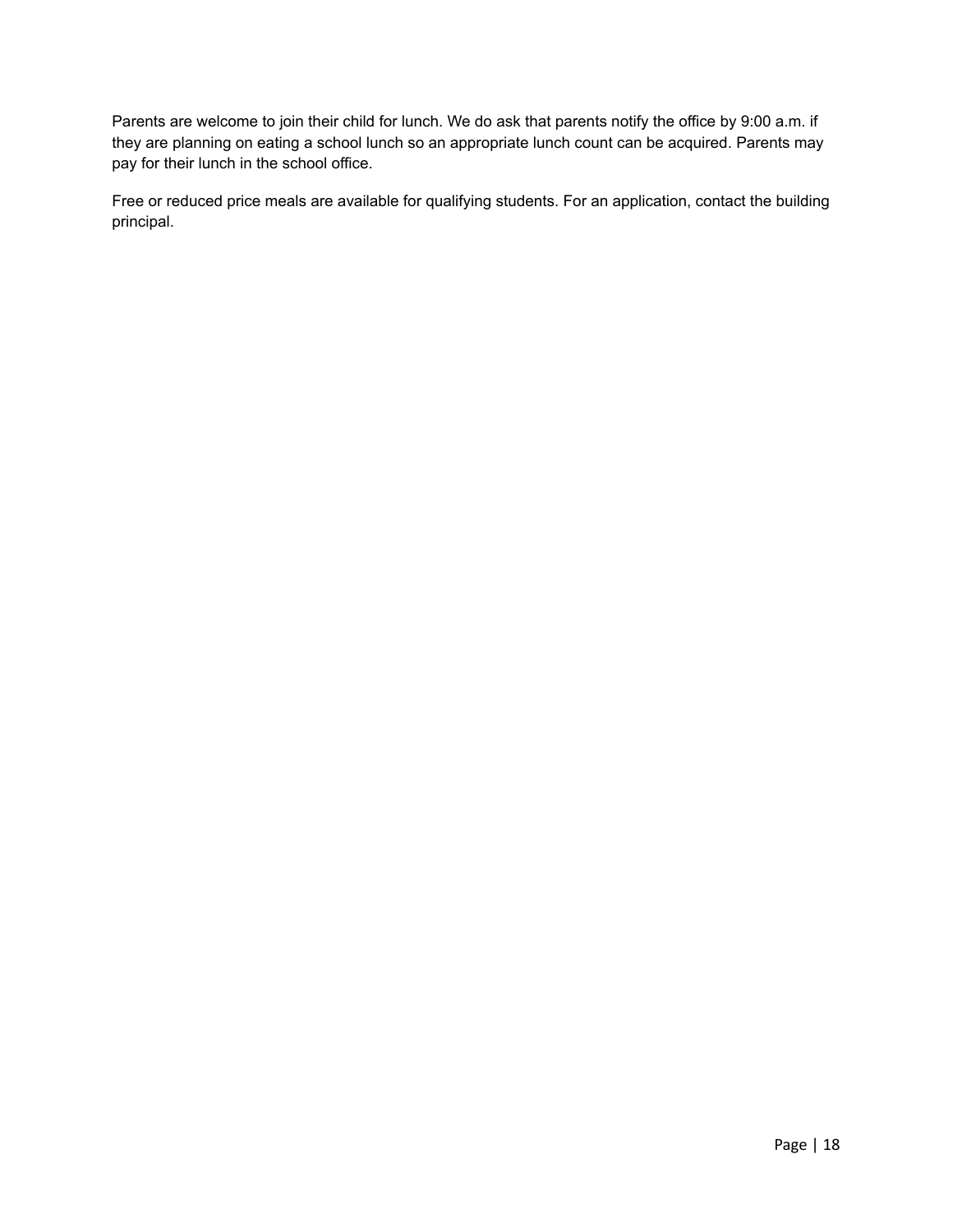Parents are welcome to join their child for lunch. We do ask that parents notify the office by 9:00 a.m. if they are planning on eating a school lunch so an appropriate lunch count can be acquired. Parents may pay for their lunch in the school office.

Free or reduced price meals are available for qualifying students. For an application, contact the building principal.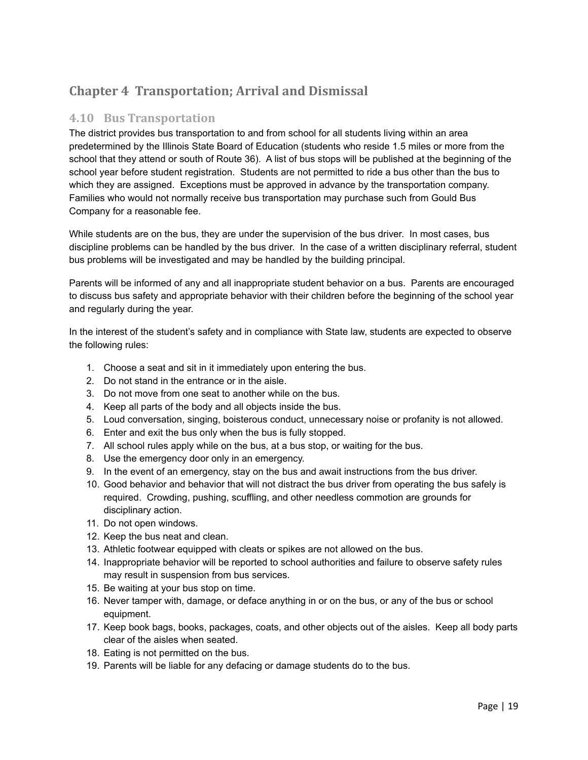# Chapter 4 Transportation; Arrival and Dismissal

## 4.10 Bus Transportation

The district provides bus transportation to and from school for all students living within an area predetermined by the Illinois State Board of Education (students who reside 1.5 miles or more from the school that they attend or south of Route 36). A list of bus stops will be published at the beginning of the school year before student registration. Students are not permitted to ride a bus other than the bus to which they are assigned. Exceptions must be approved in advance by the transportation company. Families who would not normally receive bus transportation may purchase such from Gould Bus Company for a reasonable fee.

While students are on the bus, they are under the supervision of the bus driver. In most cases, bus discipline problems can be handled by the bus driver. In the case of a written disciplinary referral, student bus problems will be investigated and may be handled by the building principal.

Parents will be informed of any and all inappropriate student behavior on a bus. Parents are encouraged to discuss bus safety and appropriate behavior with their children before the beginning of the school year and regularly during the year.

In the interest of the student's safety and in compliance with State law, students are expected to observe the following rules:

1. Choose a seat and sit in it immediately upon entering the bus.
2. Do not stand in the entrance or in the aisle.
3. Do not move from one seat to another while on the bus.
4. Keep all parts of the body and all objects inside the bus.
5. Loud conversation, singing, boisterous conduct, unnecessary noise or profanity is not allowed.
6. Enter and exit the bus only when the bus is fully stopped.
7. All school rules apply while on the bus, at a bus stop, or waiting for the bus.
8. Use the emergency door only in an emergency.
9. In the event of an emergency, stay on the bus and await instructions from the bus driver.
10. Good behavior and behavior that will not distract the bus driver from operating the bus safely is required. Crowding, pushing, scuffling, and other needless commotion are grounds for disciplinary action.
11. Do not open windows.
12. Keep the bus neat and clean.
13. Athletic footwear equipped with cleats or spikes are not allowed on the bus.
14. Inappropriate behavior will be reported to school authorities and failure to observe safety rules may result in suspension from bus services.
15. Be waiting at your bus stop on time.
16. Never tamper with, damage, or deface anything in or on the bus, or any of the bus or school equipment.
17. Keep book bags, books, packages, coats, and other objects out of the aisles. Keep all body parts clear of the aisles when seated.
18. Eating is not permitted on the bus.
19. Parents will be liable for any defacing or damage students do to the bus.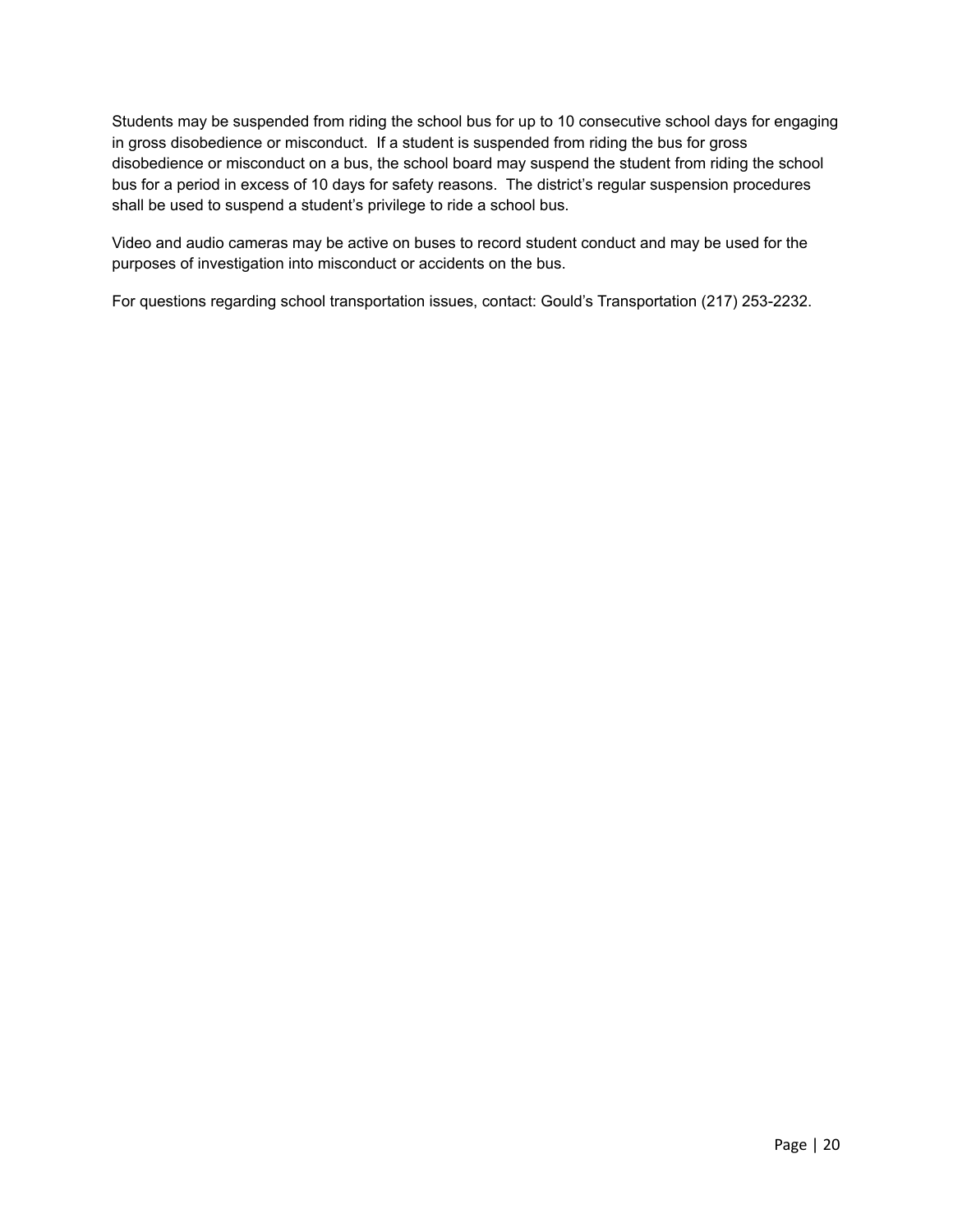Students may be suspended from riding the school bus for up to 10 consecutive school days for engaging in gross disobedience or misconduct. If a student is suspended from riding the bus for gross disobedience or misconduct on a bus, the school board may suspend the student from riding the school bus for a period in excess of 10 days for safety reasons. The district's regular suspension procedures shall be used to suspend a student's privilege to ride a school bus.

Video and audio cameras may be active on buses to record student conduct and may be used for the purposes of investigation into misconduct or accidents on the bus.

For questions regarding school transportation issues, contact: Gould's Transportation (217) 253-2232.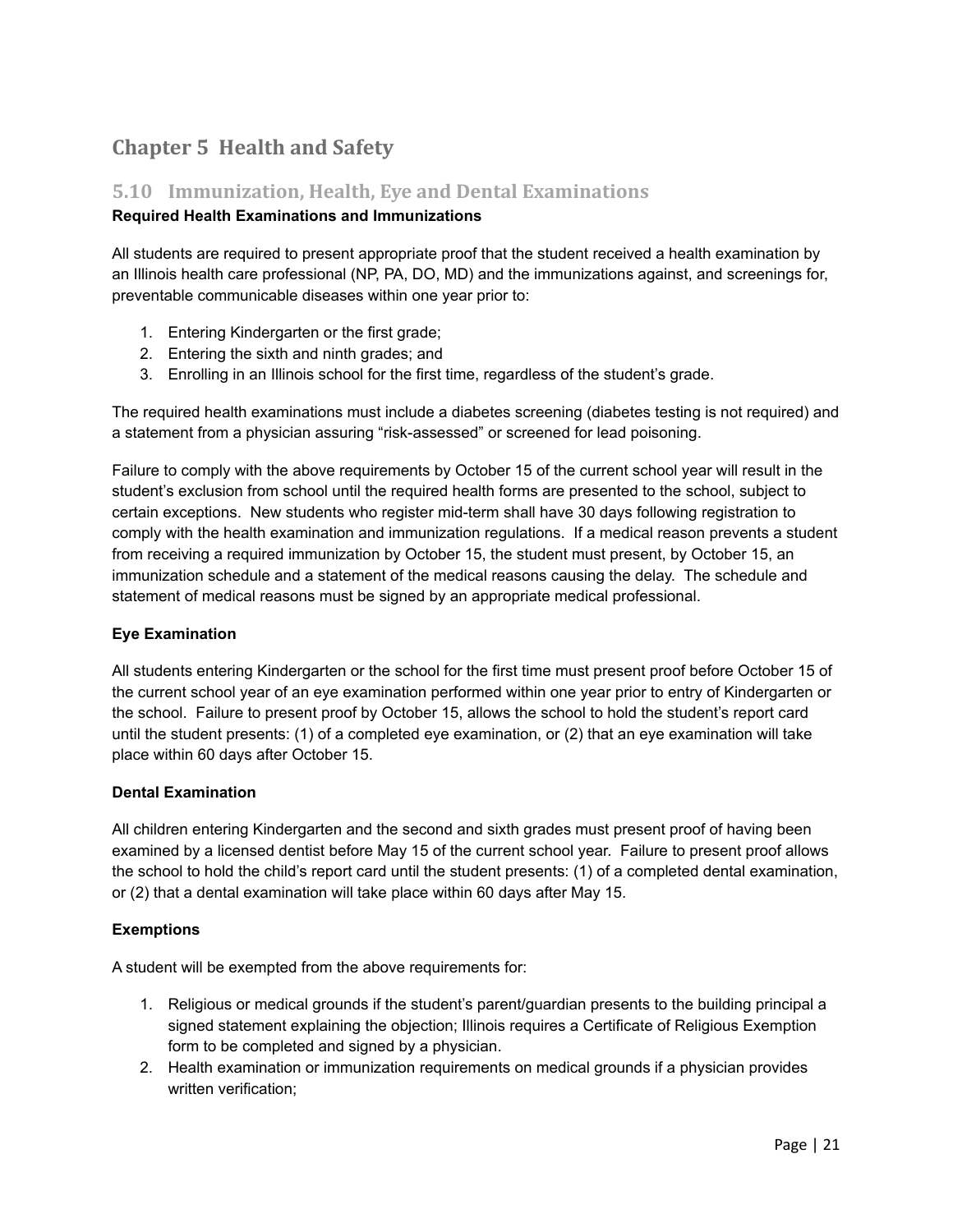# Chapter 5 Health and Safety

## 5.10 Immunization, Health, Eye and Dental Examinations

**Required Health Examinations and Immunizations**

All students are required to present appropriate proof that the student received a health examination by an Illinois health care professional (NP, PA, DO, MD) and the immunizations against, and screenings for, preventable communicable diseases within one year prior to:

1. Entering Kindergarten or the first grade;
2. Entering the sixth and ninth grades; and
3. Enrolling in an Illinois school for the first time, regardless of the student's grade.

The required health examinations must include a diabetes screening (diabetes testing is not required) and a statement from a physician assuring "risk-assessed" or screened for lead poisoning.

Failure to comply with the above requirements by October 15 of the current school year will result in the student's exclusion from school until the required health forms are presented to the school, subject to certain exceptions. New students who register mid-term shall have 30 days following registration to comply with the health examination and immunization regulations. If a medical reason prevents a student from receiving a required immunization by October 15, the student must present, by October 15, an immunization schedule and a statement of the medical reasons causing the delay. The schedule and statement of medical reasons must be signed by an appropriate medical professional.

**Eye Examination**

All students entering Kindergarten or the school for the first time must present proof before October 15 of the current school year of an eye examination performed within one year prior to entry of Kindergarten or the school. Failure to present proof by October 15, allows the school to hold the student's report card until the student presents: (1) of a completed eye examination, or (2) that an eye examination will take place within 60 days after October 15.

**Dental Examination**

All children entering Kindergarten and the second and sixth grades must present proof of having been examined by a licensed dentist before May 15 of the current school year. Failure to present proof allows the school to hold the child's report card until the student presents: (1) of a completed dental examination, or (2) that a dental examination will take place within 60 days after May 15.

**Exemptions**

A student will be exempted from the above requirements for:

1. Religious or medical grounds if the student's parent/guardian presents to the building principal a signed statement explaining the objection; Illinois requires a Certificate of Religious Exemption form to be completed and signed by a physician.
2. Health examination or immunization requirements on medical grounds if a physician provides written verification;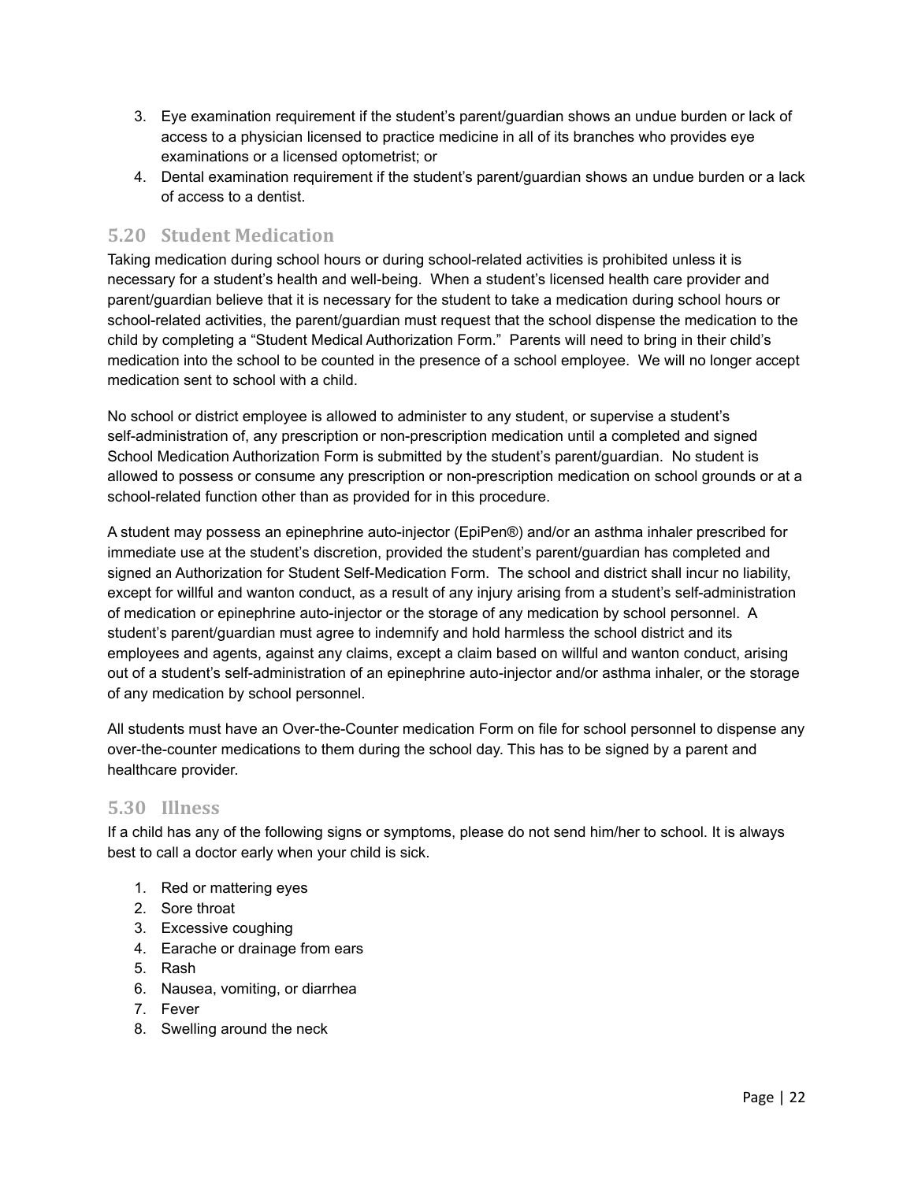3. Eye examination requirement if the student's parent/guardian shows an undue burden or lack of access to a physician licensed to practice medicine in all of its branches who provides eye examinations or a licensed optometrist; or
4. Dental examination requirement if the student's parent/guardian shows an undue burden or a lack of access to a dentist.

## 5.20 Student Medication

Taking medication during school hours or during school-related activities is prohibited unless it is necessary for a student's health and well-being. When a student's licensed health care provider and parent/guardian believe that it is necessary for the student to take a medication during school hours or school-related activities, the parent/guardian must request that the school dispense the medication to the child by completing a "Student Medical Authorization Form." Parents will need to bring in their child's medication into the school to be counted in the presence of a school employee. We will no longer accept medication sent to school with a child.

No school or district employee is allowed to administer to any student, or supervise a student's self-administration of, any prescription or non-prescription medication until a completed and signed School Medication Authorization Form is submitted by the student's parent/guardian. No student is allowed to possess or consume any prescription or non-prescription medication on school grounds or at a school-related function other than as provided for in this procedure.

A student may possess an epinephrine auto-injector (EpiPen®) and/or an asthma inhaler prescribed for immediate use at the student's discretion, provided the student's parent/guardian has completed and signed an Authorization for Student Self-Medication Form. The school and district shall incur no liability, except for willful and wanton conduct, as a result of any injury arising from a student's self-administration of medication or epinephrine auto-injector or the storage of any medication by school personnel. A student's parent/guardian must agree to indemnify and hold harmless the school district and its employees and agents, against any claims, except a claim based on willful and wanton conduct, arising out of a student's self-administration of an epinephrine auto-injector and/or asthma inhaler, or the storage of any medication by school personnel.

All students must have an Over-the-Counter medication Form on file for school personnel to dispense any over-the-counter medications to them during the school day. This has to be signed by a parent and healthcare provider.

## 5.30 Illness

If a child has any of the following signs or symptoms, please do not send him/her to school. It is always best to call a doctor early when your child is sick.

1. Red or mattering eyes
2. Sore throat
3. Excessive coughing
4. Earache or drainage from ears
5. Rash
6. Nausea, vomiting, or diarrhea
7. Fever
8. Swelling around the neck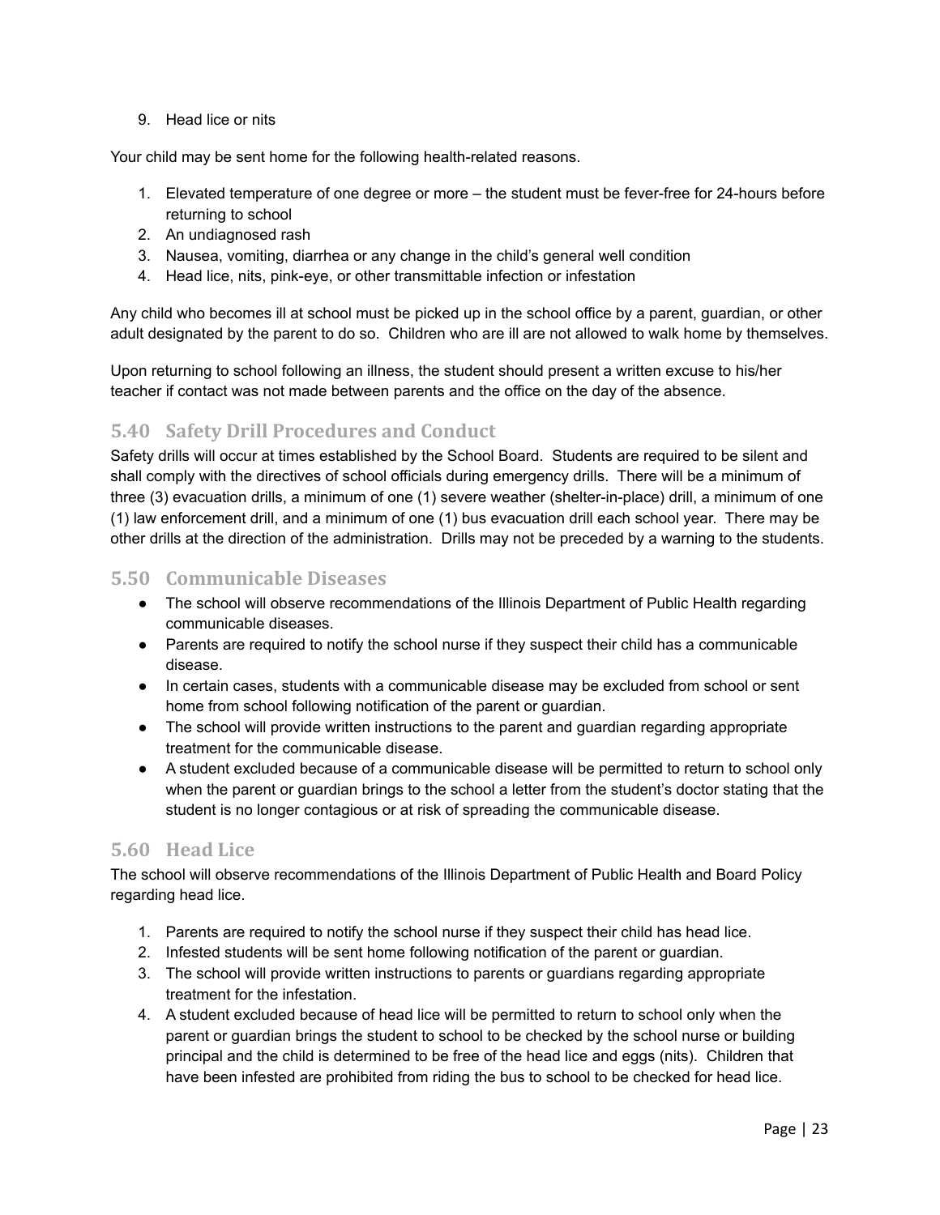9. Head lice or nits

Your child may be sent home for the following health-related reasons.

1. Elevated temperature of one degree or more – the student must be fever-free for 24-hours before returning to school
2. An undiagnosed rash
3. Nausea, vomiting, diarrhea or any change in the child's general well condition
4. Head lice, nits, pink-eye, or other transmittable infection or infestation

Any child who becomes ill at school must be picked up in the school office by a parent, guardian, or other adult designated by the parent to do so. Children who are ill are not allowed to walk home by themselves.

Upon returning to school following an illness, the student should present a written excuse to his/her teacher if contact was not made between parents and the office on the day of the absence.

## 5.40 Safety Drill Procedures and Conduct

Safety drills will occur at times established by the School Board. Students are required to be silent and shall comply with the directives of school officials during emergency drills. There will be a minimum of three (3) evacuation drills, a minimum of one (1) severe weather (shelter-in-place) drill, a minimum of one (1) law enforcement drill, and a minimum of one (1) bus evacuation drill each school year. There may be other drills at the direction of the administration. Drills may not be preceded by a warning to the students.

## 5.50 Communicable Diseases

- The school will observe recommendations of the Illinois Department of Public Health regarding communicable diseases.
- Parents are required to notify the school nurse if they suspect their child has a communicable disease.
- In certain cases, students with a communicable disease may be excluded from school or sent home from school following notification of the parent or guardian.
- The school will provide written instructions to the parent and guardian regarding appropriate treatment for the communicable disease.
- A student excluded because of a communicable disease will be permitted to return to school only when the parent or guardian brings to the school a letter from the student's doctor stating that the student is no longer contagious or at risk of spreading the communicable disease.

## 5.60 Head Lice

The school will observe recommendations of the Illinois Department of Public Health and Board Policy regarding head lice.

1. Parents are required to notify the school nurse if they suspect their child has head lice.
2. Infested students will be sent home following notification of the parent or guardian.
3. The school will provide written instructions to parents or guardians regarding appropriate treatment for the infestation.
4. A student excluded because of head lice will be permitted to return to school only when the parent or guardian brings the student to school to be checked by the school nurse or building principal and the child is determined to be free of the head lice and eggs (nits). Children that have been infested are prohibited from riding the bus to school to be checked for head lice.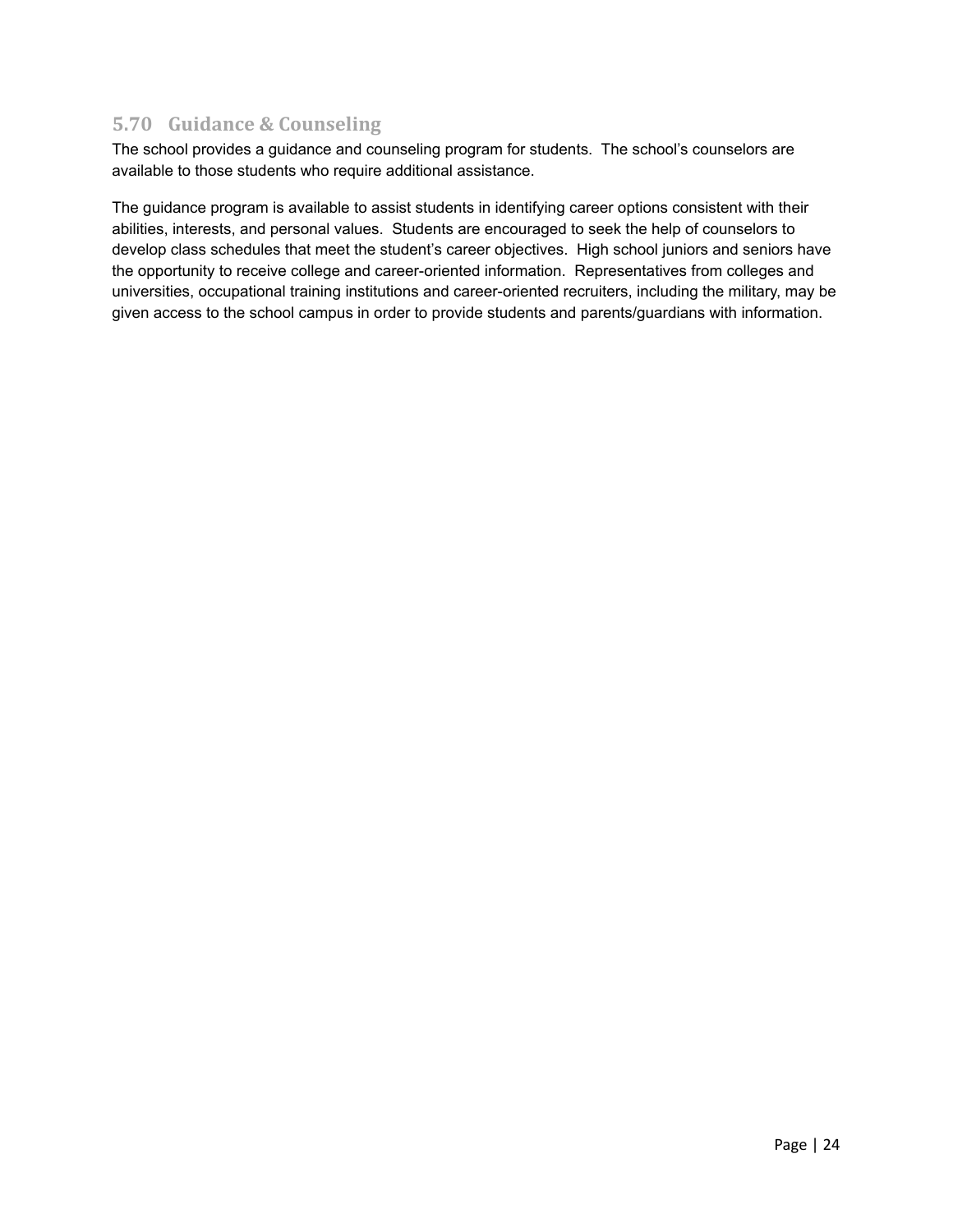## 5.70 Guidance & Counseling

The school provides a guidance and counseling program for students. The school's counselors are available to those students who require additional assistance.

The guidance program is available to assist students in identifying career options consistent with their abilities, interests, and personal values. Students are encouraged to seek the help of counselors to develop class schedules that meet the student's career objectives. High school juniors and seniors have the opportunity to receive college and career-oriented information. Representatives from colleges and universities, occupational training institutions and career-oriented recruiters, including the military, may be given access to the school campus in order to provide students and parents/guardians with information.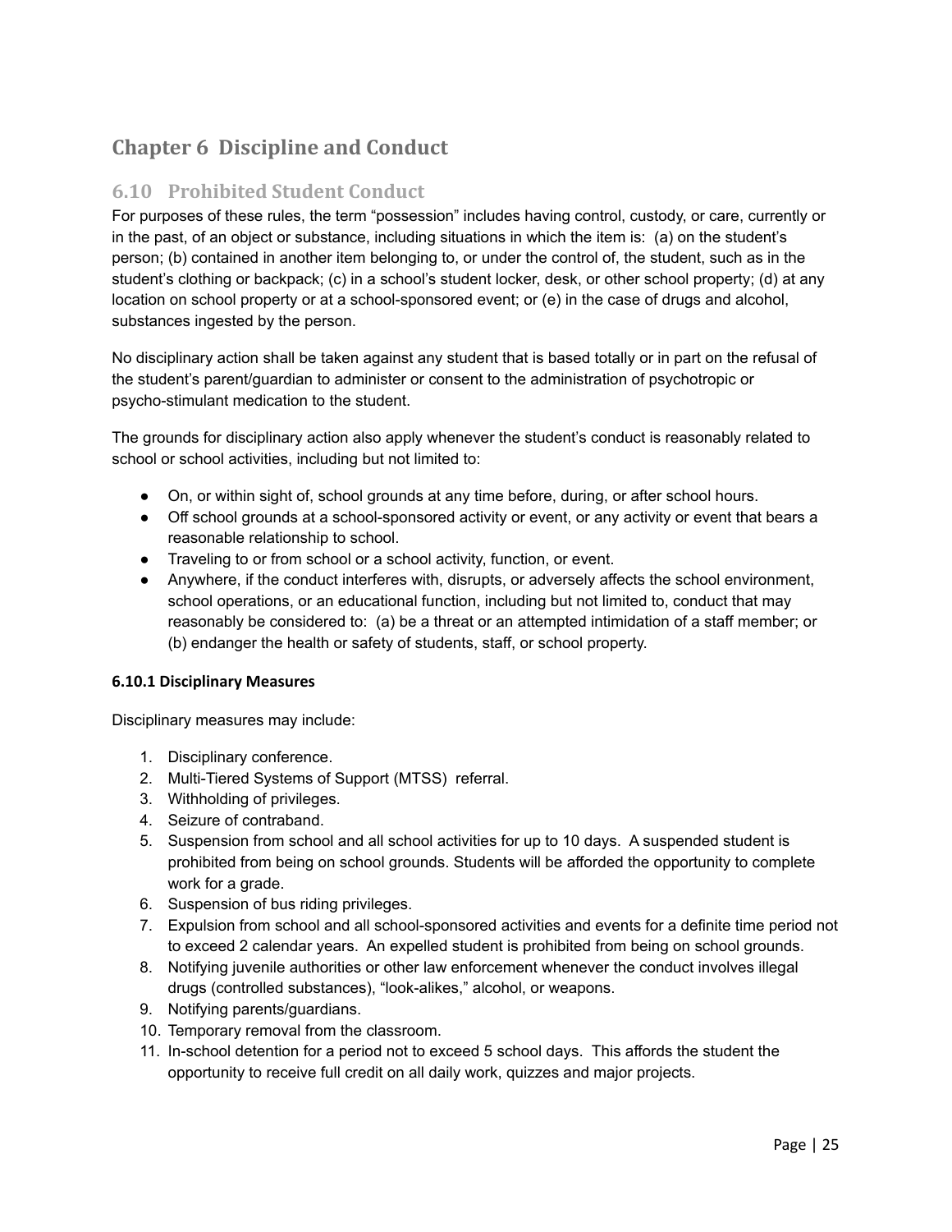# Chapter 6 Discipline and Conduct

## 6.10 Prohibited Student Conduct

For purposes of these rules, the term "possession" includes having control, custody, or care, currently or in the past, of an object or substance, including situations in which the item is: (a) on the student's person; (b) contained in another item belonging to, or under the control of, the student, such as in the student's clothing or backpack; (c) in a school's student locker, desk, or other school property; (d) at any location on school property or at a school-sponsored event; or (e) in the case of drugs and alcohol, substances ingested by the person.

No disciplinary action shall be taken against any student that is based totally or in part on the refusal of the student's parent/guardian to administer or consent to the administration of psychotropic or psycho-stimulant medication to the student.

The grounds for disciplinary action also apply whenever the student's conduct is reasonably related to school or school activities, including but not limited to:

- On, or within sight of, school grounds at any time before, during, or after school hours.
- Off school grounds at a school-sponsored activity or event, or any activity or event that bears a reasonable relationship to school.
- Traveling to or from school or a school activity, function, or event.
- Anywhere, if the conduct interferes with, disrupts, or adversely affects the school environment, school operations, or an educational function, including but not limited to, conduct that may reasonably be considered to: (a) be a threat or an attempted intimidation of a staff member; or (b) endanger the health or safety of students, staff, or school property.

#### 6.10.1 Disciplinary Measures

Disciplinary measures may include:

1. Disciplinary conference.
2. Multi-Tiered Systems of Support (MTSS) referral.
3. Withholding of privileges.
4. Seizure of contraband.
5. Suspension from school and all school activities for up to 10 days. A suspended student is prohibited from being on school grounds. Students will be afforded the opportunity to complete work for a grade.
6. Suspension of bus riding privileges.
7. Expulsion from school and all school-sponsored activities and events for a definite time period not to exceed 2 calendar years. An expelled student is prohibited from being on school grounds.
8. Notifying juvenile authorities or other law enforcement whenever the conduct involves illegal drugs (controlled substances), "look-alikes," alcohol, or weapons.
9. Notifying parents/guardians.
10. Temporary removal from the classroom.
11. In-school detention for a period not to exceed 5 school days. This affords the student the opportunity to receive full credit on all daily work, quizzes and major projects.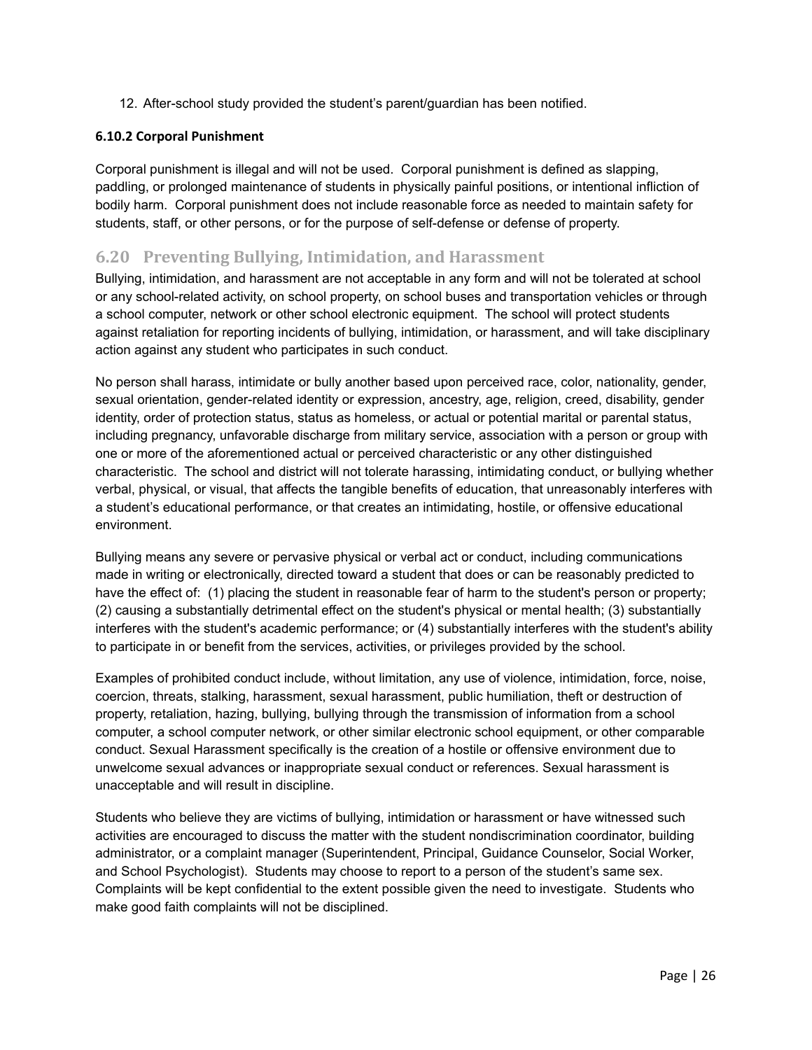12. After-school study provided the student's parent/guardian has been notified.

#### 6.10.2 Corporal Punishment

Corporal punishment is illegal and will not be used. Corporal punishment is defined as slapping, paddling, or prolonged maintenance of students in physically painful positions, or intentional infliction of bodily harm. Corporal punishment does not include reasonable force as needed to maintain safety for students, staff, or other persons, or for the purpose of self-defense or defense of property.

## 6.20 Preventing Bullying, Intimidation, and Harassment

Bullying, intimidation, and harassment are not acceptable in any form and will not be tolerated at school or any school-related activity, on school property, on school buses and transportation vehicles or through a school computer, network or other school electronic equipment. The school will protect students against retaliation for reporting incidents of bullying, intimidation, or harassment, and will take disciplinary action against any student who participates in such conduct.

No person shall harass, intimidate or bully another based upon perceived race, color, nationality, gender, sexual orientation, gender-related identity or expression, ancestry, age, religion, creed, disability, gender identity, order of protection status, status as homeless, or actual or potential marital or parental status, including pregnancy, unfavorable discharge from military service, association with a person or group with one or more of the aforementioned actual or perceived characteristic or any other distinguished characteristic. The school and district will not tolerate harassing, intimidating conduct, or bullying whether verbal, physical, or visual, that affects the tangible benefits of education, that unreasonably interferes with a student's educational performance, or that creates an intimidating, hostile, or offensive educational environment.

Bullying means any severe or pervasive physical or verbal act or conduct, including communications made in writing or electronically, directed toward a student that does or can be reasonably predicted to have the effect of: (1) placing the student in reasonable fear of harm to the student's person or property; (2) causing a substantially detrimental effect on the student's physical or mental health; (3) substantially interferes with the student's academic performance; or (4) substantially interferes with the student's ability to participate in or benefit from the services, activities, or privileges provided by the school.

Examples of prohibited conduct include, without limitation, any use of violence, intimidation, force, noise, coercion, threats, stalking, harassment, sexual harassment, public humiliation, theft or destruction of property, retaliation, hazing, bullying, bullying through the transmission of information from a school computer, a school computer network, or other similar electronic school equipment, or other comparable conduct. Sexual Harassment specifically is the creation of a hostile or offensive environment due to unwelcome sexual advances or inappropriate sexual conduct or references. Sexual harassment is unacceptable and will result in discipline.

Students who believe they are victims of bullying, intimidation or harassment or have witnessed such activities are encouraged to discuss the matter with the student nondiscrimination coordinator, building administrator, or a complaint manager (Superintendent, Principal, Guidance Counselor, Social Worker, and School Psychologist). Students may choose to report to a person of the student's same sex. Complaints will be kept confidential to the extent possible given the need to investigate. Students who make good faith complaints will not be disciplined.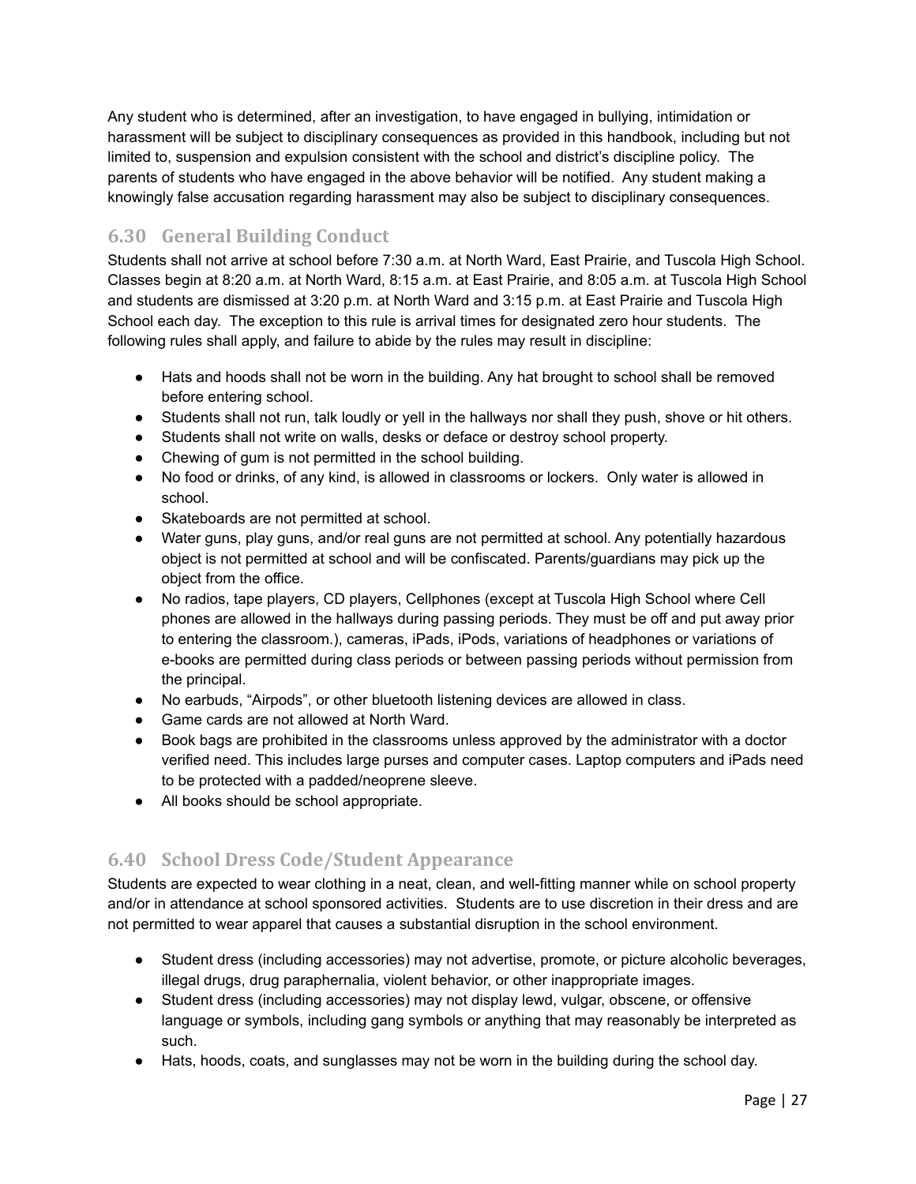Any student who is determined, after an investigation, to have engaged in bullying, intimidation or harassment will be subject to disciplinary consequences as provided in this handbook, including but not limited to, suspension and expulsion consistent with the school and district's discipline policy. The parents of students who have engaged in the above behavior will be notified. Any student making a knowingly false accusation regarding harassment may also be subject to disciplinary consequences.

## 6.30 General Building Conduct

Students shall not arrive at school before 7:30 a.m. at North Ward, East Prairie, and Tuscola High School. Classes begin at 8:20 a.m. at North Ward, 8:15 a.m. at East Prairie, and 8:05 a.m. at Tuscola High School and students are dismissed at 3:20 p.m. at North Ward and 3:15 p.m. at East Prairie and Tuscola High School each day. The exception to this rule is arrival times for designated zero hour students. The following rules shall apply, and failure to abide by the rules may result in discipline:

- Hats and hoods shall not be worn in the building. Any hat brought to school shall be removed before entering school.
- Students shall not run, talk loudly or yell in the hallways nor shall they push, shove or hit others.
- Students shall not write on walls, desks or deface or destroy school property.
- Chewing of gum is not permitted in the school building.
- No food or drinks, of any kind, is allowed in classrooms or lockers. Only water is allowed in school.
- Skateboards are not permitted at school.
- Water guns, play guns, and/or real guns are not permitted at school. Any potentially hazardous object is not permitted at school and will be confiscated. Parents/guardians may pick up the object from the office.
- No radios, tape players, CD players, Cellphones (except at Tuscola High School where Cell phones are allowed in the hallways during passing periods. They must be off and put away prior to entering the classroom.), cameras, iPads, iPods, variations of headphones or variations of e-books are permitted during class periods or between passing periods without permission from the principal.
- No earbuds, "Airpods", or other bluetooth listening devices are allowed in class.
- Game cards are not allowed at North Ward.
- Book bags are prohibited in the classrooms unless approved by the administrator with a doctor verified need. This includes large purses and computer cases. Laptop computers and iPads need to be protected with a padded/neoprene sleeve.
- All books should be school appropriate.

## 6.40 School Dress Code/Student Appearance

Students are expected to wear clothing in a neat, clean, and well-fitting manner while on school property and/or in attendance at school sponsored activities. Students are to use discretion in their dress and are not permitted to wear apparel that causes a substantial disruption in the school environment.

- Student dress (including accessories) may not advertise, promote, or picture alcoholic beverages, illegal drugs, drug paraphernalia, violent behavior, or other inappropriate images.
- Student dress (including accessories) may not display lewd, vulgar, obscene, or offensive language or symbols, including gang symbols or anything that may reasonably be interpreted as such.
- Hats, hoods, coats, and sunglasses may not be worn in the building during the school day.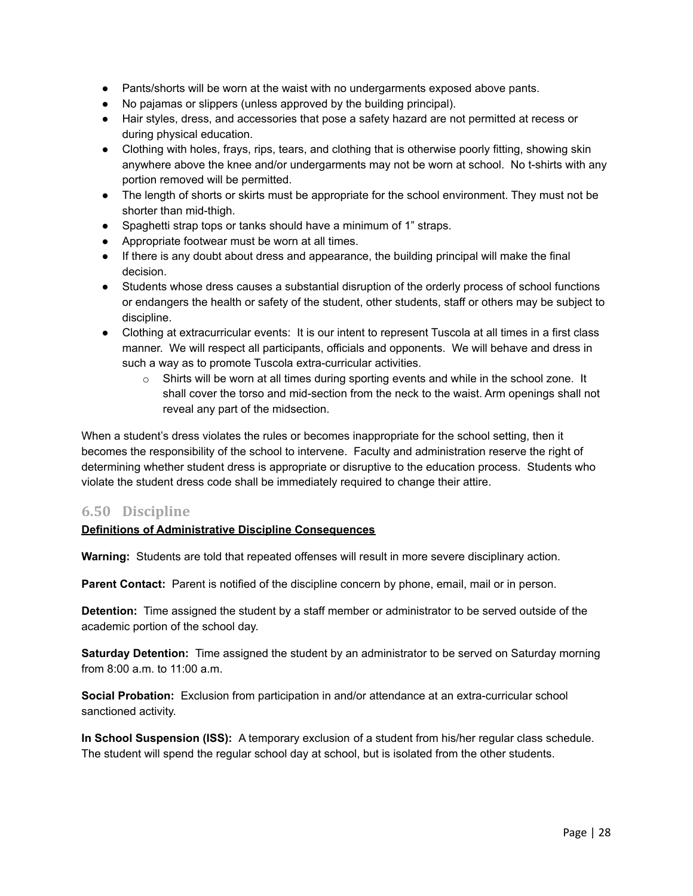- Pants/shorts will be worn at the waist with no undergarments exposed above pants.
- No pajamas or slippers (unless approved by the building principal).
- Hair styles, dress, and accessories that pose a safety hazard are not permitted at recess or during physical education.
- Clothing with holes, frays, rips, tears, and clothing that is otherwise poorly fitting, showing skin anywhere above the knee and/or undergarments may not be worn at school. No t-shirts with any portion removed will be permitted.
- The length of shorts or skirts must be appropriate for the school environment. They must not be shorter than mid-thigh.
- Spaghetti strap tops or tanks should have a minimum of 1" straps.
- Appropriate footwear must be worn at all times.
- If there is any doubt about dress and appearance, the building principal will make the final decision.
- Students whose dress causes a substantial disruption of the orderly process of school functions or endangers the health or safety of the student, other students, staff or others may be subject to discipline.
- Clothing at extracurricular events: It is our intent to represent Tuscola at all times in a first class manner. We will respect all participants, officials and opponents. We will behave and dress in such a way as to promote Tuscola extra-curricular activities.
  - Shirts will be worn at all times during sporting events and while in the school zone. It shall cover the torso and mid-section from the neck to the waist. Arm openings shall not reveal any part of the midsection.

When a student's dress violates the rules or becomes inappropriate for the school setting, then it becomes the responsibility of the school to intervene. Faculty and administration reserve the right of determining whether student dress is appropriate or disruptive to the education process. Students who violate the student dress code shall be immediately required to change their attire.

## 6.50 Discipline

**Definitions of Administrative Discipline Consequences**

**Warning:** Students are told that repeated offenses will result in more severe disciplinary action.

**Parent Contact:** Parent is notified of the discipline concern by phone, email, mail or in person.

**Detention:** Time assigned the student by a staff member or administrator to be served outside of the academic portion of the school day.

**Saturday Detention:** Time assigned the student by an administrator to be served on Saturday morning from 8:00 a.m. to 11:00 a.m.

**Social Probation:** Exclusion from participation in and/or attendance at an extra-curricular school sanctioned activity.

**In School Suspension (ISS):** A temporary exclusion of a student from his/her regular class schedule. The student will spend the regular school day at school, but is isolated from the other students.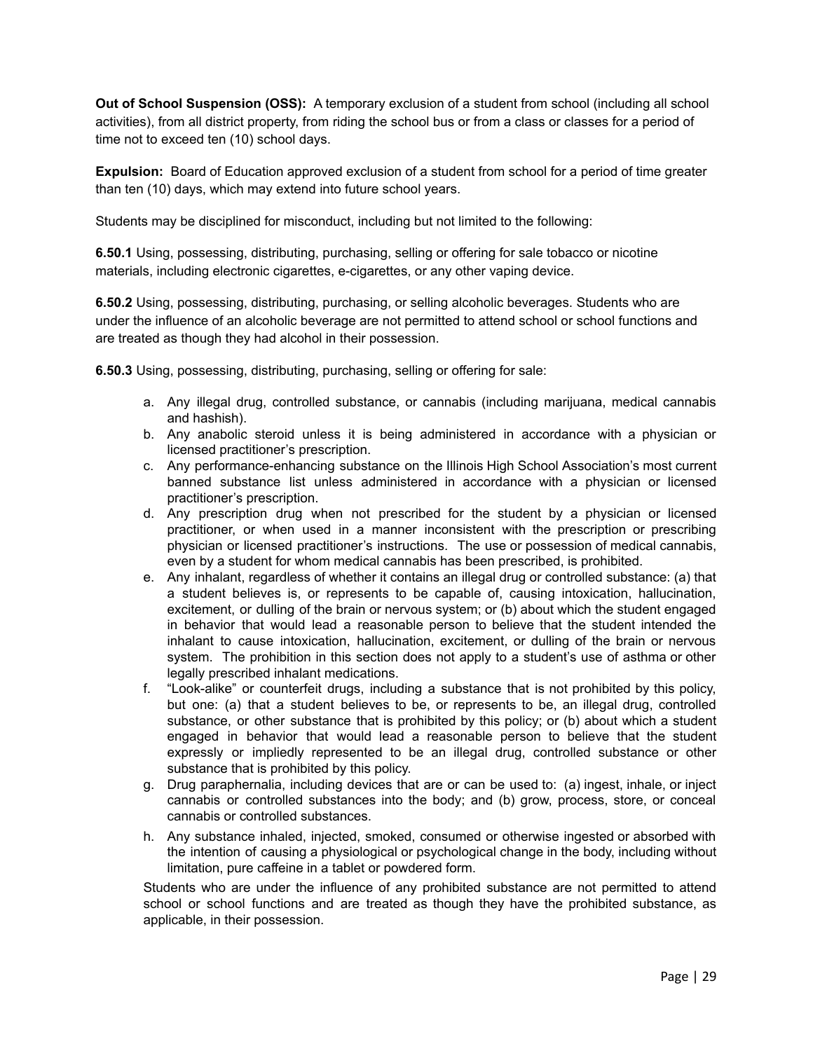**Out of School Suspension (OSS):** A temporary exclusion of a student from school (including all school activities), from all district property, from riding the school bus or from a class or classes for a period of time not to exceed ten (10) school days.

**Expulsion:** Board of Education approved exclusion of a student from school for a period of time greater than ten (10) days, which may extend into future school years.

Students may be disciplined for misconduct, including but not limited to the following:

**6.50.1** Using, possessing, distributing, purchasing, selling or offering for sale tobacco or nicotine materials, including electronic cigarettes, e-cigarettes, or any other vaping device.

**6.50.2** Using, possessing, distributing, purchasing, or selling alcoholic beverages. Students who are under the influence of an alcoholic beverage are not permitted to attend school or school functions and are treated as though they had alcohol in their possession.

**6.50.3** Using, possessing, distributing, purchasing, selling or offering for sale:

a. Any illegal drug, controlled substance, or cannabis (including marijuana, medical cannabis and hashish).
b. Any anabolic steroid unless it is being administered in accordance with a physician or licensed practitioner's prescription.
c. Any performance-enhancing substance on the Illinois High School Association's most current banned substance list unless administered in accordance with a physician or licensed practitioner's prescription.
d. Any prescription drug when not prescribed for the student by a physician or licensed practitioner, or when used in a manner inconsistent with the prescription or prescribing physician or licensed practitioner's instructions. The use or possession of medical cannabis, even by a student for whom medical cannabis has been prescribed, is prohibited.
e. Any inhalant, regardless of whether it contains an illegal drug or controlled substance: (a) that a student believes is, or represents to be capable of, causing intoxication, hallucination, excitement, or dulling of the brain or nervous system; or (b) about which the student engaged in behavior that would lead a reasonable person to believe that the student intended the inhalant to cause intoxication, hallucination, excitement, or dulling of the brain or nervous system. The prohibition in this section does not apply to a student's use of asthma or other legally prescribed inhalant medications.
f. "Look-alike" or counterfeit drugs, including a substance that is not prohibited by this policy, but one: (a) that a student believes to be, or represents to be, an illegal drug, controlled substance, or other substance that is prohibited by this policy; or (b) about which a student engaged in behavior that would lead a reasonable person to believe that the student expressly or impliedly represented to be an illegal drug, controlled substance or other substance that is prohibited by this policy.
g. Drug paraphernalia, including devices that are or can be used to: (a) ingest, inhale, or inject cannabis or controlled substances into the body; and (b) grow, process, store, or conceal cannabis or controlled substances.
h. Any substance inhaled, injected, smoked, consumed or otherwise ingested or absorbed with the intention of causing a physiological or psychological change in the body, including without limitation, pure caffeine in a tablet or powdered form.

Students who are under the influence of any prohibited substance are not permitted to attend school or school functions and are treated as though they have the prohibited substance, as applicable, in their possession.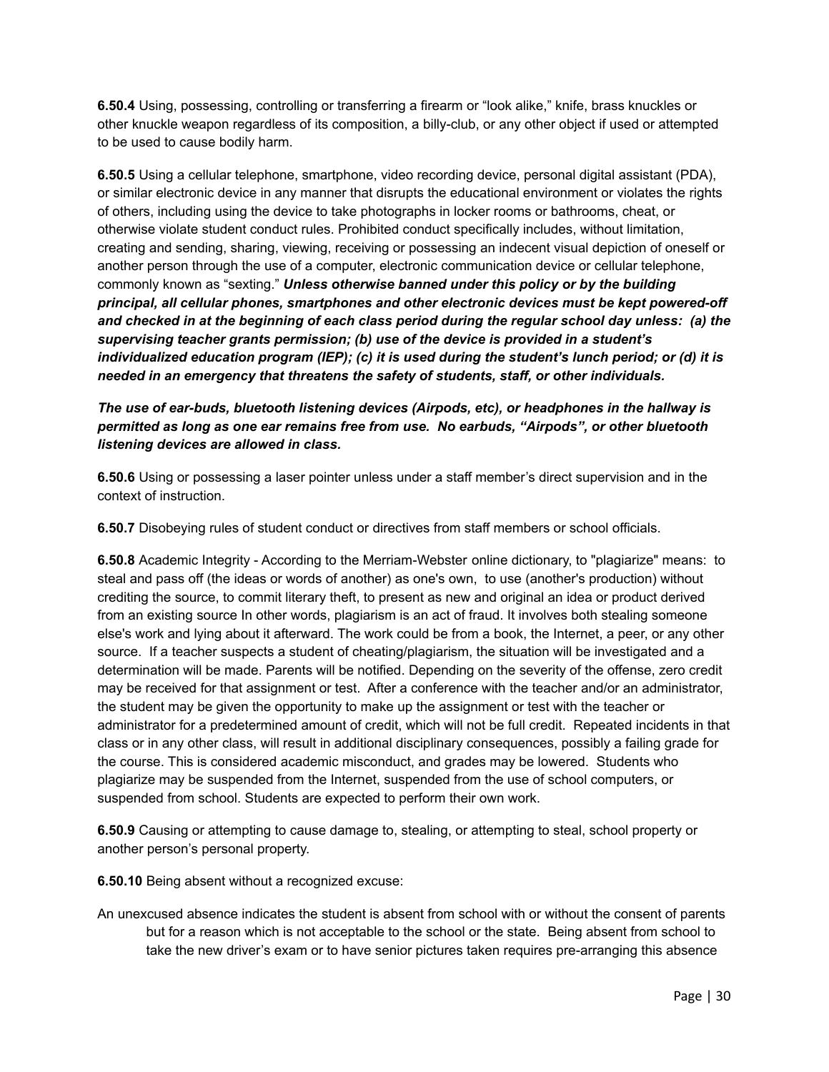**6.50.4** Using, possessing, controlling or transferring a firearm or "look alike," knife, brass knuckles or other knuckle weapon regardless of its composition, a billy-club, or any other object if used or attempted to be used to cause bodily harm.

**6.50.5** Using a cellular telephone, smartphone, video recording device, personal digital assistant (PDA), or similar electronic device in any manner that disrupts the educational environment or violates the rights of others, including using the device to take photographs in locker rooms or bathrooms, cheat, or otherwise violate student conduct rules. Prohibited conduct specifically includes, without limitation, creating and sending, sharing, viewing, receiving or possessing an indecent visual depiction of oneself or another person through the use of a computer, electronic communication device or cellular telephone, commonly known as "sexting." ***Unless otherwise banned under this policy or by the building principal, all cellular phones, smartphones and other electronic devices must be kept powered-off and checked in at the beginning of each class period during the regular school day unless: (a) the supervising teacher grants permission; (b) use of the device is provided in a student's individualized education program (IEP); (c) it is used during the student's lunch period; or (d) it is needed in an emergency that threatens the safety of students, staff, or other individuals.***

***The use of ear-buds, bluetooth listening devices (Airpods, etc), or headphones in the hallway is permitted as long as one ear remains free from use. No earbuds, "Airpods", or other bluetooth listening devices are allowed in class.***

**6.50.6** Using or possessing a laser pointer unless under a staff member's direct supervision and in the context of instruction.

**6.50.7** Disobeying rules of student conduct or directives from staff members or school officials.

**6.50.8** Academic Integrity - According to the Merriam-Webster online dictionary, to "plagiarize" means: to steal and pass off (the ideas or words of another) as one's own, to use (another's production) without crediting the source, to commit literary theft, to present as new and original an idea or product derived from an existing source In other words, plagiarism is an act of fraud. It involves both stealing someone else's work and lying about it afterward. The work could be from a book, the Internet, a peer, or any other source. If a teacher suspects a student of cheating/plagiarism, the situation will be investigated and a determination will be made. Parents will be notified. Depending on the severity of the offense, zero credit may be received for that assignment or test. After a conference with the teacher and/or an administrator, the student may be given the opportunity to make up the assignment or test with the teacher or administrator for a predetermined amount of credit, which will not be full credit. Repeated incidents in that class or in any other class, will result in additional disciplinary consequences, possibly a failing grade for the course. This is considered academic misconduct, and grades may be lowered. Students who plagiarize may be suspended from the Internet, suspended from the use of school computers, or suspended from school. Students are expected to perform their own work.

**6.50.9** Causing or attempting to cause damage to, stealing, or attempting to steal, school property or another person's personal property.

**6.50.10** Being absent without a recognized excuse:

An unexcused absence indicates the student is absent from school with or without the consent of parents but for a reason which is not acceptable to the school or the state. Being absent from school to take the new driver's exam or to have senior pictures taken requires pre-arranging this absence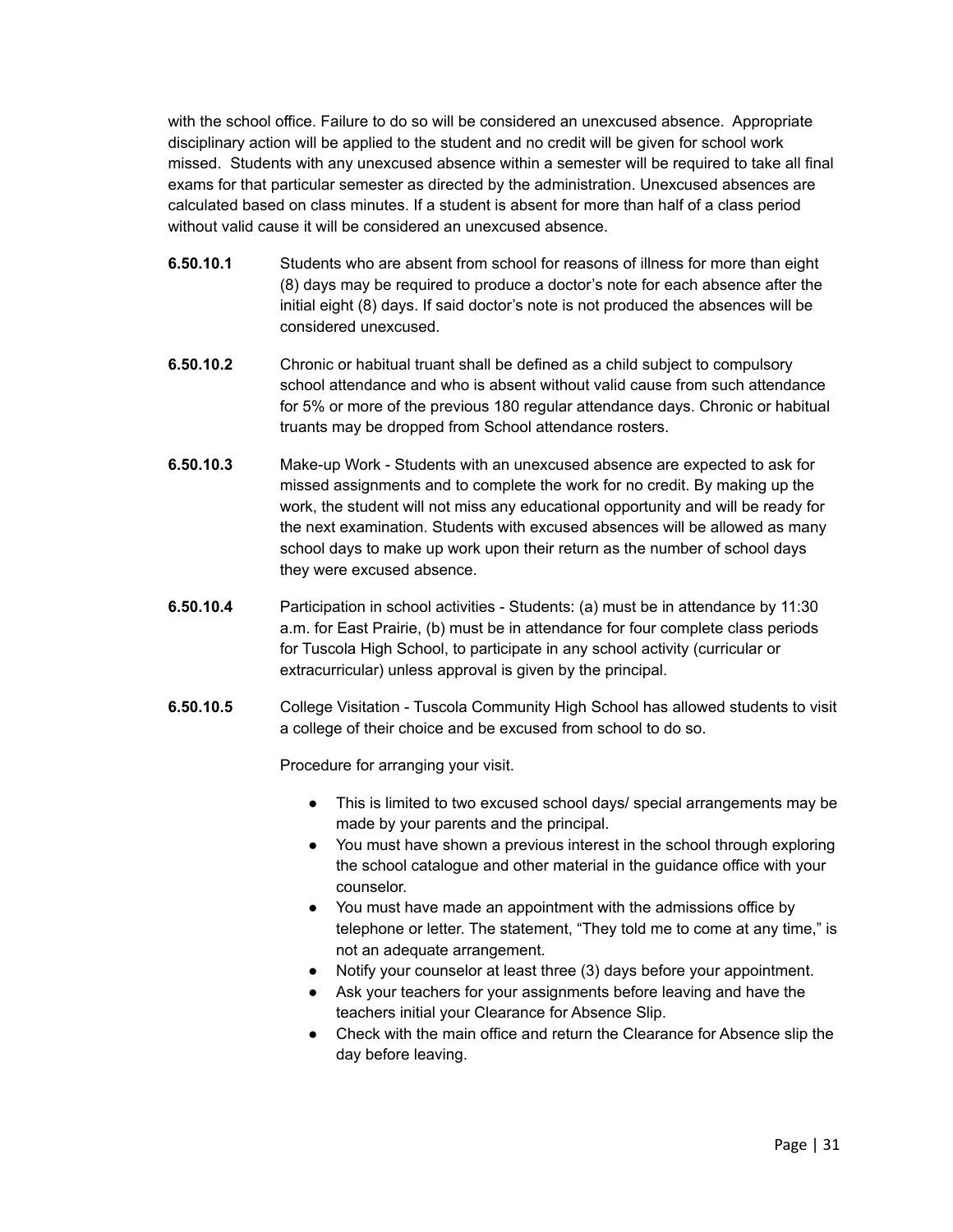with the school office. Failure to do so will be considered an unexcused absence. Appropriate disciplinary action will be applied to the student and no credit will be given for school work missed. Students with any unexcused absence within a semester will be required to take all final exams for that particular semester as directed by the administration. Unexcused absences are calculated based on class minutes. If a student is absent for more than half of a class period without valid cause it will be considered an unexcused absence.

**6.50.10.1** Students who are absent from school for reasons of illness for more than eight (8) days may be required to produce a doctor's note for each absence after the initial eight (8) days. If said doctor's note is not produced the absences will be considered unexcused.

**6.50.10.2** Chronic or habitual truant shall be defined as a child subject to compulsory school attendance and who is absent without valid cause from such attendance for 5% or more of the previous 180 regular attendance days. Chronic or habitual truants may be dropped from School attendance rosters.

**6.50.10.3** Make-up Work - Students with an unexcused absence are expected to ask for missed assignments and to complete the work for no credit. By making up the work, the student will not miss any educational opportunity and will be ready for the next examination. Students with excused absences will be allowed as many school days to make up work upon their return as the number of school days they were excused absence.

**6.50.10.4** Participation in school activities - Students: (a) must be in attendance by 11:30 a.m. for East Prairie, (b) must be in attendance for four complete class periods for Tuscola High School, to participate in any school activity (curricular or extracurricular) unless approval is given by the principal.

**6.50.10.5** College Visitation - Tuscola Community High School has allowed students to visit a college of their choice and be excused from school to do so.

Procedure for arranging your visit.

- This is limited to two excused school days/ special arrangements may be made by your parents and the principal.
- You must have shown a previous interest in the school through exploring the school catalogue and other material in the guidance office with your counselor.
- You must have made an appointment with the admissions office by telephone or letter. The statement, "They told me to come at any time," is not an adequate arrangement.
- Notify your counselor at least three (3) days before your appointment.
- Ask your teachers for your assignments before leaving and have the teachers initial your Clearance for Absence Slip.
- Check with the main office and return the Clearance for Absence slip the day before leaving.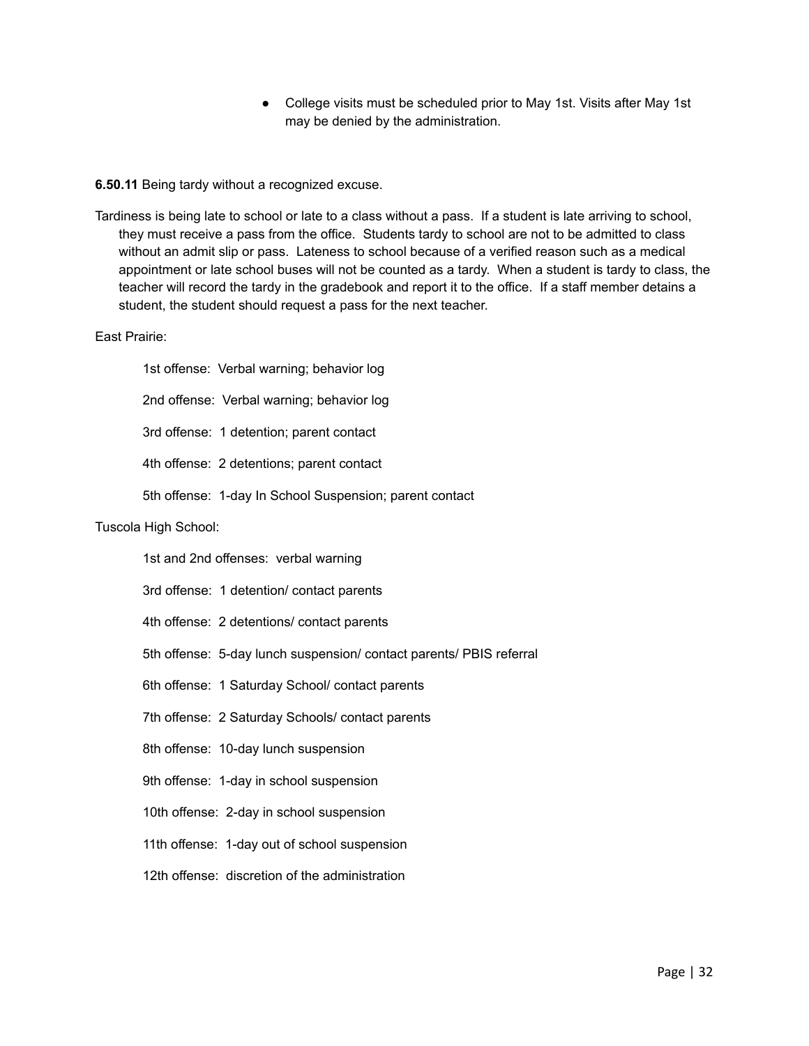- College visits must be scheduled prior to May 1st. Visits after May 1st may be denied by the administration.

**6.50.11** Being tardy without a recognized excuse.

Tardiness is being late to school or late to a class without a pass. If a student is late arriving to school, they must receive a pass from the office. Students tardy to school are not to be admitted to class without an admit slip or pass. Lateness to school because of a verified reason such as a medical appointment or late school buses will not be counted as a tardy. When a student is tardy to class, the teacher will record the tardy in the gradebook and report it to the office. If a staff member detains a student, the student should request a pass for the next teacher.

East Prairie:

1st offense: Verbal warning; behavior log

2nd offense: Verbal warning; behavior log

3rd offense: 1 detention; parent contact

4th offense: 2 detentions; parent contact

5th offense: 1-day In School Suspension; parent contact

Tuscola High School:

1st and 2nd offenses: verbal warning

3rd offense: 1 detention/ contact parents

4th offense: 2 detentions/ contact parents

5th offense: 5-day lunch suspension/ contact parents/ PBIS referral

6th offense: 1 Saturday School/ contact parents

7th offense: 2 Saturday Schools/ contact parents

8th offense: 10-day lunch suspension

9th offense: 1-day in school suspension

10th offense: 2-day in school suspension

11th offense: 1-day out of school suspension

12th offense: discretion of the administration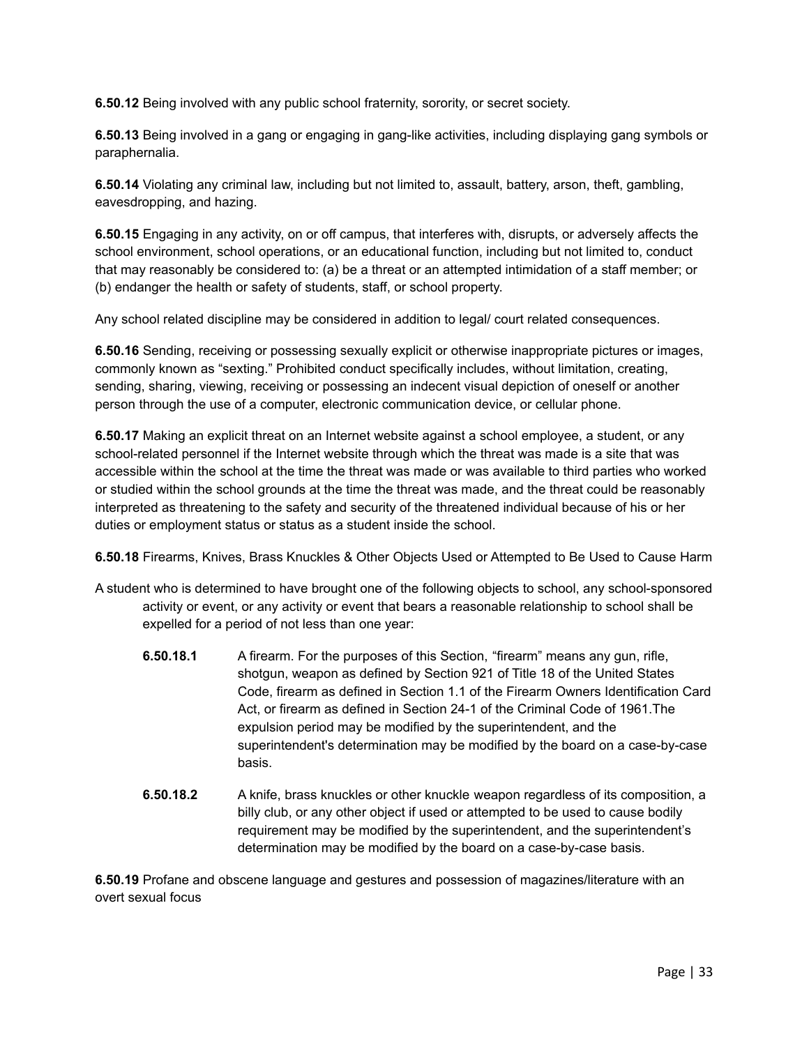**6.50.12** Being involved with any public school fraternity, sorority, or secret society.

**6.50.13** Being involved in a gang or engaging in gang-like activities, including displaying gang symbols or paraphernalia.

**6.50.14** Violating any criminal law, including but not limited to, assault, battery, arson, theft, gambling, eavesdropping, and hazing.

**6.50.15** Engaging in any activity, on or off campus, that interferes with, disrupts, or adversely affects the school environment, school operations, or an educational function, including but not limited to, conduct that may reasonably be considered to: (a) be a threat or an attempted intimidation of a staff member; or (b) endanger the health or safety of students, staff, or school property.

Any school related discipline may be considered in addition to legal/ court related consequences.

**6.50.16** Sending, receiving or possessing sexually explicit or otherwise inappropriate pictures or images, commonly known as "sexting." Prohibited conduct specifically includes, without limitation, creating, sending, sharing, viewing, receiving or possessing an indecent visual depiction of oneself or another person through the use of a computer, electronic communication device, or cellular phone.

**6.50.17** Making an explicit threat on an Internet website against a school employee, a student, or any school-related personnel if the Internet website through which the threat was made is a site that was accessible within the school at the time the threat was made or was available to third parties who worked or studied within the school grounds at the time the threat was made, and the threat could be reasonably interpreted as threatening to the safety and security of the threatened individual because of his or her duties or employment status or status as a student inside the school.

**6.50.18** Firearms, Knives, Brass Knuckles & Other Objects Used or Attempted to Be Used to Cause Harm

A student who is determined to have brought one of the following objects to school, any school-sponsored activity or event, or any activity or event that bears a reasonable relationship to school shall be expelled for a period of not less than one year:

**6.50.18.1** A firearm. For the purposes of this Section, "firearm" means any gun, rifle, shotgun, weapon as defined by Section 921 of Title 18 of the United States Code, firearm as defined in Section 1.1 of the Firearm Owners Identification Card Act, or firearm as defined in Section 24-1 of the Criminal Code of 1961.The expulsion period may be modified by the superintendent, and the superintendent's determination may be modified by the board on a case-by-case basis.

**6.50.18.2** A knife, brass knuckles or other knuckle weapon regardless of its composition, a billy club, or any other object if used or attempted to be used to cause bodily requirement may be modified by the superintendent, and the superintendent's determination may be modified by the board on a case-by-case basis.

**6.50.19** Profane and obscene language and gestures and possession of magazines/literature with an overt sexual focus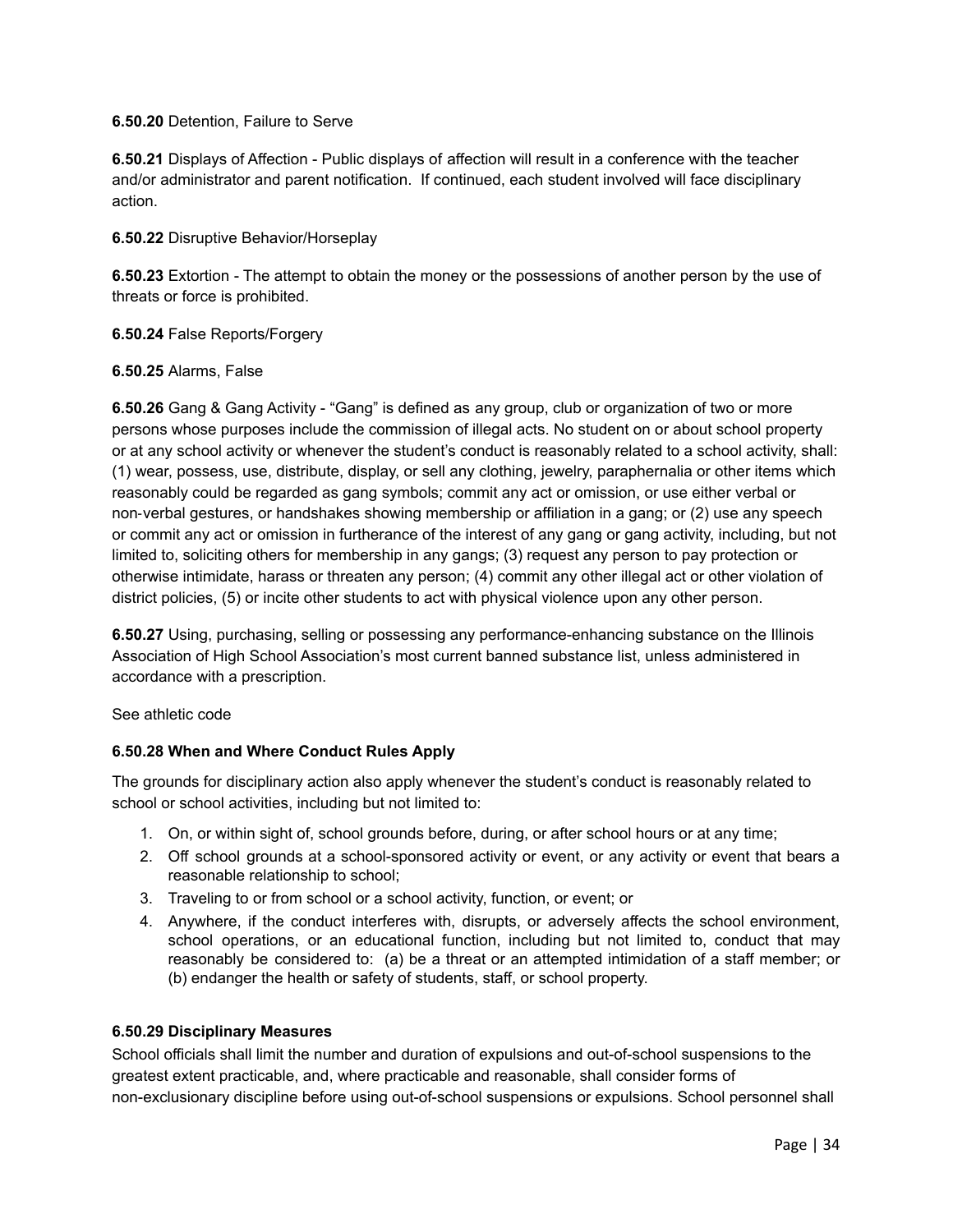**6.50.20** Detention, Failure to Serve

**6.50.21** Displays of Affection - Public displays of affection will result in a conference with the teacher and/or administrator and parent notification.  If continued, each student involved will face disciplinary action.

**6.50.22** Disruptive Behavior/Horseplay

**6.50.23** Extortion - The attempt to obtain the money or the possessions of another person by the use of threats or force is prohibited.

**6.50.24** False Reports/Forgery

**6.50.25** Alarms, False

**6.50.26** Gang & Gang Activity - “Gang” is defined as any group, club or organization of two or more persons whose purposes include the commission of illegal acts. No student on or about school property or at any school activity or whenever the student’s conduct is reasonably related to a school activity, shall: (1) wear, possess, use, distribute, display, or sell any clothing, jewelry, paraphernalia or other items which reasonably could be regarded as gang symbols; commit any act or omission, or use either verbal or non-verbal gestures, or handshakes showing membership or affiliation in a gang; or (2) use any speech or commit any act or omission in furtherance of the interest of any gang or gang activity, including, but not limited to, soliciting others for membership in any gangs; (3) request any person to pay protection or otherwise intimidate, harass or threaten any person; (4) commit any other illegal act or other violation of district policies, (5) or incite other students to act with physical violence upon any other person.

**6.50.27** Using, purchasing, selling or possessing any performance-enhancing substance on the Illinois Association of High School Association’s most current banned substance list, unless administered in accordance with a prescription.

See athletic code

**6.50.28 When and Where Conduct Rules Apply**

The grounds for disciplinary action also apply whenever the student’s conduct is reasonably related to school or school activities, including but not limited to:

1. On, or within sight of, school grounds before, during, or after school hours or at any time;
2. Off school grounds at a school-sponsored activity or event, or any activity or event that bears a reasonable relationship to school;
3. Traveling to or from school or a school activity, function, or event; or
4. Anywhere, if the conduct interferes with, disrupts, or adversely affects the school environment, school operations, or an educational function, including but not limited to, conduct that may reasonably be considered to: (a) be a threat or an attempted intimidation of a staff member; or (b) endanger the health or safety of students, staff, or school property.

**6.50.29 Disciplinary Measures**

School officials shall limit the number and duration of expulsions and out-of-school suspensions to the greatest extent practicable, and, where practicable and reasonable, shall consider forms of non-exclusionary discipline before using out-of-school suspensions or expulsions. School personnel shall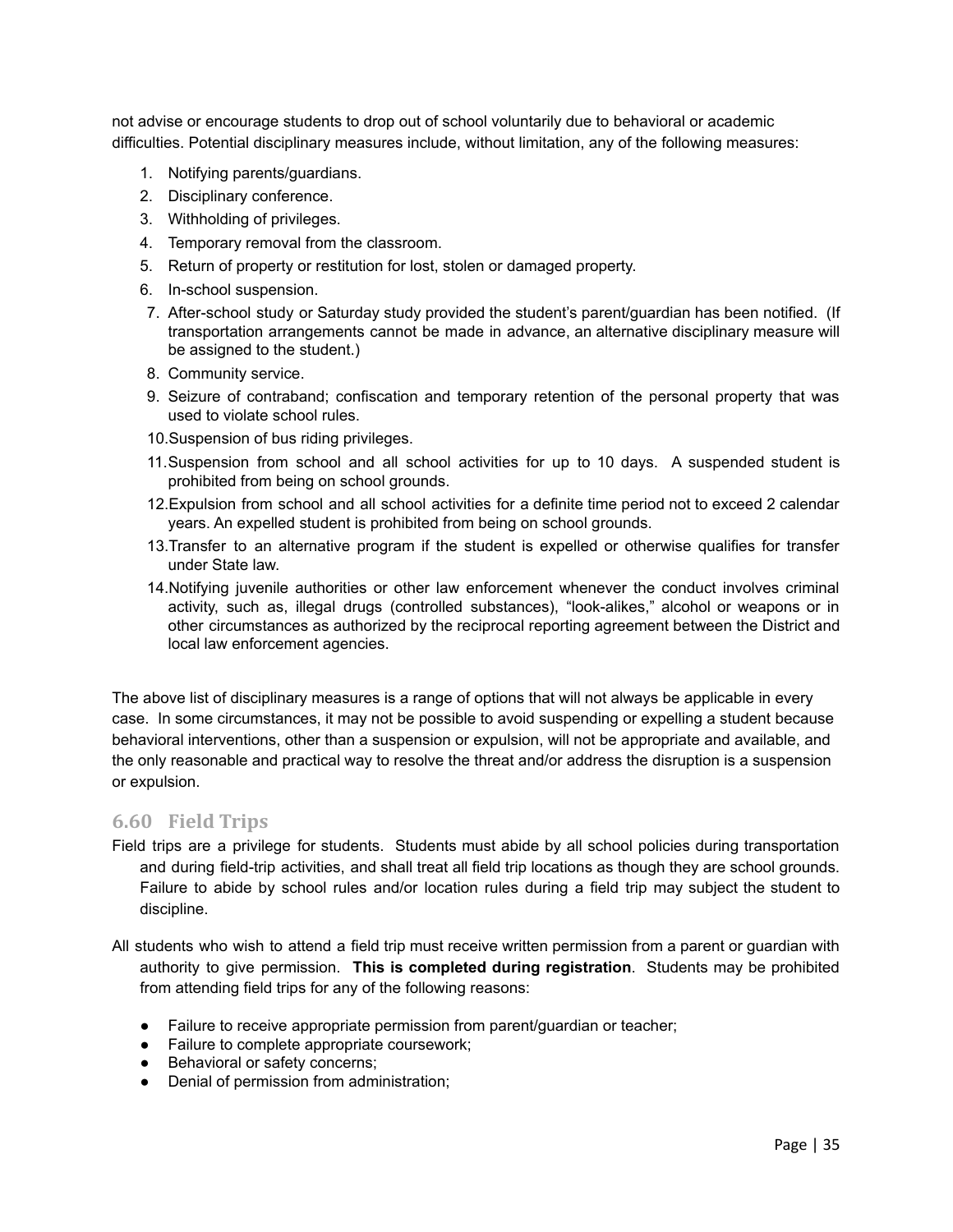not advise or encourage students to drop out of school voluntarily due to behavioral or academic difficulties. Potential disciplinary measures include, without limitation, any of the following measures:

1. Notifying parents/guardians.
2. Disciplinary conference.
3. Withholding of privileges.
4. Temporary removal from the classroom.
5. Return of property or restitution for lost, stolen or damaged property.
6. In-school suspension.
7. After-school study or Saturday study provided the student's parent/guardian has been notified. (If transportation arrangements cannot be made in advance, an alternative disciplinary measure will be assigned to the student.)
8. Community service.
9. Seizure of contraband; confiscation and temporary retention of the personal property that was used to violate school rules.
10. Suspension of bus riding privileges.
11. Suspension from school and all school activities for up to 10 days. A suspended student is prohibited from being on school grounds.
12. Expulsion from school and all school activities for a definite time period not to exceed 2 calendar years. An expelled student is prohibited from being on school grounds.
13. Transfer to an alternative program if the student is expelled or otherwise qualifies for transfer under State law.
14. Notifying juvenile authorities or other law enforcement whenever the conduct involves criminal activity, such as, illegal drugs (controlled substances), "look-alikes," alcohol or weapons or in other circumstances as authorized by the reciprocal reporting agreement between the District and local law enforcement agencies.

The above list of disciplinary measures is a range of options that will not always be applicable in every case. In some circumstances, it may not be possible to avoid suspending or expelling a student because behavioral interventions, other than a suspension or expulsion, will not be appropriate and available, and the only reasonable and practical way to resolve the threat and/or address the disruption is a suspension or expulsion.

## 6.60 Field Trips

Field trips are a privilege for students. Students must abide by all school policies during transportation and during field-trip activities, and shall treat all field trip locations as though they are school grounds. Failure to abide by school rules and/or location rules during a field trip may subject the student to discipline.

All students who wish to attend a field trip must receive written permission from a parent or guardian with authority to give permission. **This is completed during registration**. Students may be prohibited from attending field trips for any of the following reasons:

- Failure to receive appropriate permission from parent/guardian or teacher;
- Failure to complete appropriate coursework;
- Behavioral or safety concerns;
- Denial of permission from administration;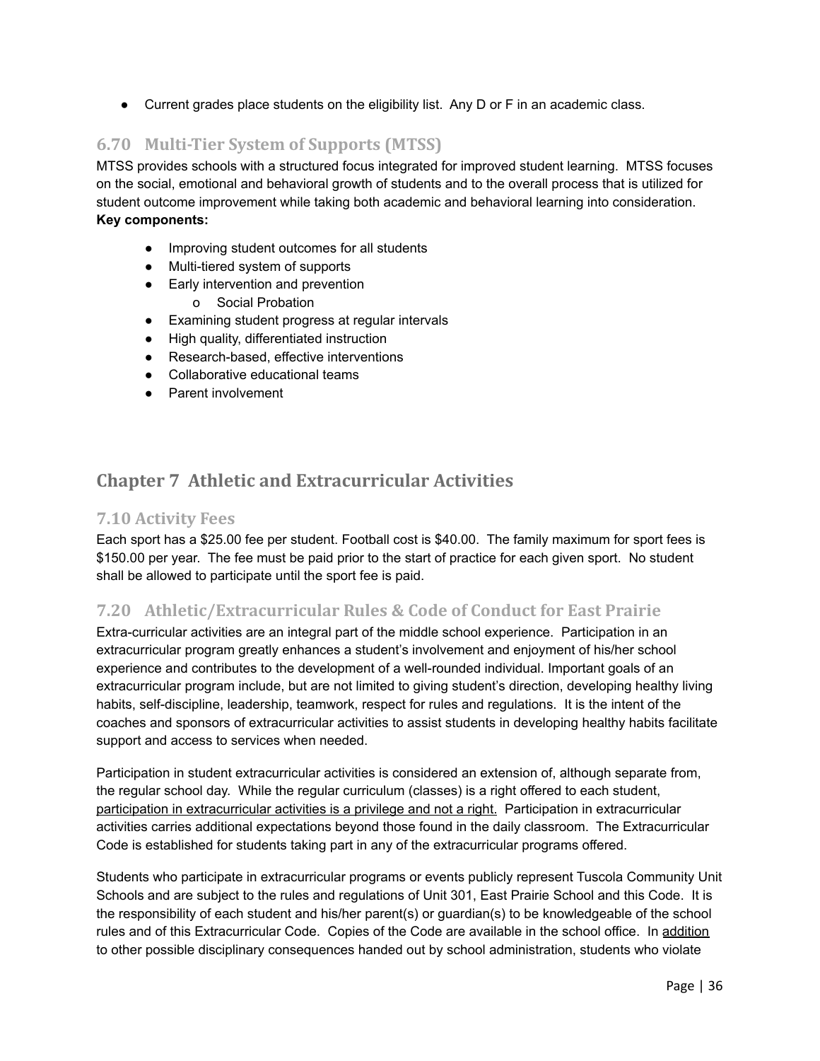- Current grades place students on the eligibility list. Any D or F in an academic class.

### 6.70 Multi-Tier System of Supports (MTSS)

MTSS provides schools with a structured focus integrated for improved student learning. MTSS focuses on the social, emotional and behavioral growth of students and to the overall process that is utilized for student outcome improvement while taking both academic and behavioral learning into consideration.

**Key components:**

- Improving student outcomes for all students
- Multi-tiered system of supports
- Early intervention and prevention
  - Social Probation
- Examining student progress at regular intervals
- High quality, differentiated instruction
- Research-based, effective interventions
- Collaborative educational teams
- Parent involvement

## Chapter 7 Athletic and Extracurricular Activities

### 7.10 Activity Fees

Each sport has a $25.00 fee per student. Football cost is $40.00. The family maximum for sport fees is $150.00 per year. The fee must be paid prior to the start of practice for each given sport. No student shall be allowed to participate until the sport fee is paid.

### 7.20 Athletic/Extracurricular Rules & Code of Conduct for East Prairie

Extra-curricular activities are an integral part of the middle school experience. Participation in an extracurricular program greatly enhances a student's involvement and enjoyment of his/her school experience and contributes to the development of a well-rounded individual. Important goals of an extracurricular program include, but are not limited to giving student's direction, developing healthy living habits, self-discipline, leadership, teamwork, respect for rules and regulations. It is the intent of the coaches and sponsors of extracurricular activities to assist students in developing healthy habits facilitate support and access to services when needed.

Participation in student extracurricular activities is considered an extension of, although separate from, the regular school day. While the regular curriculum (classes) is a right offered to each student, participation in extracurricular activities is a privilege and not a right. Participation in extracurricular activities carries additional expectations beyond those found in the daily classroom. The Extracurricular Code is established for students taking part in any of the extracurricular programs offered.

Students who participate in extracurricular programs or events publicly represent Tuscola Community Unit Schools and are subject to the rules and regulations of Unit 301, East Prairie School and this Code. It is the responsibility of each student and his/her parent(s) or guardian(s) to be knowledgeable of the school rules and of this Extracurricular Code. Copies of the Code are available in the school office. In addition to other possible disciplinary consequences handed out by school administration, students who violate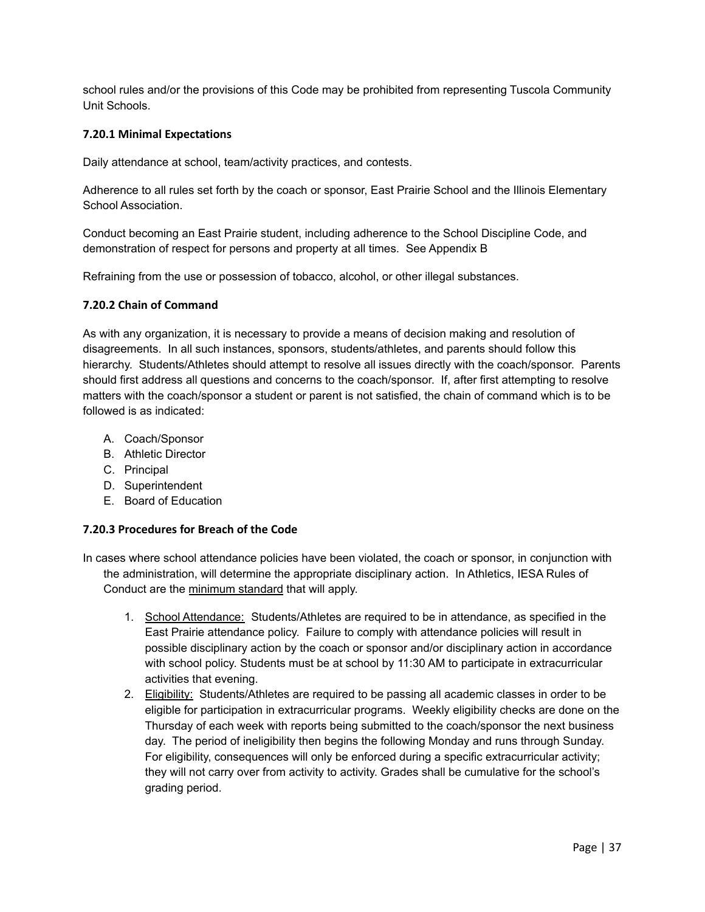school rules and/or the provisions of this Code may be prohibited from representing Tuscola Community Unit Schools.

### 7.20.1 Minimal Expectations

Daily attendance at school, team/activity practices, and contests.

Adherence to all rules set forth by the coach or sponsor, East Prairie School and the Illinois Elementary School Association.

Conduct becoming an East Prairie student, including adherence to the School Discipline Code, and demonstration of respect for persons and property at all times. See Appendix B

Refraining from the use or possession of tobacco, alcohol, or other illegal substances.

### 7.20.2 Chain of Command

As with any organization, it is necessary to provide a means of decision making and resolution of disagreements. In all such instances, sponsors, students/athletes, and parents should follow this hierarchy. Students/Athletes should attempt to resolve all issues directly with the coach/sponsor. Parents should first address all questions and concerns to the coach/sponsor. If, after first attempting to resolve matters with the coach/sponsor a student or parent is not satisfied, the chain of command which is to be followed is as indicated:

A. Coach/Sponsor
B. Athletic Director
C. Principal
D. Superintendent
E. Board of Education

### 7.20.3 Procedures for Breach of the Code

In cases where school attendance policies have been violated, the coach or sponsor, in conjunction with the administration, will determine the appropriate disciplinary action. In Athletics, IESA Rules of Conduct are the minimum standard that will apply.

1. School Attendance: Students/Athletes are required to be in attendance, as specified in the East Prairie attendance policy. Failure to comply with attendance policies will result in possible disciplinary action by the coach or sponsor and/or disciplinary action in accordance with school policy. Students must be at school by 11:30 AM to participate in extracurricular activities that evening.
2. Eligibility: Students/Athletes are required to be passing all academic classes in order to be eligible for participation in extracurricular programs. Weekly eligibility checks are done on the Thursday of each week with reports being submitted to the coach/sponsor the next business day. The period of ineligibility then begins the following Monday and runs through Sunday. For eligibility, consequences will only be enforced during a specific extracurricular activity; they will not carry over from activity to activity. Grades shall be cumulative for the school's grading period.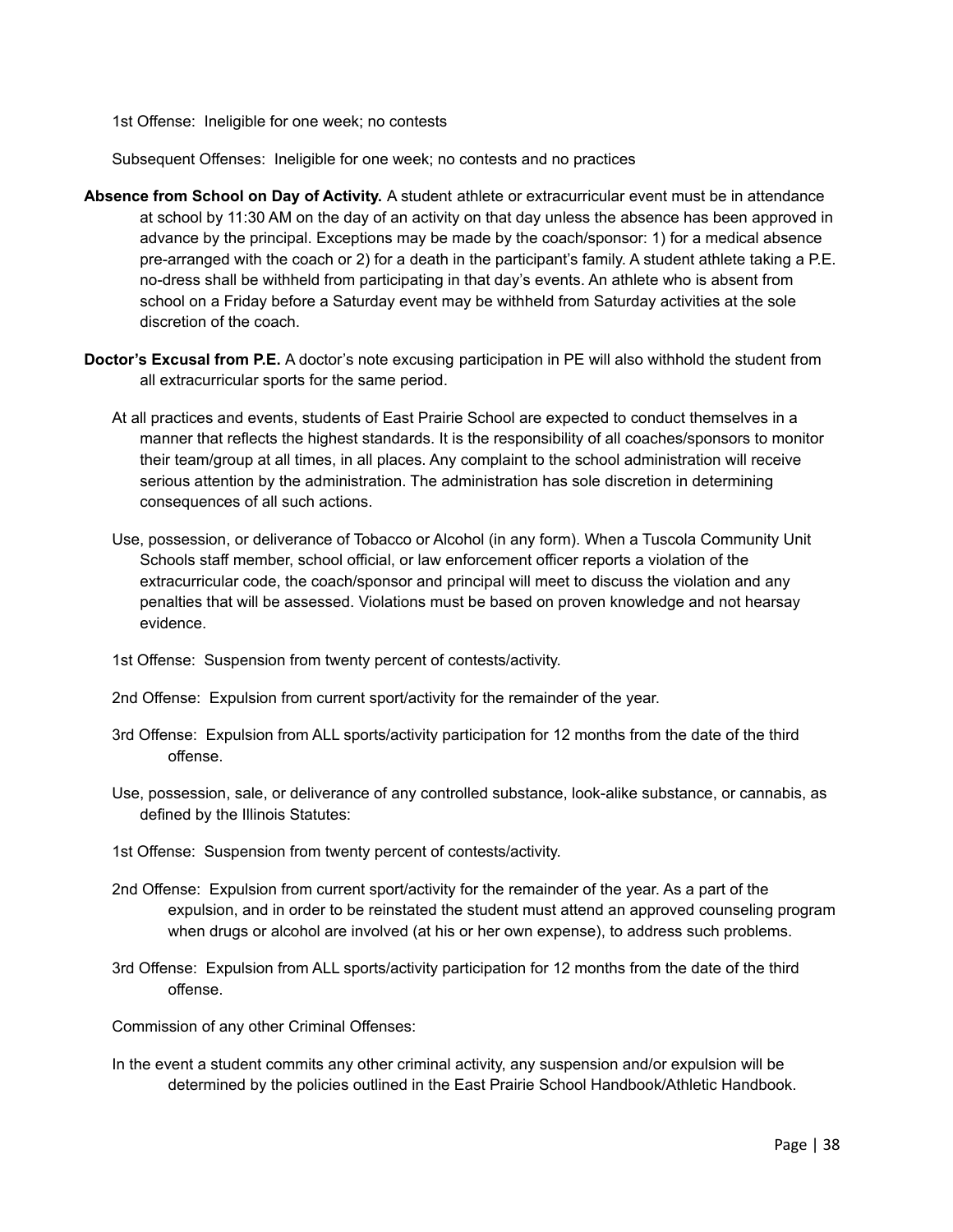1st Offense: Ineligible for one week; no contests

Subsequent Offenses: Ineligible for one week; no contests and no practices

**Absence from School on Day of Activity.** A student athlete or extracurricular event must be in attendance at school by 11:30 AM on the day of an activity on that day unless the absence has been approved in advance by the principal. Exceptions may be made by the coach/sponsor: 1) for a medical absence pre-arranged with the coach or 2) for a death in the participant's family. A student athlete taking a P.E. no-dress shall be withheld from participating in that day's events. An athlete who is absent from school on a Friday before a Saturday event may be withheld from Saturday activities at the sole discretion of the coach.

**Doctor's Excusal from P.E.** A doctor's note excusing participation in PE will also withhold the student from all extracurricular sports for the same period.

At all practices and events, students of East Prairie School are expected to conduct themselves in a manner that reflects the highest standards. It is the responsibility of all coaches/sponsors to monitor their team/group at all times, in all places. Any complaint to the school administration will receive serious attention by the administration. The administration has sole discretion in determining consequences of all such actions.

Use, possession, or deliverance of Tobacco or Alcohol (in any form). When a Tuscola Community Unit Schools staff member, school official, or law enforcement officer reports a violation of the extracurricular code, the coach/sponsor and principal will meet to discuss the violation and any penalties that will be assessed. Violations must be based on proven knowledge and not hearsay evidence.

1st Offense: Suspension from twenty percent of contests/activity.

2nd Offense: Expulsion from current sport/activity for the remainder of the year.

3rd Offense: Expulsion from ALL sports/activity participation for 12 months from the date of the third offense.

Use, possession, sale, or deliverance of any controlled substance, look-alike substance, or cannabis, as defined by the Illinois Statutes:

1st Offense: Suspension from twenty percent of contests/activity.

2nd Offense: Expulsion from current sport/activity for the remainder of the year. As a part of the expulsion, and in order to be reinstated the student must attend an approved counseling program when drugs or alcohol are involved (at his or her own expense), to address such problems.

3rd Offense: Expulsion from ALL sports/activity participation for 12 months from the date of the third offense.

Commission of any other Criminal Offenses:

In the event a student commits any other criminal activity, any suspension and/or expulsion will be determined by the policies outlined in the East Prairie School Handbook/Athletic Handbook.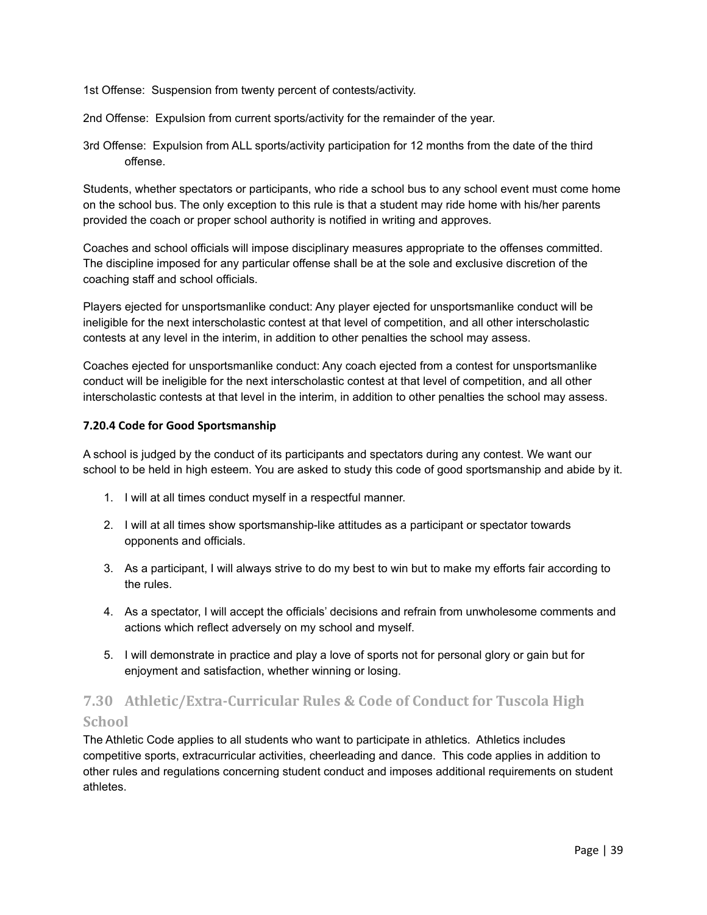1st Offense: Suspension from twenty percent of contests/activity.

2nd Offense: Expulsion from current sports/activity for the remainder of the year.

3rd Offense: Expulsion from ALL sports/activity participation for 12 months from the date of the third offense.

Students, whether spectators or participants, who ride a school bus to any school event must come home on the school bus. The only exception to this rule is that a student may ride home with his/her parents provided the coach or proper school authority is notified in writing and approves.

Coaches and school officials will impose disciplinary measures appropriate to the offenses committed. The discipline imposed for any particular offense shall be at the sole and exclusive discretion of the coaching staff and school officials.

Players ejected for unsportsmanlike conduct: Any player ejected for unsportsmanlike conduct will be ineligible for the next interscholastic contest at that level of competition, and all other interscholastic contests at any level in the interim, in addition to other penalties the school may assess.

Coaches ejected for unsportsmanlike conduct: Any coach ejected from a contest for unsportsmanlike conduct will be ineligible for the next interscholastic contest at that level of competition, and all other interscholastic contests at that level in the interim, in addition to other penalties the school may assess.

#### 7.20.4 Code for Good Sportsmanship

A school is judged by the conduct of its participants and spectators during any contest. We want our school to be held in high esteem. You are asked to study this code of good sportsmanship and abide by it.

1. I will at all times conduct myself in a respectful manner.
2. I will at all times show sportsmanship-like attitudes as a participant or spectator towards opponents and officials.
3. As a participant, I will always strive to do my best to win but to make my efforts fair according to the rules.
4. As a spectator, I will accept the officials' decisions and refrain from unwholesome comments and actions which reflect adversely on my school and myself.
5. I will demonstrate in practice and play a love of sports not for personal glory or gain but for enjoyment and satisfaction, whether winning or losing.

## 7.30 Athletic/Extra-Curricular Rules & Code of Conduct for Tuscola High School

The Athletic Code applies to all students who want to participate in athletics. Athletics includes competitive sports, extracurricular activities, cheerleading and dance. This code applies in addition to other rules and regulations concerning student conduct and imposes additional requirements on student athletes.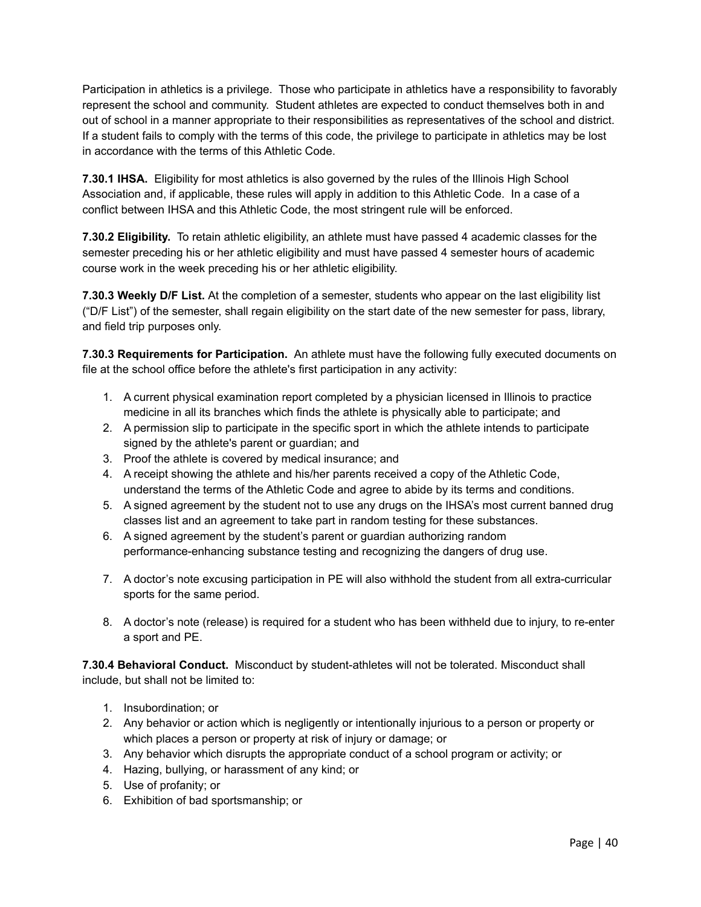Participation in athletics is a privilege. Those who participate in athletics have a responsibility to favorably represent the school and community. Student athletes are expected to conduct themselves both in and out of school in a manner appropriate to their responsibilities as representatives of the school and district. If a student fails to comply with the terms of this code, the privilege to participate in athletics may be lost in accordance with the terms of this Athletic Code.

**7.30.1 IHSA.** Eligibility for most athletics is also governed by the rules of the Illinois High School Association and, if applicable, these rules will apply in addition to this Athletic Code. In a case of a conflict between IHSA and this Athletic Code, the most stringent rule will be enforced.

**7.30.2 Eligibility.** To retain athletic eligibility, an athlete must have passed 4 academic classes for the semester preceding his or her athletic eligibility and must have passed 4 semester hours of academic course work in the week preceding his or her athletic eligibility.

**7.30.3 Weekly D/F List.** At the completion of a semester, students who appear on the last eligibility list ("D/F List") of the semester, shall regain eligibility on the start date of the new semester for pass, library, and field trip purposes only.

**7.30.3 Requirements for Participation.** An athlete must have the following fully executed documents on file at the school office before the athlete's first participation in any activity:

1. A current physical examination report completed by a physician licensed in Illinois to practice medicine in all its branches which finds the athlete is physically able to participate; and
2. A permission slip to participate in the specific sport in which the athlete intends to participate signed by the athlete's parent or guardian; and
3. Proof the athlete is covered by medical insurance; and
4. A receipt showing the athlete and his/her parents received a copy of the Athletic Code, understand the terms of the Athletic Code and agree to abide by its terms and conditions.
5. A signed agreement by the student not to use any drugs on the IHSA's most current banned drug classes list and an agreement to take part in random testing for these substances.
6. A signed agreement by the student's parent or guardian authorizing random performance-enhancing substance testing and recognizing the dangers of drug use.
7. A doctor's note excusing participation in PE will also withhold the student from all extra-curricular sports for the same period.
8. A doctor's note (release) is required for a student who has been withheld due to injury, to re-enter a sport and PE.

**7.30.4 Behavioral Conduct.** Misconduct by student-athletes will not be tolerated. Misconduct shall include, but shall not be limited to:

1. Insubordination; or
2. Any behavior or action which is negligently or intentionally injurious to a person or property or which places a person or property at risk of injury or damage; or
3. Any behavior which disrupts the appropriate conduct of a school program or activity; or
4. Hazing, bullying, or harassment of any kind; or
5. Use of profanity; or
6. Exhibition of bad sportsmanship; or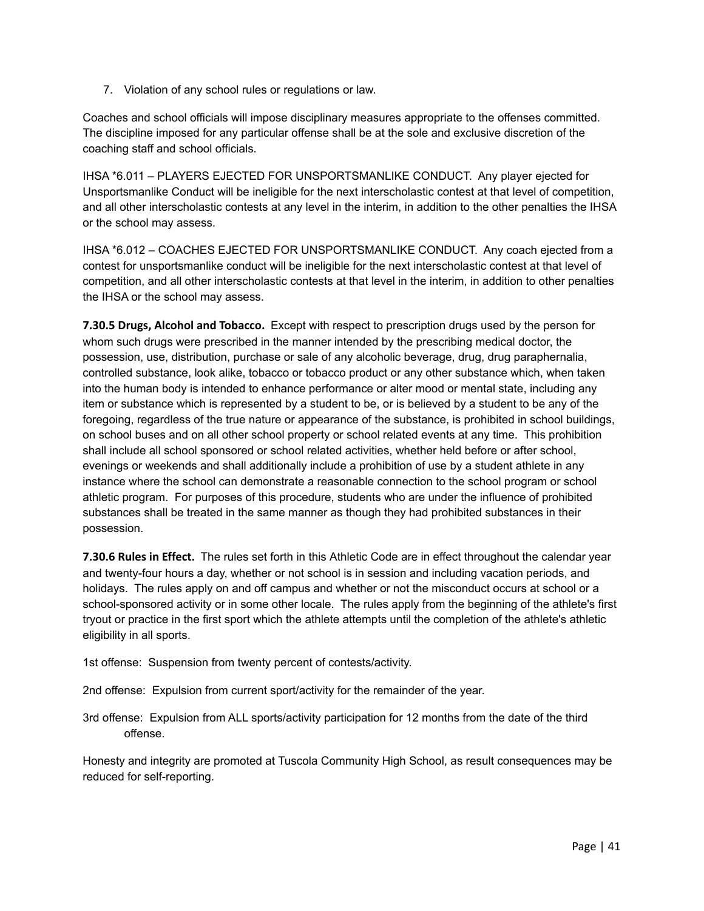7. Violation of any school rules or regulations or law.

Coaches and school officials will impose disciplinary measures appropriate to the offenses committed. The discipline imposed for any particular offense shall be at the sole and exclusive discretion of the coaching staff and school officials.

IHSA *6.011 – PLAYERS EJECTED FOR UNSPORTSMANLIKE CONDUCT. Any player ejected for Unsportsmanlike Conduct will be ineligible for the next interscholastic contest at that level of competition, and all other interscholastic contests at any level in the interim, in addition to the other penalties the IHSA or the school may assess.

IHSA *6.012 – COACHES EJECTED FOR UNSPORTSMANLIKE CONDUCT. Any coach ejected from a contest for unsportsmanlike conduct will be ineligible for the next interscholastic contest at that level of competition, and all other interscholastic contests at that level in the interim, in addition to other penalties the IHSA or the school may assess.

**7.30.5 Drugs, Alcohol and Tobacco.** Except with respect to prescription drugs used by the person for whom such drugs were prescribed in the manner intended by the prescribing medical doctor, the possession, use, distribution, purchase or sale of any alcoholic beverage, drug, drug paraphernalia, controlled substance, look alike, tobacco or tobacco product or any other substance which, when taken into the human body is intended to enhance performance or alter mood or mental state, including any item or substance which is represented by a student to be, or is believed by a student to be any of the foregoing, regardless of the true nature or appearance of the substance, is prohibited in school buildings, on school buses and on all other school property or school related events at any time. This prohibition shall include all school sponsored or school related activities, whether held before or after school, evenings or weekends and shall additionally include a prohibition of use by a student athlete in any instance where the school can demonstrate a reasonable connection to the school program or school athletic program. For purposes of this procedure, students who are under the influence of prohibited substances shall be treated in the same manner as though they had prohibited substances in their possession.

**7.30.6 Rules in Effect.** The rules set forth in this Athletic Code are in effect throughout the calendar year and twenty-four hours a day, whether or not school is in session and including vacation periods, and holidays. The rules apply on and off campus and whether or not the misconduct occurs at school or a school-sponsored activity or in some other locale. The rules apply from the beginning of the athlete's first tryout or practice in the first sport which the athlete attempts until the completion of the athlete's athletic eligibility in all sports.

1st offense: Suspension from twenty percent of contests/activity.

2nd offense: Expulsion from current sport/activity for the remainder of the year.

3rd offense: Expulsion from ALL sports/activity participation for 12 months from the date of the third offense.

Honesty and integrity are promoted at Tuscola Community High School, as result consequences may be reduced for self-reporting.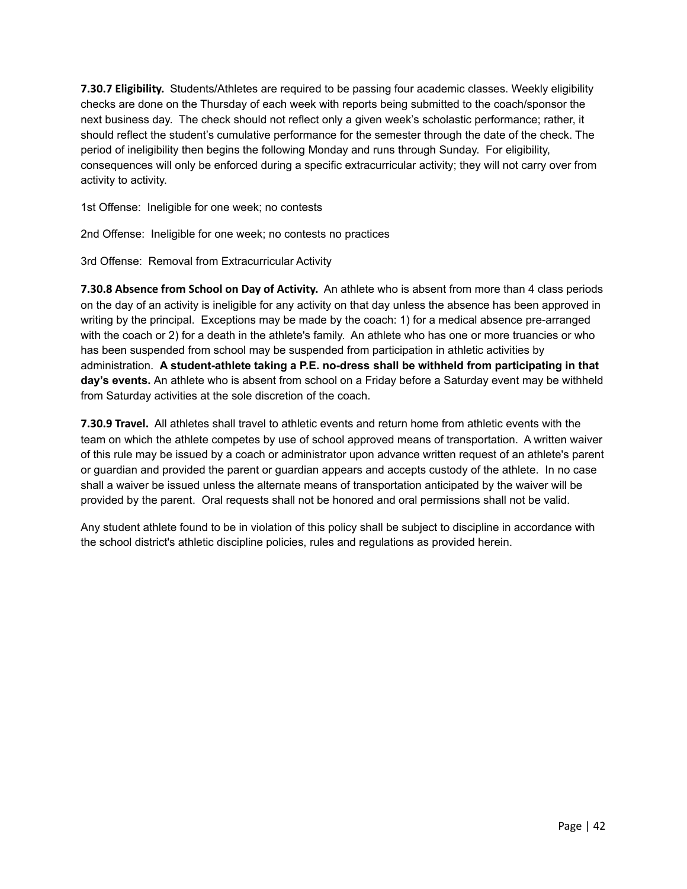**7.30.7 Eligibility.** Students/Athletes are required to be passing four academic classes. Weekly eligibility checks are done on the Thursday of each week with reports being submitted to the coach/sponsor the next business day. The check should not reflect only a given week's scholastic performance; rather, it should reflect the student's cumulative performance for the semester through the date of the check. The period of ineligibility then begins the following Monday and runs through Sunday. For eligibility, consequences will only be enforced during a specific extracurricular activity; they will not carry over from activity to activity.

1st Offense: Ineligible for one week; no contests

2nd Offense: Ineligible for one week; no contests no practices

3rd Offense: Removal from Extracurricular Activity

**7.30.8 Absence from School on Day of Activity.** An athlete who is absent from more than 4 class periods on the day of an activity is ineligible for any activity on that day unless the absence has been approved in writing by the principal. Exceptions may be made by the coach: 1) for a medical absence pre-arranged with the coach or 2) for a death in the athlete's family. An athlete who has one or more truancies or who has been suspended from school may be suspended from participation in athletic activities by administration. **A student-athlete taking a P.E. no-dress shall be withheld from participating in that day's events.** An athlete who is absent from school on a Friday before a Saturday event may be withheld from Saturday activities at the sole discretion of the coach.

**7.30.9 Travel.** All athletes shall travel to athletic events and return home from athletic events with the team on which the athlete competes by use of school approved means of transportation. A written waiver of this rule may be issued by a coach or administrator upon advance written request of an athlete's parent or guardian and provided the parent or guardian appears and accepts custody of the athlete. In no case shall a waiver be issued unless the alternate means of transportation anticipated by the waiver will be provided by the parent. Oral requests shall not be honored and oral permissions shall not be valid.

Any student athlete found to be in violation of this policy shall be subject to discipline in accordance with the school district's athletic discipline policies, rules and regulations as provided herein.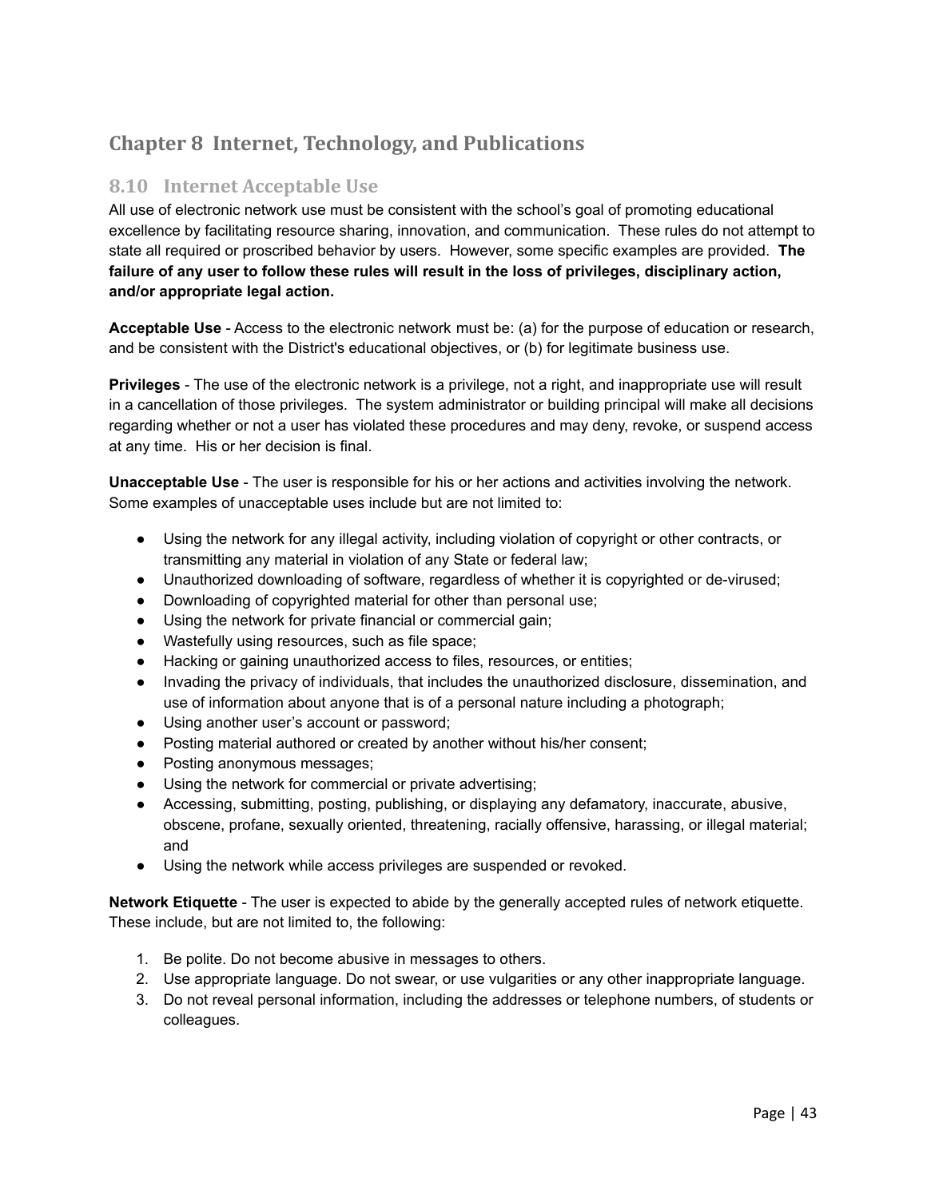# Chapter 8 Internet, Technology, and Publications

## 8.10 Internet Acceptable Use

All use of electronic network use must be consistent with the school's goal of promoting educational excellence by facilitating resource sharing, innovation, and communication. These rules do not attempt to state all required or proscribed behavior by users. However, some specific examples are provided. **The failure of any user to follow these rules will result in the loss of privileges, disciplinary action, and/or appropriate legal action.**

**Acceptable Use** - Access to the electronic network must be: (a) for the purpose of education or research, and be consistent with the District's educational objectives, or (b) for legitimate business use.

**Privileges** - The use of the electronic network is a privilege, not a right, and inappropriate use will result in a cancellation of those privileges. The system administrator or building principal will make all decisions regarding whether or not a user has violated these procedures and may deny, revoke, or suspend access at any time. His or her decision is final.

**Unacceptable Use** - The user is responsible for his or her actions and activities involving the network. Some examples of unacceptable uses include but are not limited to:

- Using the network for any illegal activity, including violation of copyright or other contracts, or transmitting any material in violation of any State or federal law;
- Unauthorized downloading of software, regardless of whether it is copyrighted or de-virused;
- Downloading of copyrighted material for other than personal use;
- Using the network for private financial or commercial gain;
- Wastefully using resources, such as file space;
- Hacking or gaining unauthorized access to files, resources, or entities;
- Invading the privacy of individuals, that includes the unauthorized disclosure, dissemination, and use of information about anyone that is of a personal nature including a photograph;
- Using another user's account or password;
- Posting material authored or created by another without his/her consent;
- Posting anonymous messages;
- Using the network for commercial or private advertising;
- Accessing, submitting, posting, publishing, or displaying any defamatory, inaccurate, abusive, obscene, profane, sexually oriented, threatening, racially offensive, harassing, or illegal material; and
- Using the network while access privileges are suspended or revoked.

**Network Etiquette** - The user is expected to abide by the generally accepted rules of network etiquette. These include, but are not limited to, the following:

1. Be polite. Do not become abusive in messages to others.
2. Use appropriate language. Do not swear, or use vulgarities or any other inappropriate language.
3. Do not reveal personal information, including the addresses or telephone numbers, of students or colleagues.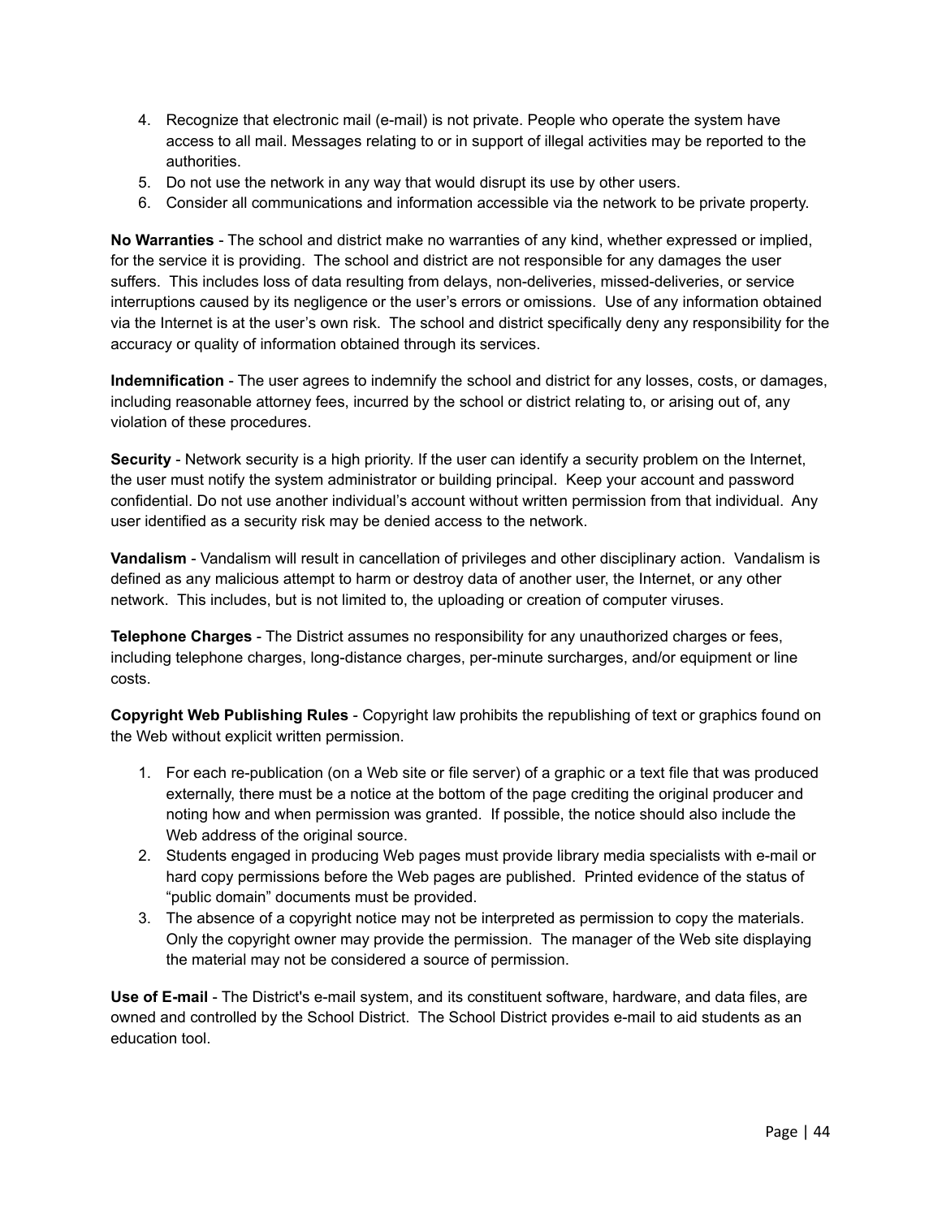4. Recognize that electronic mail (e-mail) is not private. People who operate the system have access to all mail. Messages relating to or in support of illegal activities may be reported to the authorities.
5. Do not use the network in any way that would disrupt its use by other users.
6. Consider all communications and information accessible via the network to be private property.

**No Warranties** - The school and district make no warranties of any kind, whether expressed or implied, for the service it is providing. The school and district are not responsible for any damages the user suffers. This includes loss of data resulting from delays, non-deliveries, missed-deliveries, or service interruptions caused by its negligence or the user's errors or omissions. Use of any information obtained via the Internet is at the user's own risk. The school and district specifically deny any responsibility for the accuracy or quality of information obtained through its services.

**Indemnification** - The user agrees to indemnify the school and district for any losses, costs, or damages, including reasonable attorney fees, incurred by the school or district relating to, or arising out of, any violation of these procedures.

**Security** - Network security is a high priority. If the user can identify a security problem on the Internet, the user must notify the system administrator or building principal. Keep your account and password confidential. Do not use another individual's account without written permission from that individual. Any user identified as a security risk may be denied access to the network.

**Vandalism** - Vandalism will result in cancellation of privileges and other disciplinary action. Vandalism is defined as any malicious attempt to harm or destroy data of another user, the Internet, or any other network. This includes, but is not limited to, the uploading or creation of computer viruses.

**Telephone Charges** - The District assumes no responsibility for any unauthorized charges or fees, including telephone charges, long-distance charges, per-minute surcharges, and/or equipment or line costs.

**Copyright Web Publishing Rules** - Copyright law prohibits the republishing of text or graphics found on the Web without explicit written permission.

1. For each re-publication (on a Web site or file server) of a graphic or a text file that was produced externally, there must be a notice at the bottom of the page crediting the original producer and noting how and when permission was granted. If possible, the notice should also include the Web address of the original source.
2. Students engaged in producing Web pages must provide library media specialists with e-mail or hard copy permissions before the Web pages are published. Printed evidence of the status of "public domain" documents must be provided.
3. The absence of a copyright notice may not be interpreted as permission to copy the materials. Only the copyright owner may provide the permission. The manager of the Web site displaying the material may not be considered a source of permission.

**Use of E-mail** - The District's e-mail system, and its constituent software, hardware, and data files, are owned and controlled by the School District. The School District provides e-mail to aid students as an education tool.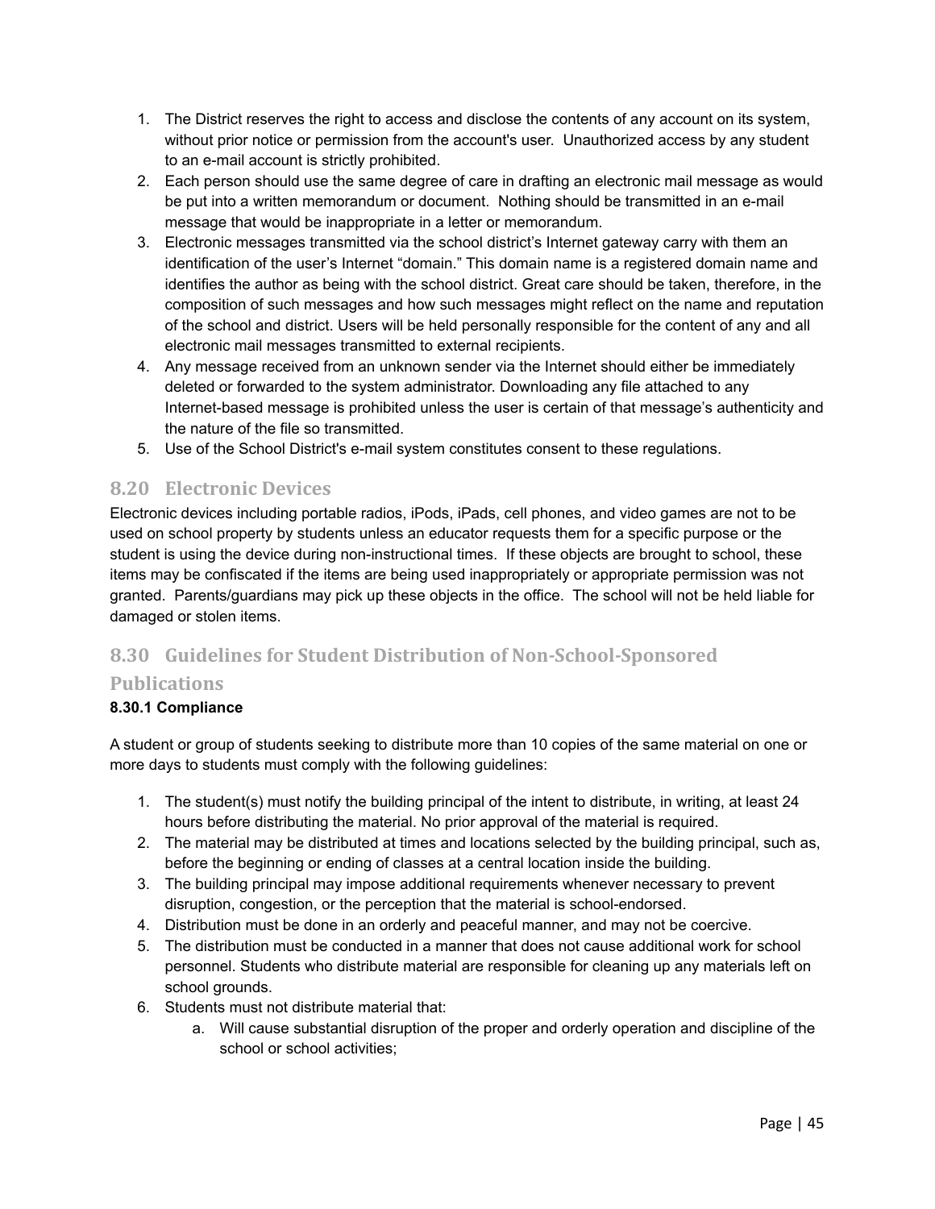1. The District reserves the right to access and disclose the contents of any account on its system, without prior notice or permission from the account's user. Unauthorized access by any student to an e-mail account is strictly prohibited.
2. Each person should use the same degree of care in drafting an electronic mail message as would be put into a written memorandum or document. Nothing should be transmitted in an e-mail message that would be inappropriate in a letter or memorandum.
3. Electronic messages transmitted via the school district's Internet gateway carry with them an identification of the user's Internet "domain." This domain name is a registered domain name and identifies the author as being with the school district. Great care should be taken, therefore, in the composition of such messages and how such messages might reflect on the name and reputation of the school and district. Users will be held personally responsible for the content of any and all electronic mail messages transmitted to external recipients.
4. Any message received from an unknown sender via the Internet should either be immediately deleted or forwarded to the system administrator. Downloading any file attached to any Internet-based message is prohibited unless the user is certain of that message's authenticity and the nature of the file so transmitted.
5. Use of the School District's e-mail system constitutes consent to these regulations.

## 8.20 Electronic Devices

Electronic devices including portable radios, iPods, iPads, cell phones, and video games are not to be used on school property by students unless an educator requests them for a specific purpose or the student is using the device during non-instructional times. If these objects are brought to school, these items may be confiscated if the items are being used inappropriately or appropriate permission was not granted. Parents/guardians may pick up these objects in the office. The school will not be held liable for damaged or stolen items.

## 8.30 Guidelines for Student Distribution of Non-School-Sponsored Publications

**8.30.1 Compliance**

A student or group of students seeking to distribute more than 10 copies of the same material on one or more days to students must comply with the following guidelines:

1. The student(s) must notify the building principal of the intent to distribute, in writing, at least 24 hours before distributing the material. No prior approval of the material is required.
2. The material may be distributed at times and locations selected by the building principal, such as, before the beginning or ending of classes at a central location inside the building.
3. The building principal may impose additional requirements whenever necessary to prevent disruption, congestion, or the perception that the material is school-endorsed.
4. Distribution must be done in an orderly and peaceful manner, and may not be coercive.
5. The distribution must be conducted in a manner that does not cause additional work for school personnel. Students who distribute material are responsible for cleaning up any materials left on school grounds.
6. Students must not distribute material that:
    a. Will cause substantial disruption of the proper and orderly operation and discipline of the school or school activities;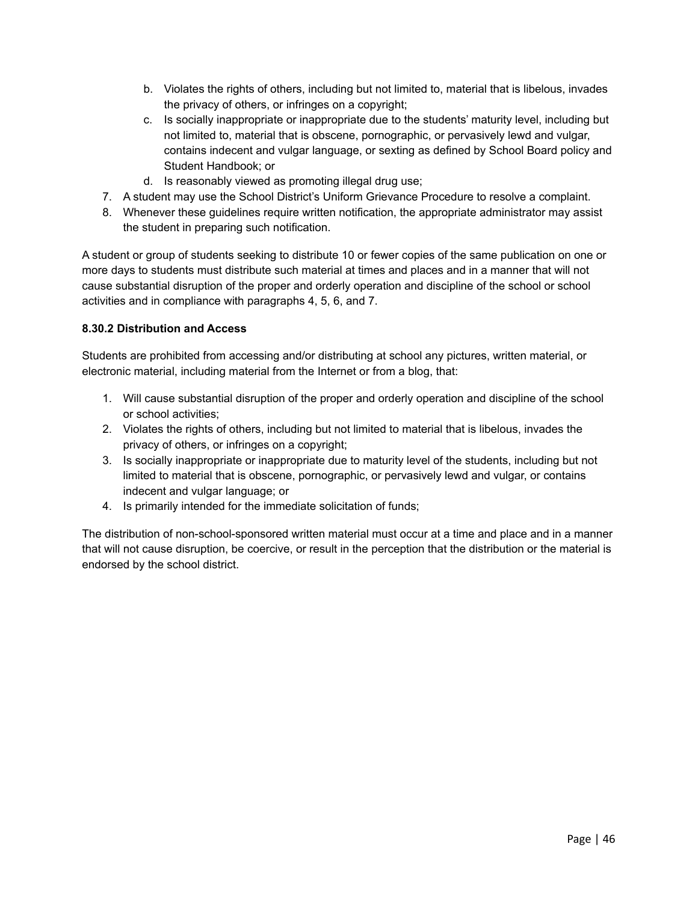b. Violates the rights of others, including but not limited to, material that is libelous, invades the privacy of others, or infringes on a copyright;
   c. Is socially inappropriate or inappropriate due to the students' maturity level, including but not limited to, material that is obscene, pornographic, or pervasively lewd and vulgar, contains indecent and vulgar language, or sexting as defined by School Board policy and Student Handbook; or
   d. Is reasonably viewed as promoting illegal drug use;
7. A student may use the School District's Uniform Grievance Procedure to resolve a complaint.
8. Whenever these guidelines require written notification, the appropriate administrator may assist the student in preparing such notification.

A student or group of students seeking to distribute 10 or fewer copies of the same publication on one or more days to students must distribute such material at times and places and in a manner that will not cause substantial disruption of the proper and orderly operation and discipline of the school or school activities and in compliance with paragraphs 4, 5, 6, and 7.

**8.30.2 Distribution and Access**

Students are prohibited from accessing and/or distributing at school any pictures, written material, or electronic material, including material from the Internet or from a blog, that:

1. Will cause substantial disruption of the proper and orderly operation and discipline of the school or school activities;
2. Violates the rights of others, including but not limited to material that is libelous, invades the privacy of others, or infringes on a copyright;
3. Is socially inappropriate or inappropriate due to maturity level of the students, including but not limited to material that is obscene, pornographic, or pervasively lewd and vulgar, or contains indecent and vulgar language; or
4. Is primarily intended for the immediate solicitation of funds;

The distribution of non-school-sponsored written material must occur at a time and place and in a manner that will not cause disruption, be coercive, or result in the perception that the distribution or the material is endorsed by the school district.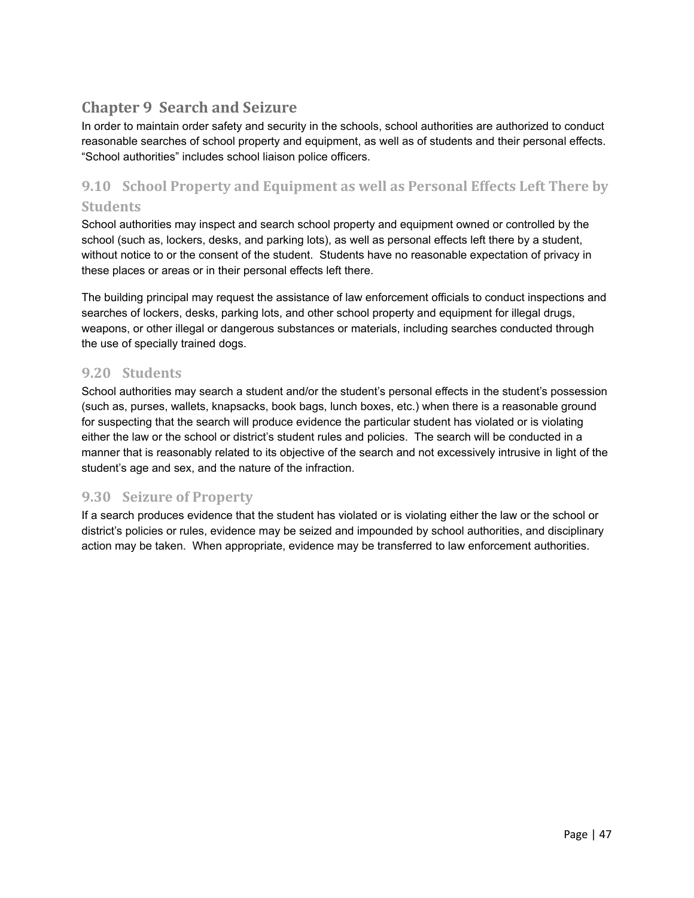## Chapter 9 Search and Seizure

In order to maintain order safety and security in the schools, school authorities are authorized to conduct reasonable searches of school property and equipment, as well as of students and their personal effects. "School authorities" includes school liaison police officers.

### 9.10 School Property and Equipment as well as Personal Effects Left There by Students

School authorities may inspect and search school property and equipment owned or controlled by the school (such as, lockers, desks, and parking lots), as well as personal effects left there by a student, without notice to or the consent of the student. Students have no reasonable expectation of privacy in these places or areas or in their personal effects left there.

The building principal may request the assistance of law enforcement officials to conduct inspections and searches of lockers, desks, parking lots, and other school property and equipment for illegal drugs, weapons, or other illegal or dangerous substances or materials, including searches conducted through the use of specially trained dogs.

### 9.20 Students

School authorities may search a student and/or the student's personal effects in the student's possession (such as, purses, wallets, knapsacks, book bags, lunch boxes, etc.) when there is a reasonable ground for suspecting that the search will produce evidence the particular student has violated or is violating either the law or the school or district's student rules and policies. The search will be conducted in a manner that is reasonably related to its objective of the search and not excessively intrusive in light of the student's age and sex, and the nature of the infraction.

### 9.30 Seizure of Property

If a search produces evidence that the student has violated or is violating either the law or the school or district's policies or rules, evidence may be seized and impounded by school authorities, and disciplinary action may be taken. When appropriate, evidence may be transferred to law enforcement authorities.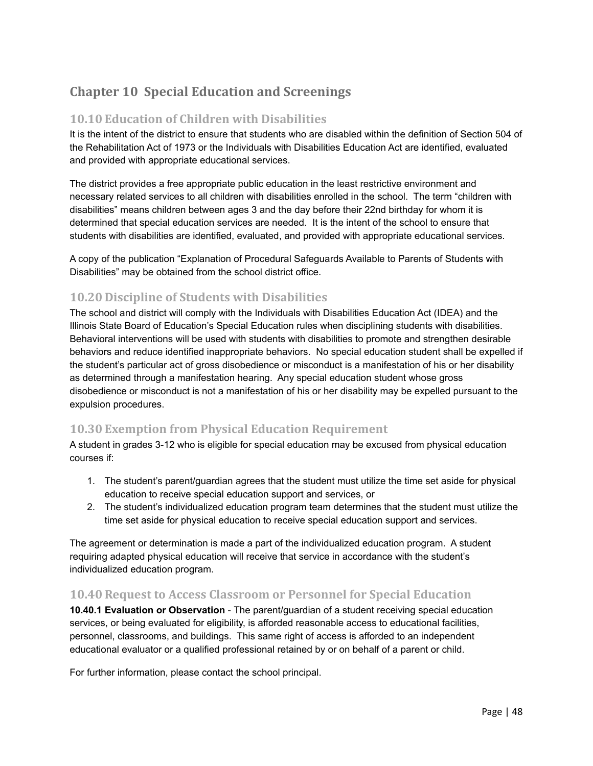# Chapter 10 Special Education and Screenings

## 10.10 Education of Children with Disabilities

It is the intent of the district to ensure that students who are disabled within the definition of Section 504 of the Rehabilitation Act of 1973 or the Individuals with Disabilities Education Act are identified, evaluated and provided with appropriate educational services.

The district provides a free appropriate public education in the least restrictive environment and necessary related services to all children with disabilities enrolled in the school. The term "children with disabilities" means children between ages 3 and the day before their 22nd birthday for whom it is determined that special education services are needed. It is the intent of the school to ensure that students with disabilities are identified, evaluated, and provided with appropriate educational services.

A copy of the publication "Explanation of Procedural Safeguards Available to Parents of Students with Disabilities" may be obtained from the school district office.

## 10.20 Discipline of Students with Disabilities

The school and district will comply with the Individuals with Disabilities Education Act (IDEA) and the Illinois State Board of Education's Special Education rules when disciplining students with disabilities. Behavioral interventions will be used with students with disabilities to promote and strengthen desirable behaviors and reduce identified inappropriate behaviors. No special education student shall be expelled if the student's particular act of gross disobedience or misconduct is a manifestation of his or her disability as determined through a manifestation hearing. Any special education student whose gross disobedience or misconduct is not a manifestation of his or her disability may be expelled pursuant to the expulsion procedures.

## 10.30 Exemption from Physical Education Requirement

A student in grades 3-12 who is eligible for special education may be excused from physical education courses if:

1. The student's parent/guardian agrees that the student must utilize the time set aside for physical education to receive special education support and services, or
2. The student's individualized education program team determines that the student must utilize the time set aside for physical education to receive special education support and services.

The agreement or determination is made a part of the individualized education program. A student requiring adapted physical education will receive that service in accordance with the student's individualized education program.

## 10.40 Request to Access Classroom or Personnel for Special Education

**10.40.1 Evaluation or Observation** - The parent/guardian of a student receiving special education services, or being evaluated for eligibility, is afforded reasonable access to educational facilities, personnel, classrooms, and buildings. This same right of access is afforded to an independent educational evaluator or a qualified professional retained by or on behalf of a parent or child.

For further information, please contact the school principal.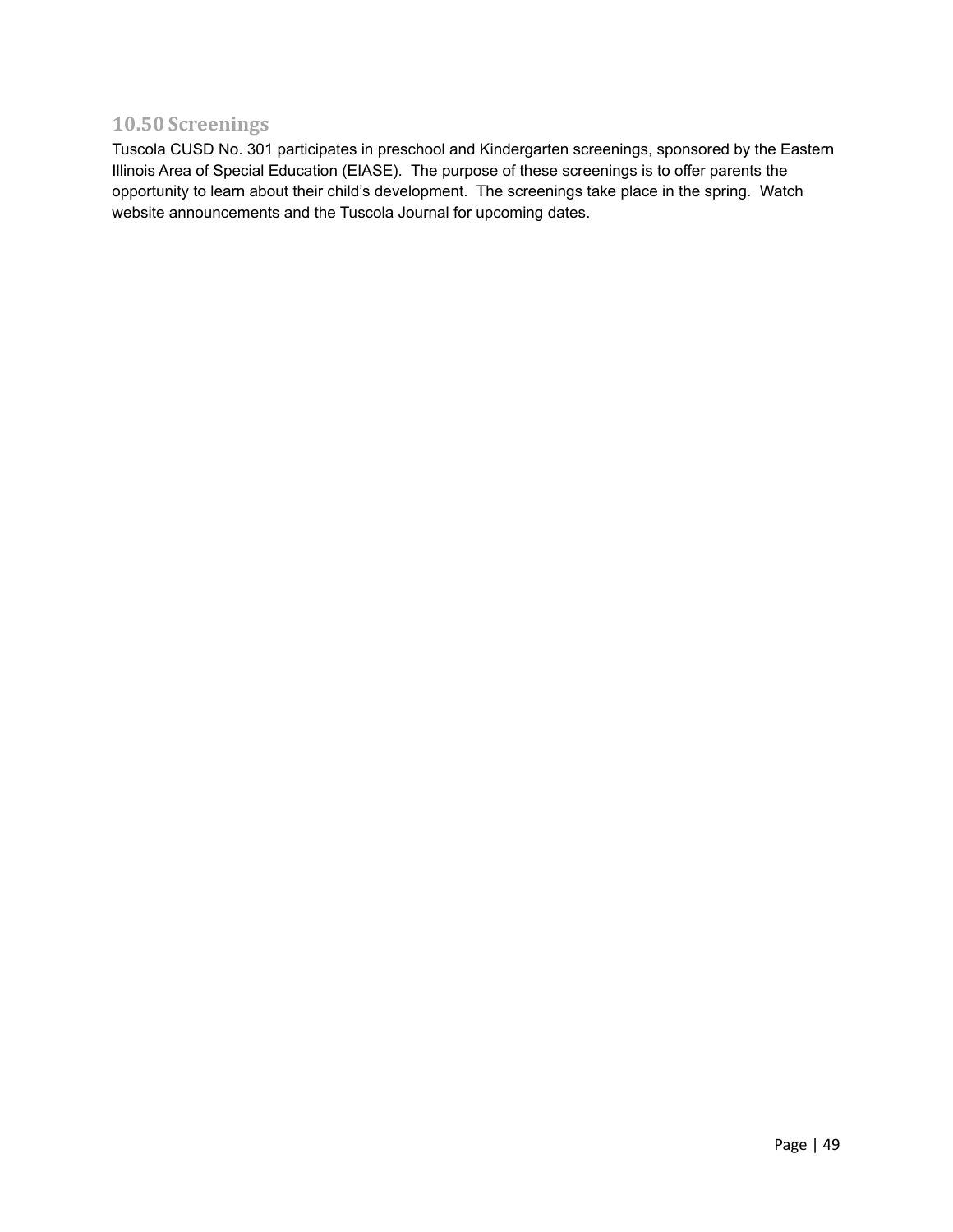## 10.50 Screenings

Tuscola CUSD No. 301 participates in preschool and Kindergarten screenings, sponsored by the Eastern Illinois Area of Special Education (EIASE). The purpose of these screenings is to offer parents the opportunity to learn about their child's development. The screenings take place in the spring. Watch website announcements and the Tuscola Journal for upcoming dates.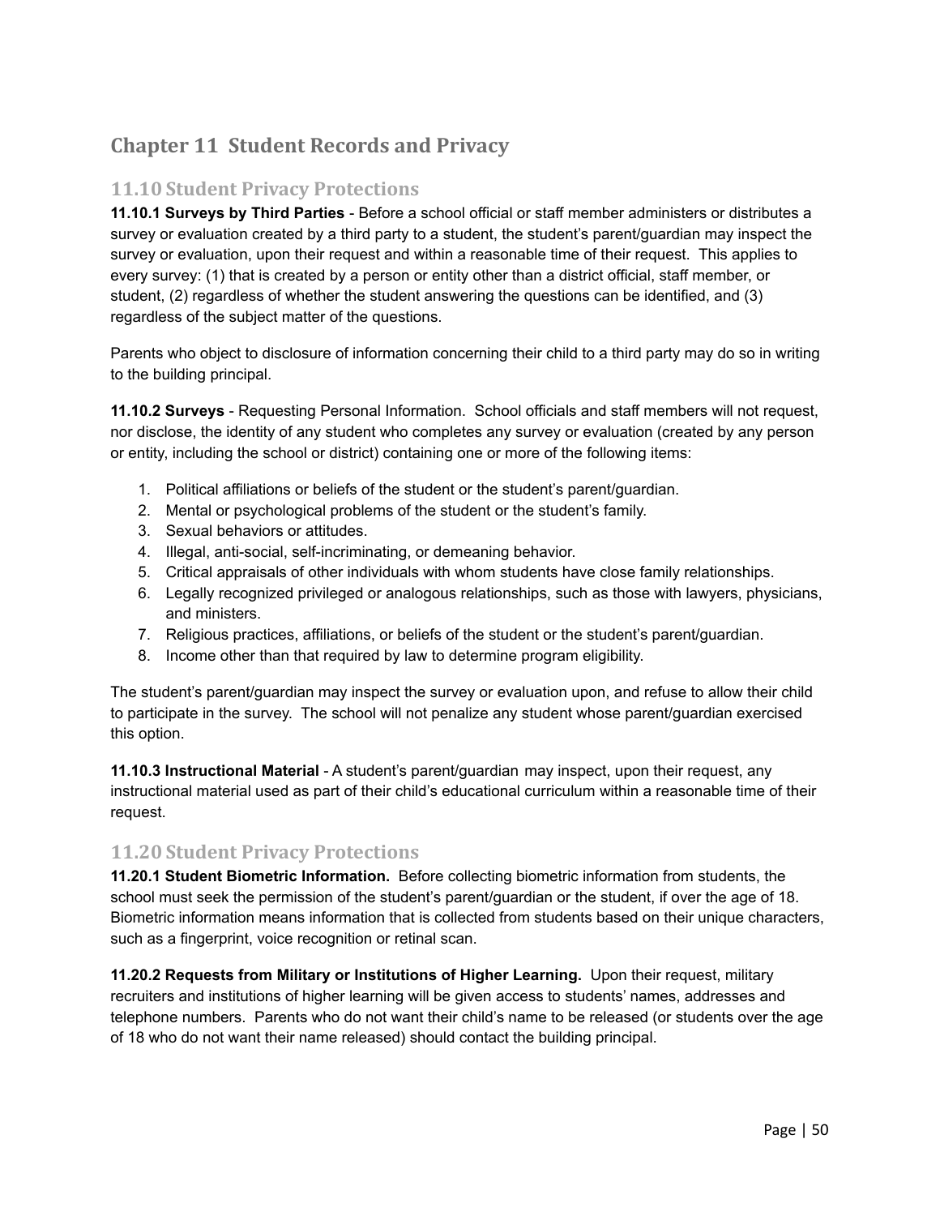# Chapter 11  Student Records and Privacy

## 11.10 Student Privacy Protections

**11.10.1 Surveys by Third Parties** - Before a school official or staff member administers or distributes a survey or evaluation created by a third party to a student, the student's parent/guardian may inspect the survey or evaluation, upon their request and within a reasonable time of their request.  This applies to every survey: (1) that is created by a person or entity other than a district official, staff member, or student, (2) regardless of whether the student answering the questions can be identified, and (3) regardless of the subject matter of the questions.

Parents who object to disclosure of information concerning their child to a third party may do so in writing to the building principal.

**11.10.2 Surveys** - Requesting Personal Information.  School officials and staff members will not request, nor disclose, the identity of any student who completes any survey or evaluation (created by any person or entity, including the school or district) containing one or more of the following items:

1. Political affiliations or beliefs of the student or the student's parent/guardian.
2. Mental or psychological problems of the student or the student's family.
3. Sexual behaviors or attitudes.
4. Illegal, anti-social, self-incriminating, or demeaning behavior.
5. Critical appraisals of other individuals with whom students have close family relationships.
6. Legally recognized privileged or analogous relationships, such as those with lawyers, physicians, and ministers.
7. Religious practices, affiliations, or beliefs of the student or the student's parent/guardian.
8. Income other than that required by law to determine program eligibility.

The student's parent/guardian may inspect the survey or evaluation upon, and refuse to allow their child to participate in the survey.  The school will not penalize any student whose parent/guardian exercised this option.

**11.10.3 Instructional Material** - A student's parent/guardian may inspect, upon their request, any instructional material used as part of their child's educational curriculum within a reasonable time of their request.

## 11.20 Student Privacy Protections

**11.20.1 Student Biometric Information.**  Before collecting biometric information from students, the school must seek the permission of the student's parent/guardian or the student, if over the age of 18. Biometric information means information that is collected from students based on their unique characters, such as a fingerprint, voice recognition or retinal scan.

**11.20.2 Requests from Military or Institutions of Higher Learning.**  Upon their request, military recruiters and institutions of higher learning will be given access to students' names, addresses and telephone numbers.  Parents who do not want their child's name to be released (or students over the age of 18 who do not want their name released) should contact the building principal.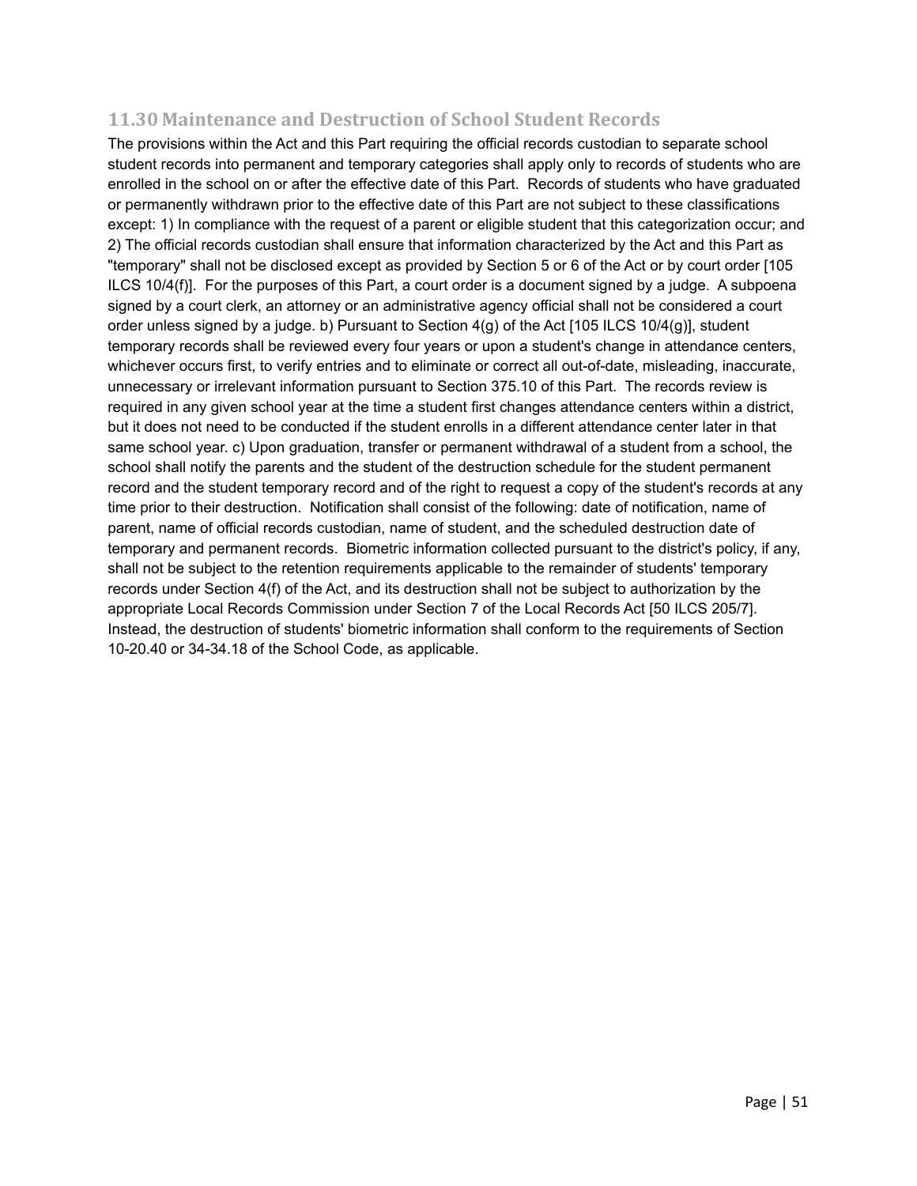## 11.30 Maintenance and Destruction of School Student Records

The provisions within the Act and this Part requiring the official records custodian to separate school student records into permanent and temporary categories shall apply only to records of students who are enrolled in the school on or after the effective date of this Part. Records of students who have graduated or permanently withdrawn prior to the effective date of this Part are not subject to these classifications except: 1) In compliance with the request of a parent or eligible student that this categorization occur; and 2) The official records custodian shall ensure that information characterized by the Act and this Part as "temporary" shall not be disclosed except as provided by Section 5 or 6 of the Act or by court order [105 ILCS 10/4(f)]. For the purposes of this Part, a court order is a document signed by a judge. A subpoena signed by a court clerk, an attorney or an administrative agency official shall not be considered a court order unless signed by a judge. b) Pursuant to Section 4(g) of the Act [105 ILCS 10/4(g)], student temporary records shall be reviewed every four years or upon a student's change in attendance centers, whichever occurs first, to verify entries and to eliminate or correct all out-of-date, misleading, inaccurate, unnecessary or irrelevant information pursuant to Section 375.10 of this Part. The records review is required in any given school year at the time a student first changes attendance centers within a district, but it does not need to be conducted if the student enrolls in a different attendance center later in that same school year. c) Upon graduation, transfer or permanent withdrawal of a student from a school, the school shall notify the parents and the student of the destruction schedule for the student permanent record and the student temporary record and of the right to request a copy of the student's records at any time prior to their destruction. Notification shall consist of the following: date of notification, name of parent, name of official records custodian, name of student, and the scheduled destruction date of temporary and permanent records. Biometric information collected pursuant to the district's policy, if any, shall not be subject to the retention requirements applicable to the remainder of students' temporary records under Section 4(f) of the Act, and its destruction shall not be subject to authorization by the appropriate Local Records Commission under Section 7 of the Local Records Act [50 ILCS 205/7]. Instead, the destruction of students' biometric information shall conform to the requirements of Section 10-20.40 or 34-34.18 of the School Code, as applicable.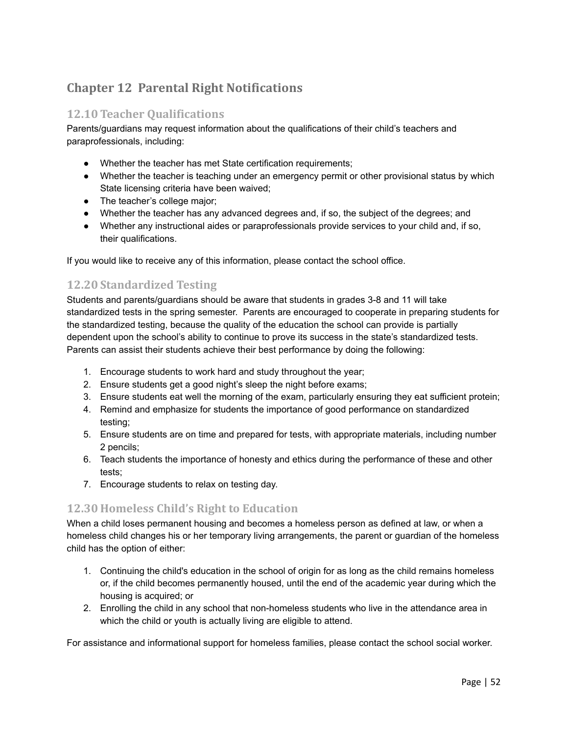# Chapter 12 Parental Right Notifications

## 12.10 Teacher Qualifications

Parents/guardians may request information about the qualifications of their child's teachers and paraprofessionals, including:

- Whether the teacher has met State certification requirements;
- Whether the teacher is teaching under an emergency permit or other provisional status by which State licensing criteria have been waived;
- The teacher's college major;
- Whether the teacher has any advanced degrees and, if so, the subject of the degrees; and
- Whether any instructional aides or paraprofessionals provide services to your child and, if so, their qualifications.

If you would like to receive any of this information, please contact the school office.

## 12.20 Standardized Testing

Students and parents/guardians should be aware that students in grades 3-8 and 11 will take standardized tests in the spring semester. Parents are encouraged to cooperate in preparing students for the standardized testing, because the quality of the education the school can provide is partially dependent upon the school's ability to continue to prove its success in the state's standardized tests. Parents can assist their students achieve their best performance by doing the following:

1. Encourage students to work hard and study throughout the year;
2. Ensure students get a good night's sleep the night before exams;
3. Ensure students eat well the morning of the exam, particularly ensuring they eat sufficient protein;
4. Remind and emphasize for students the importance of good performance on standardized testing;
5. Ensure students are on time and prepared for tests, with appropriate materials, including number 2 pencils;
6. Teach students the importance of honesty and ethics during the performance of these and other tests;
7. Encourage students to relax on testing day.

## 12.30 Homeless Child's Right to Education

When a child loses permanent housing and becomes a homeless person as defined at law, or when a homeless child changes his or her temporary living arrangements, the parent or guardian of the homeless child has the option of either:

1. Continuing the child's education in the school of origin for as long as the child remains homeless or, if the child becomes permanently housed, until the end of the academic year during which the housing is acquired; or
2. Enrolling the child in any school that non-homeless students who live in the attendance area in which the child or youth is actually living are eligible to attend.

For assistance and informational support for homeless families, please contact the school social worker.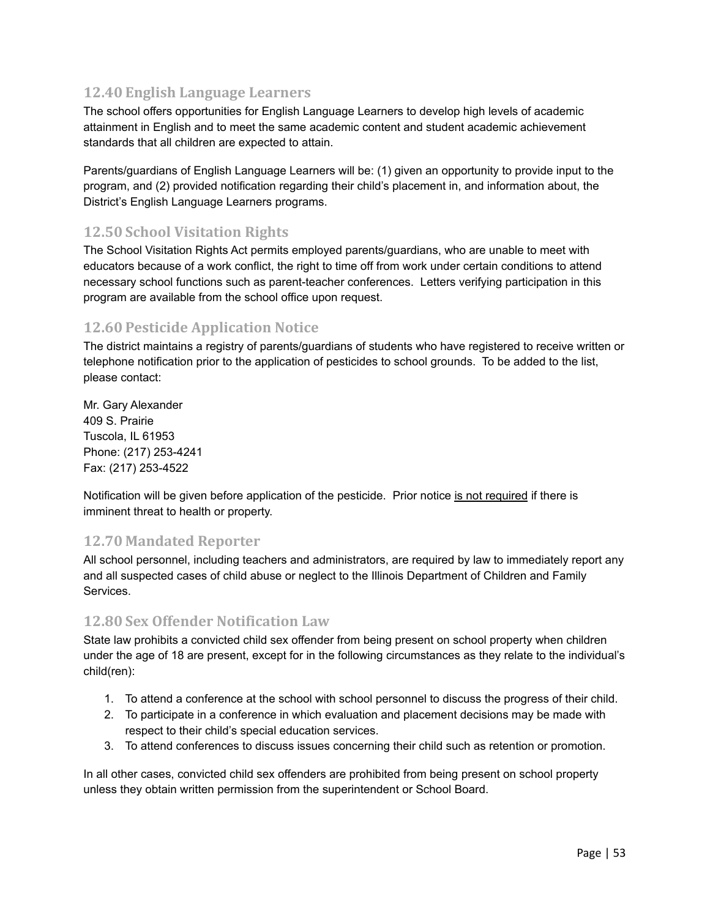## 12.40 English Language Learners

The school offers opportunities for English Language Learners to develop high levels of academic attainment in English and to meet the same academic content and student academic achievement standards that all children are expected to attain.

Parents/guardians of English Language Learners will be: (1) given an opportunity to provide input to the program, and (2) provided notification regarding their child's placement in, and information about, the District's English Language Learners programs.

## 12.50 School Visitation Rights

The School Visitation Rights Act permits employed parents/guardians, who are unable to meet with educators because of a work conflict, the right to time off from work under certain conditions to attend necessary school functions such as parent-teacher conferences. Letters verifying participation in this program are available from the school office upon request.

## 12.60 Pesticide Application Notice

The district maintains a registry of parents/guardians of students who have registered to receive written or telephone notification prior to the application of pesticides to school grounds. To be added to the list, please contact:

Mr. Gary Alexander
409 S. Prairie
Tuscola, IL 61953
Phone: (217) 253-4241
Fax: (217) 253-4522

Notification will be given before application of the pesticide. Prior notice <u>is not required</u> if there is imminent threat to health or property.

## 12.70 Mandated Reporter

All school personnel, including teachers and administrators, are required by law to immediately report any and all suspected cases of child abuse or neglect to the Illinois Department of Children and Family Services.

## 12.80 Sex Offender Notification Law

State law prohibits a convicted child sex offender from being present on school property when children under the age of 18 are present, except for in the following circumstances as they relate to the individual's child(ren):

1. To attend a conference at the school with school personnel to discuss the progress of their child.
2. To participate in a conference in which evaluation and placement decisions may be made with respect to their child's special education services.
3. To attend conferences to discuss issues concerning their child such as retention or promotion.

In all other cases, convicted child sex offenders are prohibited from being present on school property unless they obtain written permission from the superintendent or School Board.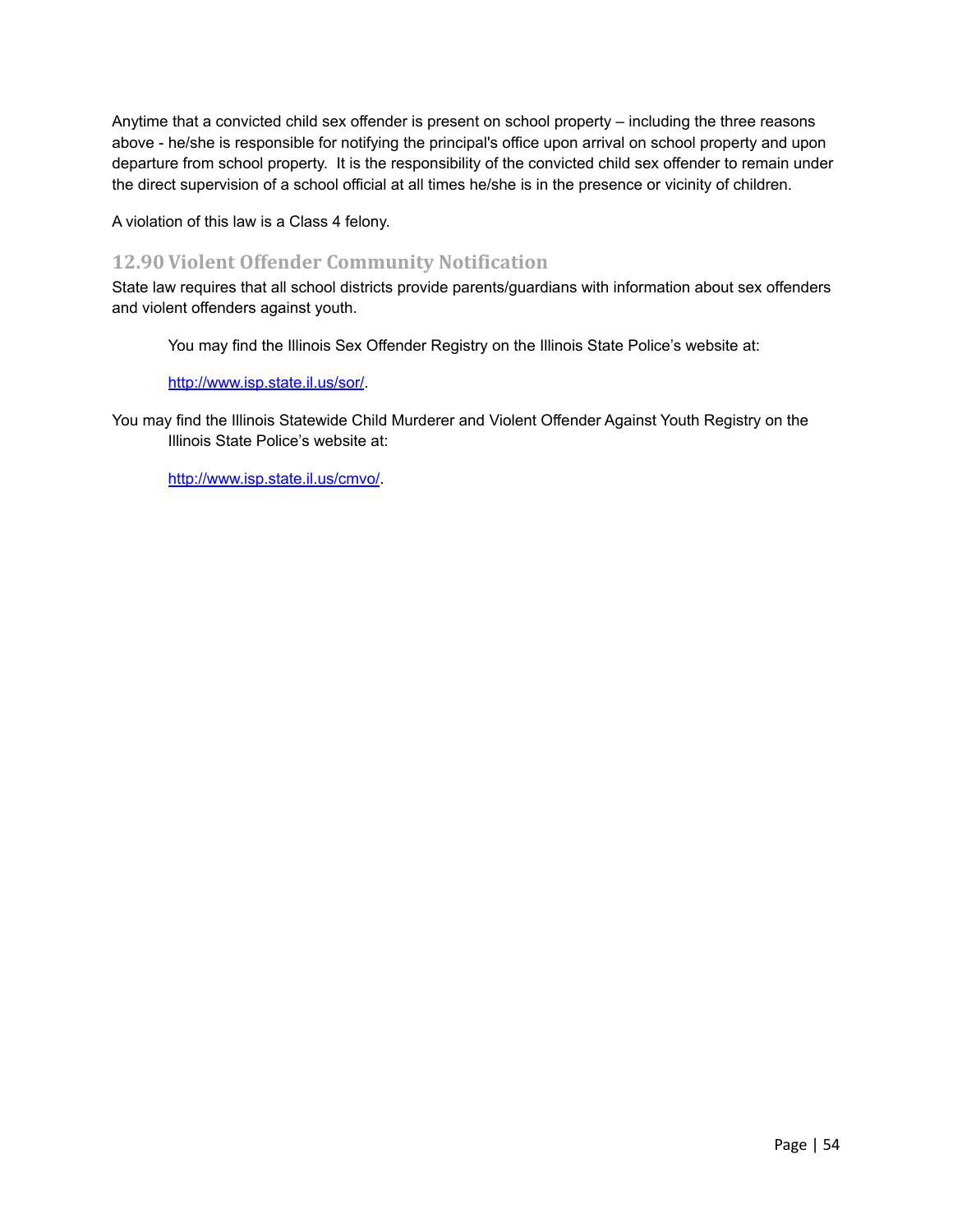Anytime that a convicted child sex offender is present on school property – including the three reasons above - he/she is responsible for notifying the principal's office upon arrival on school property and upon departure from school property. It is the responsibility of the convicted child sex offender to remain under the direct supervision of a school official at all times he/she is in the presence or vicinity of children.

A violation of this law is a Class 4 felony.

## 12.90 Violent Offender Community Notification

State law requires that all school districts provide parents/guardians with information about sex offenders and violent offenders against youth.

> You may find the Illinois Sex Offender Registry on the Illinois State Police's website at:
>
> http://www.isp.state.il.us/sor/.

You may find the Illinois Statewide Child Murderer and Violent Offender Against Youth Registry on the Illinois State Police's website at:

> http://www.isp.state.il.us/cmvo/.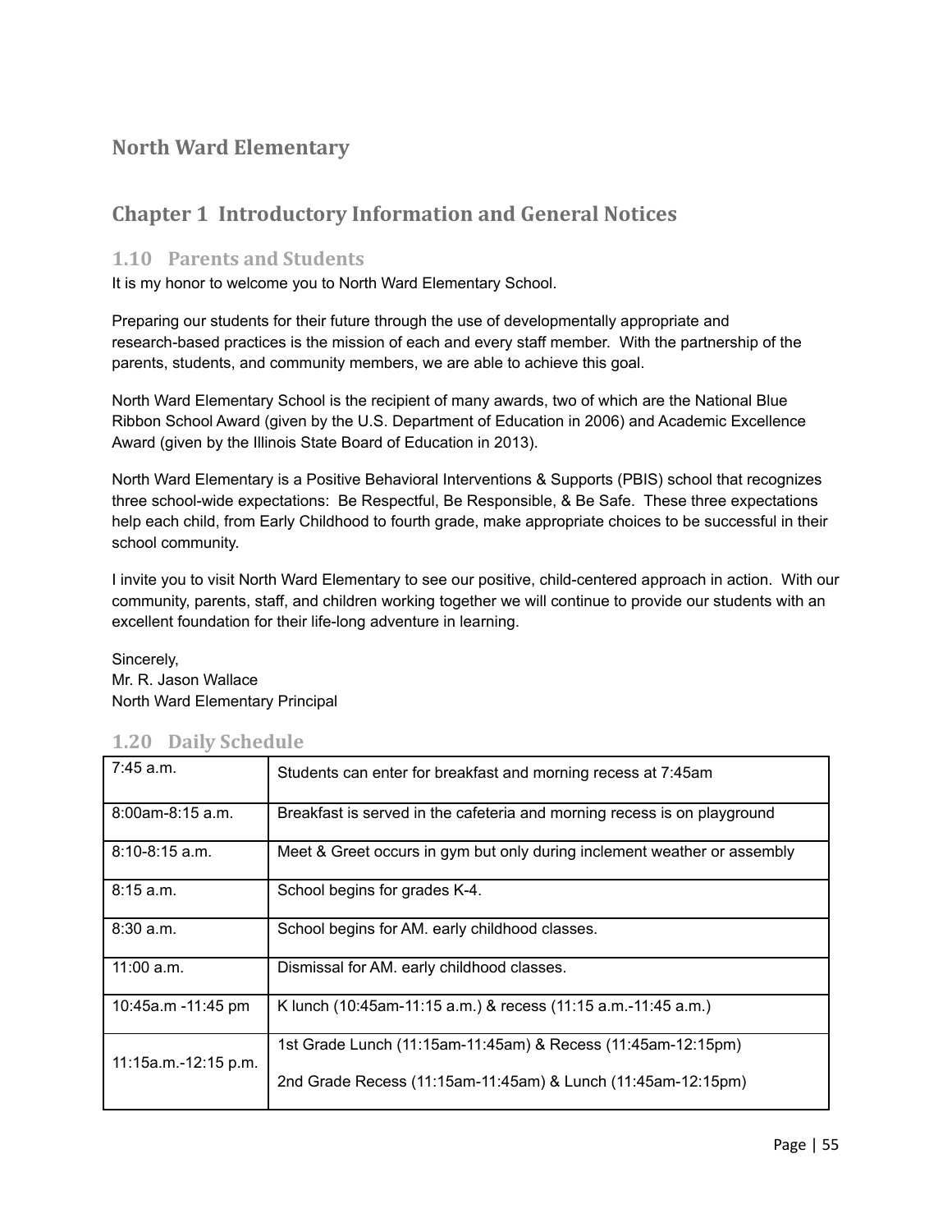# North Ward Elementary

## Chapter 1 Introductory Information and General Notices

### 1.10 Parents and Students

It is my honor to welcome you to North Ward Elementary School.

Preparing our students for their future through the use of developmentally appropriate and research-based practices is the mission of each and every staff member. With the partnership of the parents, students, and community members, we are able to achieve this goal.

North Ward Elementary School is the recipient of many awards, two of which are the National Blue Ribbon School Award (given by the U.S. Department of Education in 2006) and Academic Excellence Award (given by the Illinois State Board of Education in 2013).

North Ward Elementary is a Positive Behavioral Interventions & Supports (PBIS) school that recognizes three school-wide expectations: Be Respectful, Be Responsible, & Be Safe. These three expectations help each child, from Early Childhood to fourth grade, make appropriate choices to be successful in their school community.

I invite you to visit North Ward Elementary to see our positive, child-centered approach in action. With our community, parents, staff, and children working together we will continue to provide our students with an excellent foundation for their life-long adventure in learning.

Sincerely,
Mr. R. Jason Wallace
North Ward Elementary Principal

### 1.20 Daily Schedule

| | |
|---|---|
| 7:45 a.m. | Students can enter for breakfast and morning recess at 7:45am |
| 8:00am-8:15 a.m. | Breakfast is served in the cafeteria and morning recess is on playground |
| 8:10-8:15 a.m. | Meet & Greet occurs in gym but only during inclement weather or assembly |
| 8:15 a.m. | School begins for grades K-4. |
| 8:30 a.m. | School begins for AM. early childhood classes. |
| 11:00 a.m. | Dismissal for AM. early childhood classes. |
| 10:45a.m -11:45 pm | K lunch (10:45am-11:15 a.m.) & recess (11:15 a.m.-11:45 a.m.) |
| 11:15a.m.-12:15 p.m. | 1st Grade Lunch (11:15am-11:45am) & Recess (11:45am-12:15pm)<br><br>2nd Grade Recess (11:15am-11:45am) & Lunch (11:45am-12:15pm) |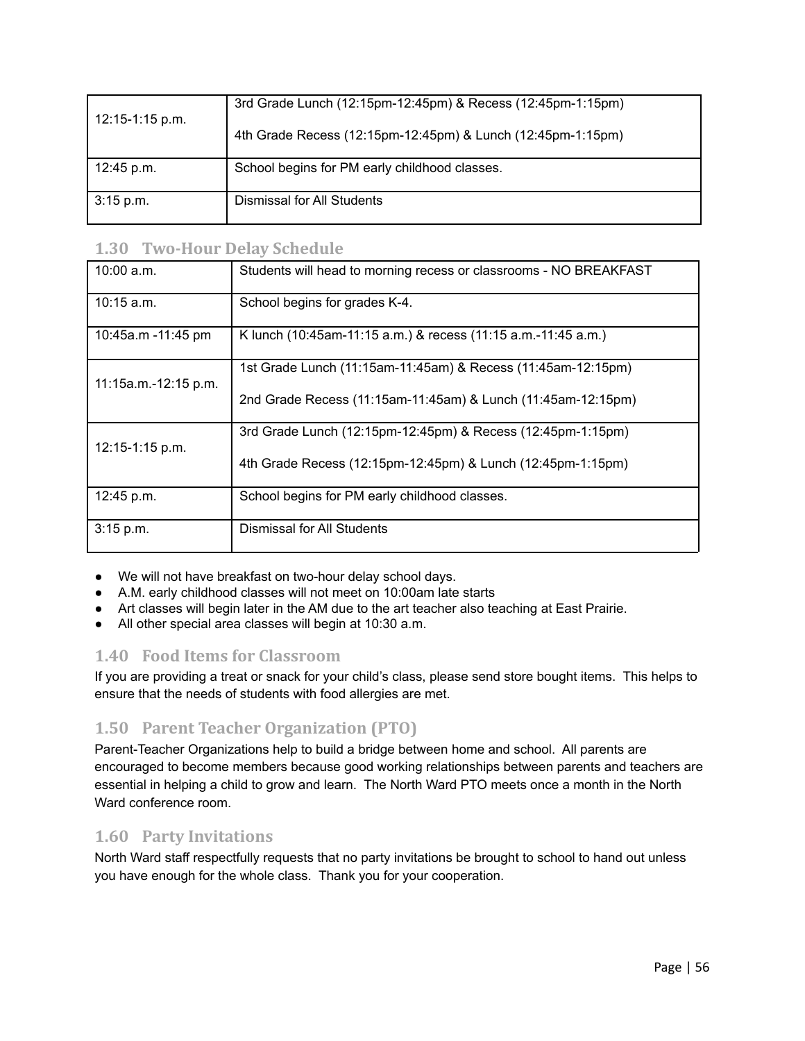| 12:15-1:15 p.m. | 3rd Grade Lunch (12:15pm-12:45pm) & Recess (12:45pm-1:15pm)<br><br>4th Grade Recess (12:15pm-12:45pm) & Lunch (12:45pm-1:15pm) |
|---|---|
| 12:45 p.m. | School begins for PM early childhood classes. |
| 3:15 p.m. | Dismissal for All Students |

## 1.30 Two-Hour Delay Schedule

| 10:00 a.m. | Students will head to morning recess or classrooms - NO BREAKFAST |
|---|---|
| 10:15 a.m. | School begins for grades K-4. |
| 10:45a.m -11:45 pm | K lunch (10:45am-11:15 a.m.) & recess (11:15 a.m.-11:45 a.m.) |
| 11:15a.m.-12:15 p.m. | 1st Grade Lunch (11:15am-11:45am) & Recess (11:45am-12:15pm)<br><br>2nd Grade Recess (11:15am-11:45am) & Lunch (11:45am-12:15pm) |
| 12:15-1:15 p.m. | 3rd Grade Lunch (12:15pm-12:45pm) & Recess (12:45pm-1:15pm)<br><br>4th Grade Recess (12:15pm-12:45pm) & Lunch (12:45pm-1:15pm) |
| 12:45 p.m. | School begins for PM early childhood classes. |
| 3:15 p.m. | Dismissal for All Students |

- We will not have breakfast on two-hour delay school days.
- A.M. early childhood classes will not meet on 10:00am late starts
- Art classes will begin later in the AM due to the art teacher also teaching at East Prairie.
- All other special area classes will begin at 10:30 a.m.

## 1.40 Food Items for Classroom

If you are providing a treat or snack for your child's class, please send store bought items. This helps to ensure that the needs of students with food allergies are met.

## 1.50 Parent Teacher Organization (PTO)

Parent-Teacher Organizations help to build a bridge between home and school. All parents are encouraged to become members because good working relationships between parents and teachers are essential in helping a child to grow and learn. The North Ward PTO meets once a month in the North Ward conference room.

## 1.60 Party Invitations

North Ward staff respectfully requests that no party invitations be brought to school to hand out unless you have enough for the whole class. Thank you for your cooperation.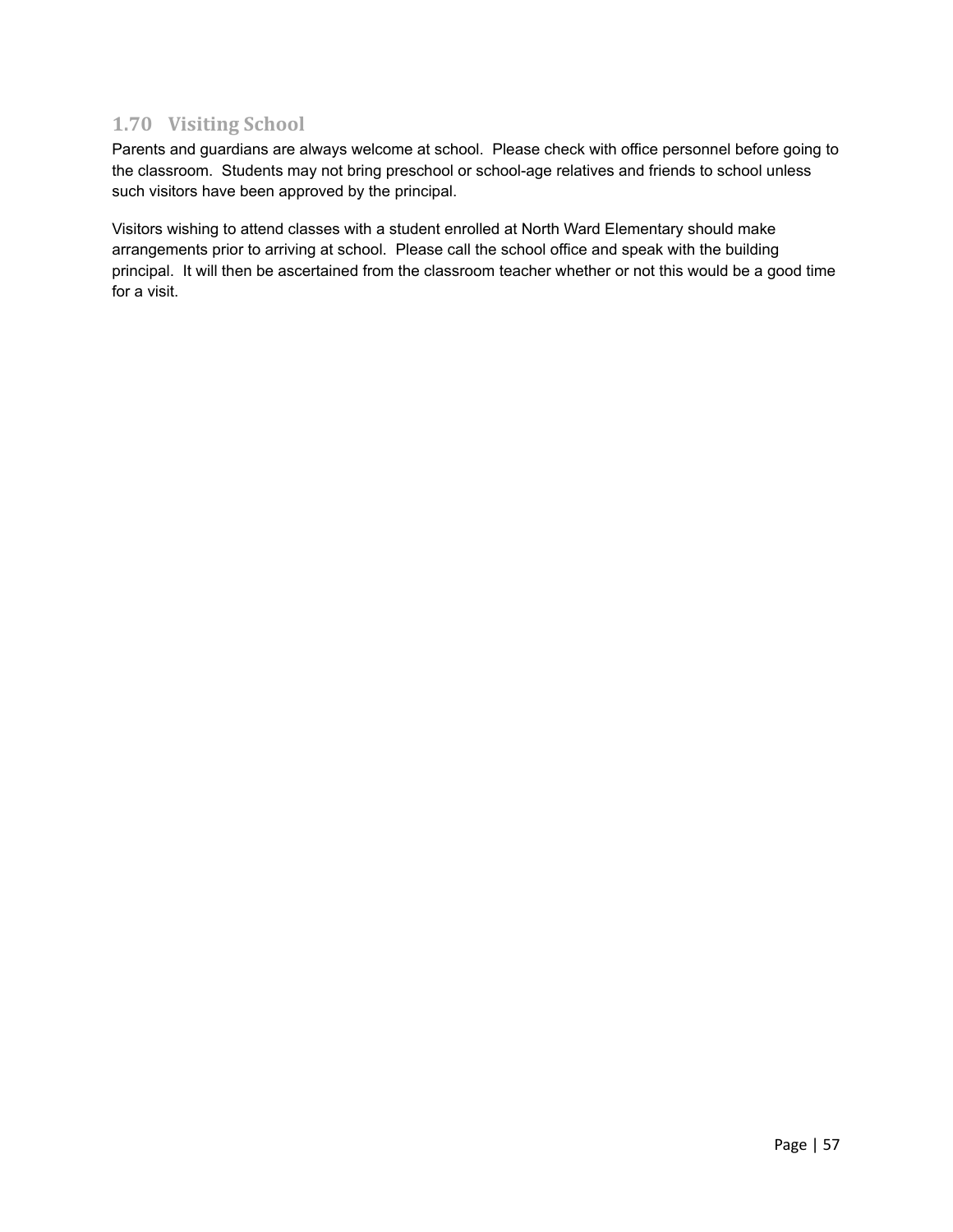## 1.70 Visiting School

Parents and guardians are always welcome at school. Please check with office personnel before going to the classroom. Students may not bring preschool or school-age relatives and friends to school unless such visitors have been approved by the principal.

Visitors wishing to attend classes with a student enrolled at North Ward Elementary should make arrangements prior to arriving at school. Please call the school office and speak with the building principal. It will then be ascertained from the classroom teacher whether or not this would be a good time for a visit.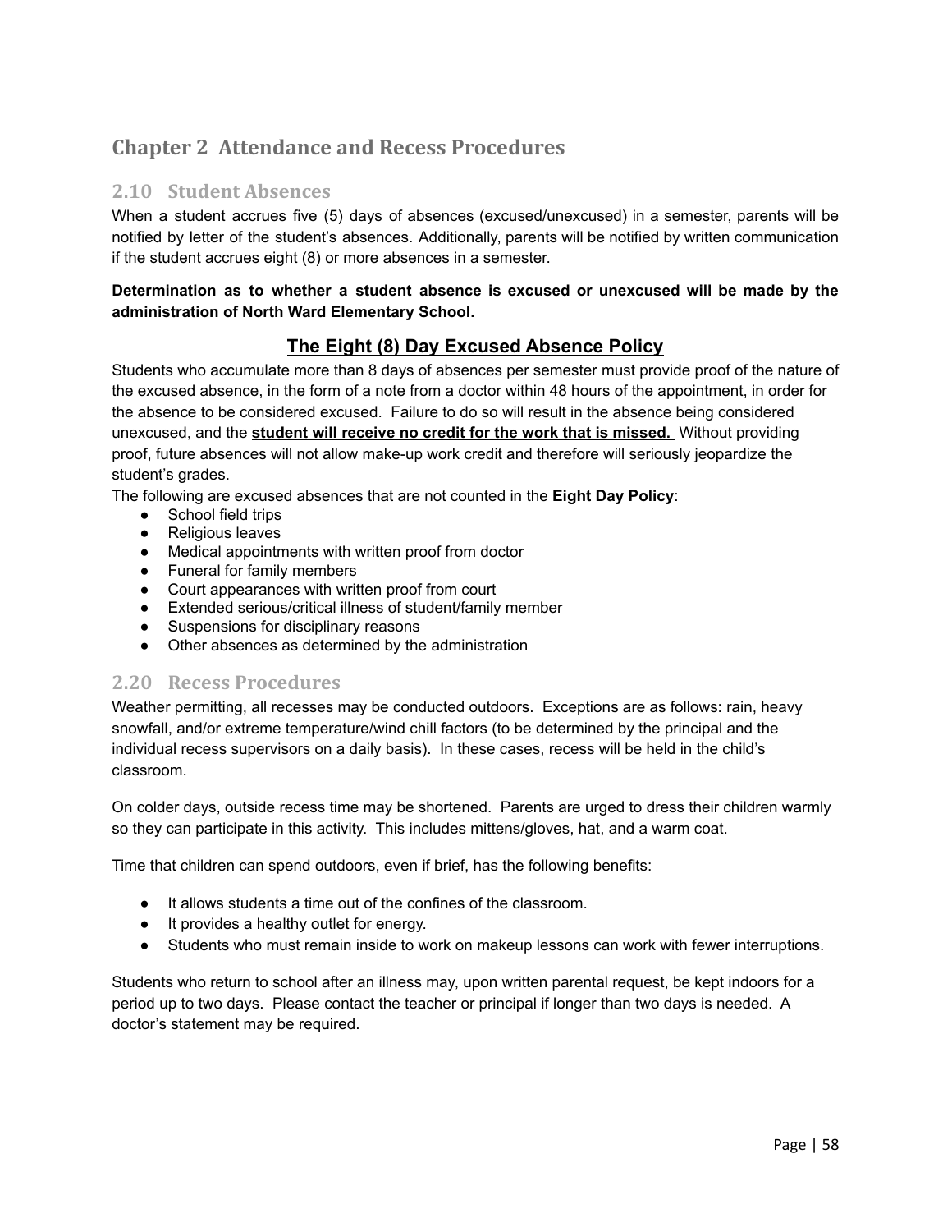# Chapter 2 Attendance and Recess Procedures

## 2.10 Student Absences

When a student accrues five (5) days of absences (excused/unexcused) in a semester, parents will be notified by letter of the student's absences. Additionally, parents will be notified by written communication if the student accrues eight (8) or more absences in a semester.

**Determination as to whether a student absence is excused or unexcused will be made by the administration of North Ward Elementary School.**

### **The Eight (8) Day Excused Absence Policy**

Students who accumulate more than 8 days of absences per semester must provide proof of the nature of the excused absence, in the form of a note from a doctor within 48 hours of the appointment, in order for the absence to be considered excused. Failure to do so will result in the absence being considered unexcused, and the **student will receive no credit for the work that is missed.** Without providing proof, future absences will not allow make-up work credit and therefore will seriously jeopardize the student's grades.

The following are excused absences that are not counted in the **Eight Day Policy**:

- School field trips
- Religious leaves
- Medical appointments with written proof from doctor
- Funeral for family members
- Court appearances with written proof from court
- Extended serious/critical illness of student/family member
- Suspensions for disciplinary reasons
- Other absences as determined by the administration

## 2.20 Recess Procedures

Weather permitting, all recesses may be conducted outdoors. Exceptions are as follows: rain, heavy snowfall, and/or extreme temperature/wind chill factors (to be determined by the principal and the individual recess supervisors on a daily basis). In these cases, recess will be held in the child's classroom.

On colder days, outside recess time may be shortened. Parents are urged to dress their children warmly so they can participate in this activity. This includes mittens/gloves, hat, and a warm coat.

Time that children can spend outdoors, even if brief, has the following benefits:

- It allows students a time out of the confines of the classroom.
- It provides a healthy outlet for energy.
- Students who must remain inside to work on makeup lessons can work with fewer interruptions.

Students who return to school after an illness may, upon written parental request, be kept indoors for a period up to two days. Please contact the teacher or principal if longer than two days is needed. A doctor's statement may be required.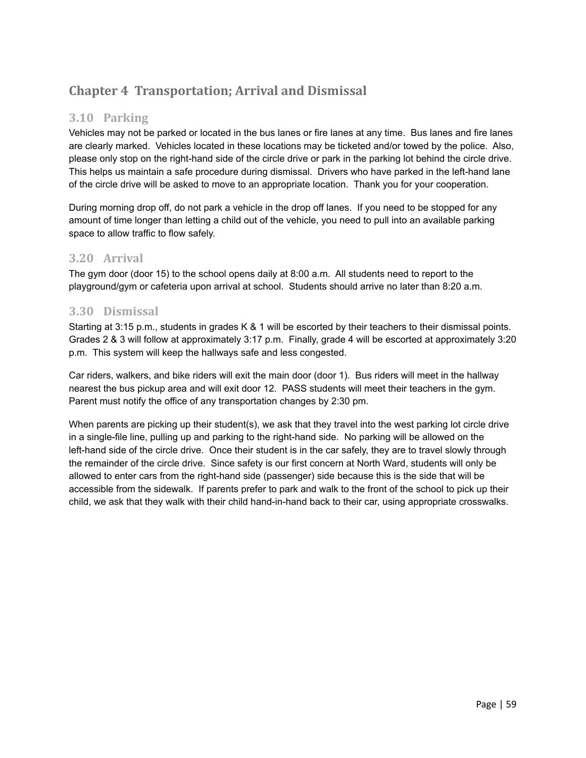# Chapter 4 Transportation; Arrival and Dismissal

## 3.10 Parking

Vehicles may not be parked or located in the bus lanes or fire lanes at any time. Bus lanes and fire lanes are clearly marked. Vehicles located in these locations may be ticketed and/or towed by the police. Also, please only stop on the right-hand side of the circle drive or park in the parking lot behind the circle drive. This helps us maintain a safe procedure during dismissal. Drivers who have parked in the left-hand lane of the circle drive will be asked to move to an appropriate location. Thank you for your cooperation.

During morning drop off, do not park a vehicle in the drop off lanes. If you need to be stopped for any amount of time longer than letting a child out of the vehicle, you need to pull into an available parking space to allow traffic to flow safely.

## 3.20 Arrival

The gym door (door 15) to the school opens daily at 8:00 a.m. All students need to report to the playground/gym or cafeteria upon arrival at school. Students should arrive no later than 8:20 a.m.

## 3.30 Dismissal

Starting at 3:15 p.m., students in grades K & 1 will be escorted by their teachers to their dismissal points. Grades 2 & 3 will follow at approximately 3:17 p.m. Finally, grade 4 will be escorted at approximately 3:20 p.m. This system will keep the hallways safe and less congested.

Car riders, walkers, and bike riders will exit the main door (door 1). Bus riders will meet in the hallway nearest the bus pickup area and will exit door 12. PASS students will meet their teachers in the gym. Parent must notify the office of any transportation changes by 2:30 pm.

When parents are picking up their student(s), we ask that they travel into the west parking lot circle drive in a single-file line, pulling up and parking to the right-hand side. No parking will be allowed on the left-hand side of the circle drive. Once their student is in the car safely, they are to travel slowly through the remainder of the circle drive. Since safety is our first concern at North Ward, students will only be allowed to enter cars from the right-hand side (passenger) side because this is the side that will be accessible from the sidewalk. If parents prefer to park and walk to the front of the school to pick up their child, we ask that they walk with their child hand-in-hand back to their car, using appropriate crosswalks.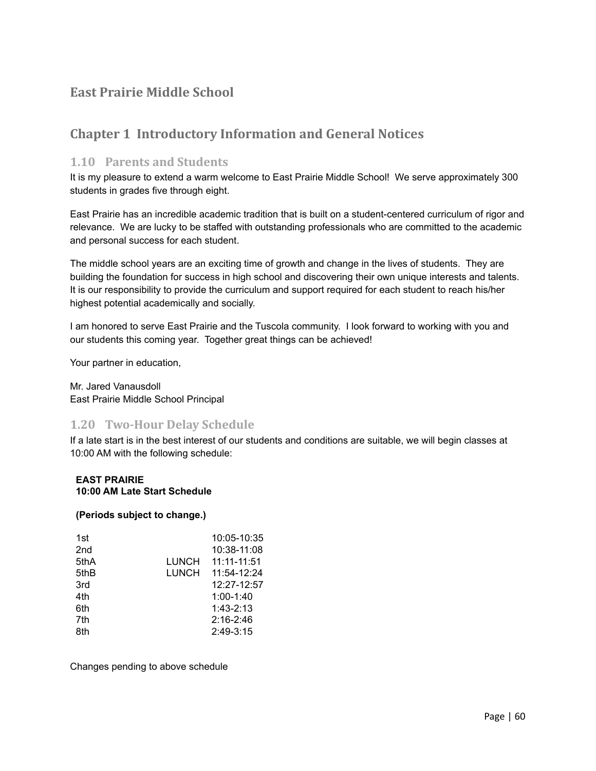## East Prairie Middle School

## Chapter 1  Introductory Information and General Notices

### 1.10   Parents and Students

It is my pleasure to extend a warm welcome to East Prairie Middle School!  We serve approximately 300 students in grades five through eight.

East Prairie has an incredible academic tradition that is built on a student-centered curriculum of rigor and relevance.  We are lucky to be staffed with outstanding professionals who are committed to the academic and personal success for each student.

The middle school years are an exciting time of growth and change in the lives of students.  They are building the foundation for success in high school and discovering their own unique interests and talents.  It is our responsibility to provide the curriculum and support required for each student to reach his/her highest potential academically and socially.

I am honored to serve East Prairie and the Tuscola community.  I look forward to working with you and our students this coming year.  Together great things can be achieved!

Your partner in education,

Mr. Jared Vanausdoll
East Prairie Middle School Principal

### 1.20   Two-Hour Delay Schedule

If a late start is in the best interest of our students and conditions are suitable, we will begin classes at 10:00 AM with the following schedule:

**EAST PRAIRIE**
**10:00 AM Late Start Schedule**

**(Periods subject to change.)**

| Period | | Time |
|---|---|---|
| 1st | | 10:05-10:35 |
| 2nd | | 10:38-11:08 |
| 5thA | LUNCH | 11:11-11:51 |
| 5thB | LUNCH | 11:54-12:24 |
| 3rd | | 12:27-12:57 |
| 4th | | 1:00-1:40 |
| 6th | | 1:43-2:13 |
| 7th | | 2:16-2:46 |
| 8th | | 2:49-3:15 |

Changes pending to above schedule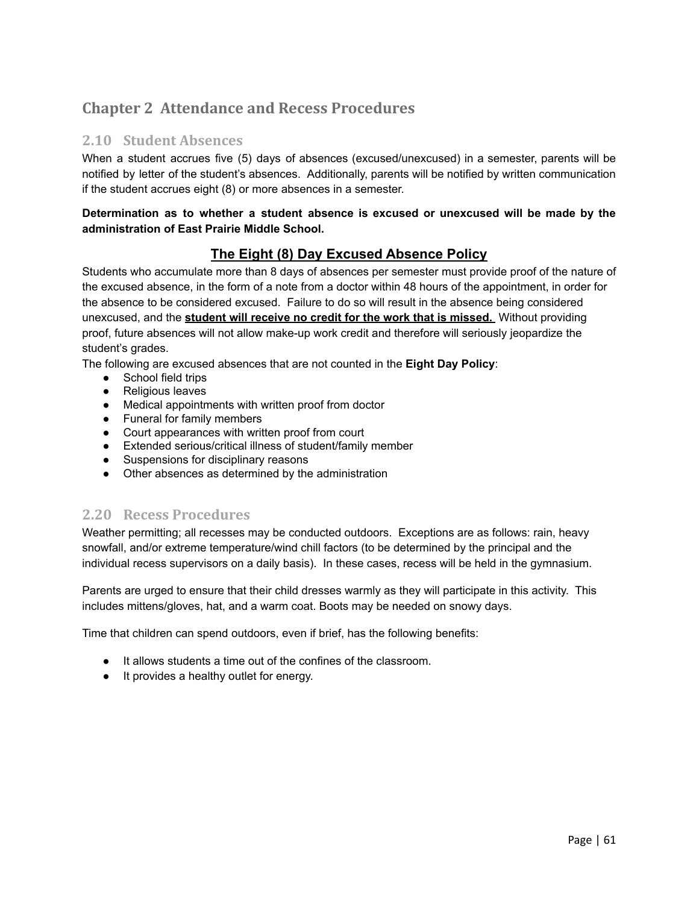# Chapter 2 Attendance and Recess Procedures

## 2.10 Student Absences

When a student accrues five (5) days of absences (excused/unexcused) in a semester, parents will be notified by letter of the student's absences. Additionally, parents will be notified by written communication if the student accrues eight (8) or more absences in a semester.

**Determination as to whether a student absence is excused or unexcused will be made by the administration of East Prairie Middle School.**

### The Eight (8) Day Excused Absence Policy

Students who accumulate more than 8 days of absences per semester must provide proof of the nature of the excused absence, in the form of a note from a doctor within 48 hours of the appointment, in order for the absence to be considered excused. Failure to do so will result in the absence being considered unexcused, and the **student will receive no credit for the work that is missed.** Without providing proof, future absences will not allow make-up work credit and therefore will seriously jeopardize the student's grades.

The following are excused absences that are not counted in the **Eight Day Policy**:

- School field trips
- Religious leaves
- Medical appointments with written proof from doctor
- Funeral for family members
- Court appearances with written proof from court
- Extended serious/critical illness of student/family member
- Suspensions for disciplinary reasons
- Other absences as determined by the administration

## 2.20 Recess Procedures

Weather permitting; all recesses may be conducted outdoors. Exceptions are as follows: rain, heavy snowfall, and/or extreme temperature/wind chill factors (to be determined by the principal and the individual recess supervisors on a daily basis). In these cases, recess will be held in the gymnasium.

Parents are urged to ensure that their child dresses warmly as they will participate in this activity. This includes mittens/gloves, hat, and a warm coat. Boots may be needed on snowy days.

Time that children can spend outdoors, even if brief, has the following benefits:

- It allows students a time out of the confines of the classroom.
- It provides a healthy outlet for energy.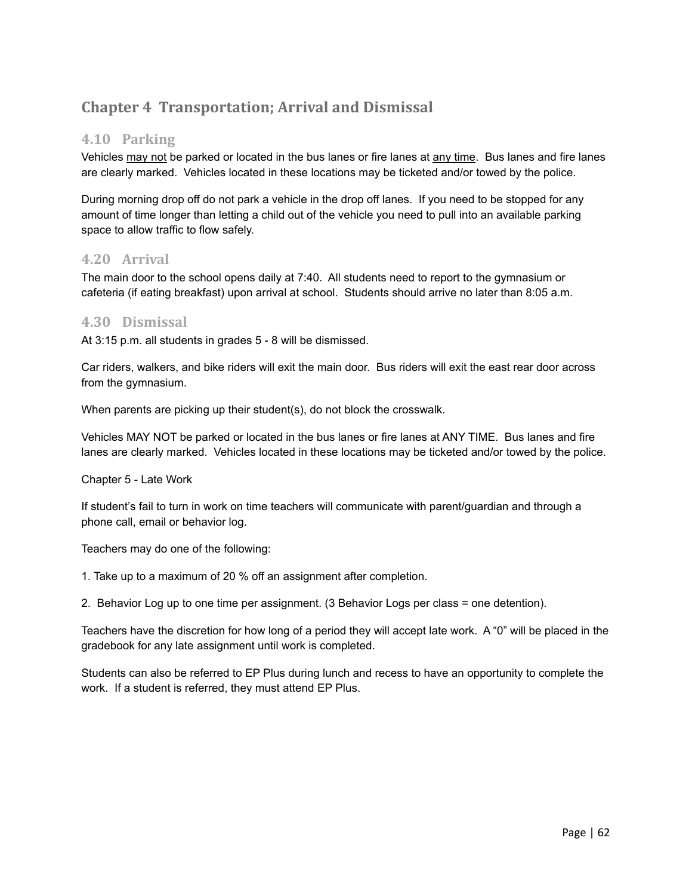## Chapter 4 Transportation; Arrival and Dismissal

### 4.10 Parking

Vehicles <u>may not</u> be parked or located in the bus lanes or fire lanes at <u>any time</u>. Bus lanes and fire lanes are clearly marked. Vehicles located in these locations may be ticketed and/or towed by the police.

During morning drop off do not park a vehicle in the drop off lanes. If you need to be stopped for any amount of time longer than letting a child out of the vehicle you need to pull into an available parking space to allow traffic to flow safely.

### 4.20 Arrival

The main door to the school opens daily at 7:40. All students need to report to the gymnasium or cafeteria (if eating breakfast) upon arrival at school. Students should arrive no later than 8:05 a.m.

### 4.30 Dismissal

At 3:15 p.m. all students in grades 5 - 8 will be dismissed.

Car riders, walkers, and bike riders will exit the main door. Bus riders will exit the east rear door across from the gymnasium.

When parents are picking up their student(s), do not block the crosswalk.

Vehicles MAY NOT be parked or located in the bus lanes or fire lanes at ANY TIME. Bus lanes and fire lanes are clearly marked. Vehicles located in these locations may be ticketed and/or towed by the police.

Chapter 5 - Late Work

If student's fail to turn in work on time teachers will communicate with parent/guardian and through a phone call, email or behavior log.

Teachers may do one of the following:

1. Take up to a maximum of 20 % off an assignment after completion.

2. Behavior Log up to one time per assignment. (3 Behavior Logs per class = one detention).

Teachers have the discretion for how long of a period they will accept late work. A "0" will be placed in the gradebook for any late assignment until work is completed.

Students can also be referred to EP Plus during lunch and recess to have an opportunity to complete the work. If a student is referred, they must attend EP Plus.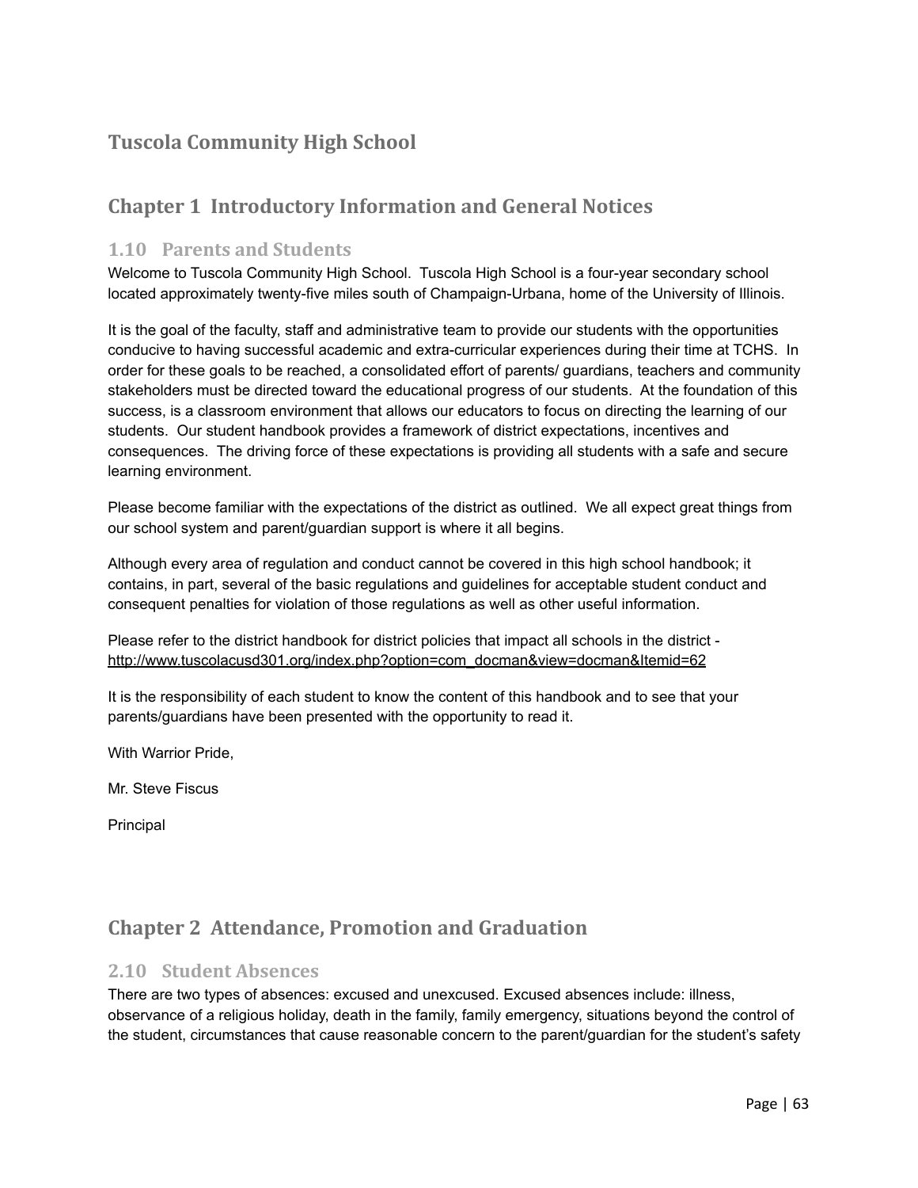## Tuscola Community High School

# Chapter 1 Introductory Information and General Notices

### 1.10 Parents and Students

Welcome to Tuscola Community High School. Tuscola High School is a four-year secondary school located approximately twenty-five miles south of Champaign-Urbana, home of the University of Illinois.

It is the goal of the faculty, staff and administrative team to provide our students with the opportunities conducive to having successful academic and extra-curricular experiences during their time at TCHS. In order for these goals to be reached, a consolidated effort of parents/ guardians, teachers and community stakeholders must be directed toward the educational progress of our students. At the foundation of this success, is a classroom environment that allows our educators to focus on directing the learning of our students. Our student handbook provides a framework of district expectations, incentives and consequences. The driving force of these expectations is providing all students with a safe and secure learning environment.

Please become familiar with the expectations of the district as outlined. We all expect great things from our school system and parent/guardian support is where it all begins.

Although every area of regulation and conduct cannot be covered in this high school handbook; it contains, in part, several of the basic regulations and guidelines for acceptable student conduct and consequent penalties for violation of those regulations as well as other useful information.

Please refer to the district handbook for district policies that impact all schools in the district - http://www.tuscolacusd301.org/index.php?option=com_docman&view=docman&Itemid=62

It is the responsibility of each student to know the content of this handbook and to see that your parents/guardians have been presented with the opportunity to read it.

With Warrior Pride,

Mr. Steve Fiscus

Principal

# Chapter 2 Attendance, Promotion and Graduation

### 2.10 Student Absences

There are two types of absences: excused and unexcused. Excused absences include: illness, observance of a religious holiday, death in the family, family emergency, situations beyond the control of the student, circumstances that cause reasonable concern to the parent/guardian for the student's safety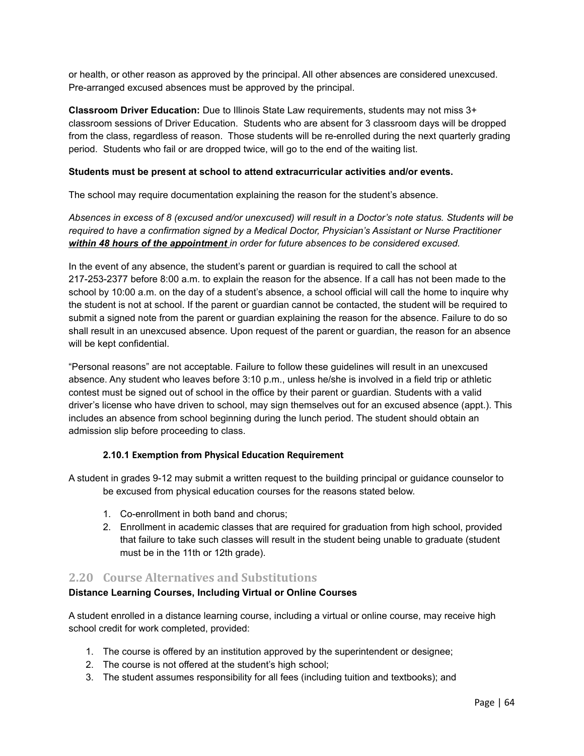or health, or other reason as approved by the principal. All other absences are considered unexcused. Pre-arranged excused absences must be approved by the principal.

**Classroom Driver Education:** Due to Illinois State Law requirements, students may not miss 3+ classroom sessions of Driver Education. Students who are absent for 3 classroom days will be dropped from the class, regardless of reason. Those students will be re-enrolled during the next quarterly grading period. Students who fail or are dropped twice, will go to the end of the waiting list.

**Students must be present at school to attend extracurricular activities and/or events.**

The school may require documentation explaining the reason for the student's absence.

*Absences in excess of 8 (excused and/or unexcused) will result in a Doctor's note status. Students will be required to have a confirmation signed by a Medical Doctor, Physician's Assistant or Nurse Practitioner **within 48 hours of the appointment** in order for future absences to be considered excused.*

In the event of any absence, the student's parent or guardian is required to call the school at 217-253-2377 before 8:00 a.m. to explain the reason for the absence. If a call has not been made to the school by 10:00 a.m. on the day of a student's absence, a school official will call the home to inquire why the student is not at school. If the parent or guardian cannot be contacted, the student will be required to submit a signed note from the parent or guardian explaining the reason for the absence. Failure to do so shall result in an unexcused absence. Upon request of the parent or guardian, the reason for an absence will be kept confidential.

"Personal reasons" are not acceptable. Failure to follow these guidelines will result in an unexcused absence. Any student who leaves before 3:10 p.m., unless he/she is involved in a field trip or athletic contest must be signed out of school in the office by their parent or guardian. Students with a valid driver's license who have driven to school, may sign themselves out for an excused absence (appt.). This includes an absence from school beginning during the lunch period. The student should obtain an admission slip before proceeding to class.

### 2.10.1 Exemption from Physical Education Requirement

A student in grades 9-12 may submit a written request to the building principal or guidance counselor to be excused from physical education courses for the reasons stated below.

1. Co-enrollment in both band and chorus;
2. Enrollment in academic classes that are required for graduation from high school, provided that failure to take such classes will result in the student being unable to graduate (student must be in the 11th or 12th grade).

## 2.20 Course Alternatives and Substitutions

**Distance Learning Courses, Including Virtual or Online Courses**

A student enrolled in a distance learning course, including a virtual or online course, may receive high school credit for work completed, provided:

1. The course is offered by an institution approved by the superintendent or designee;
2. The course is not offered at the student's high school;
3. The student assumes responsibility for all fees (including tuition and textbooks); and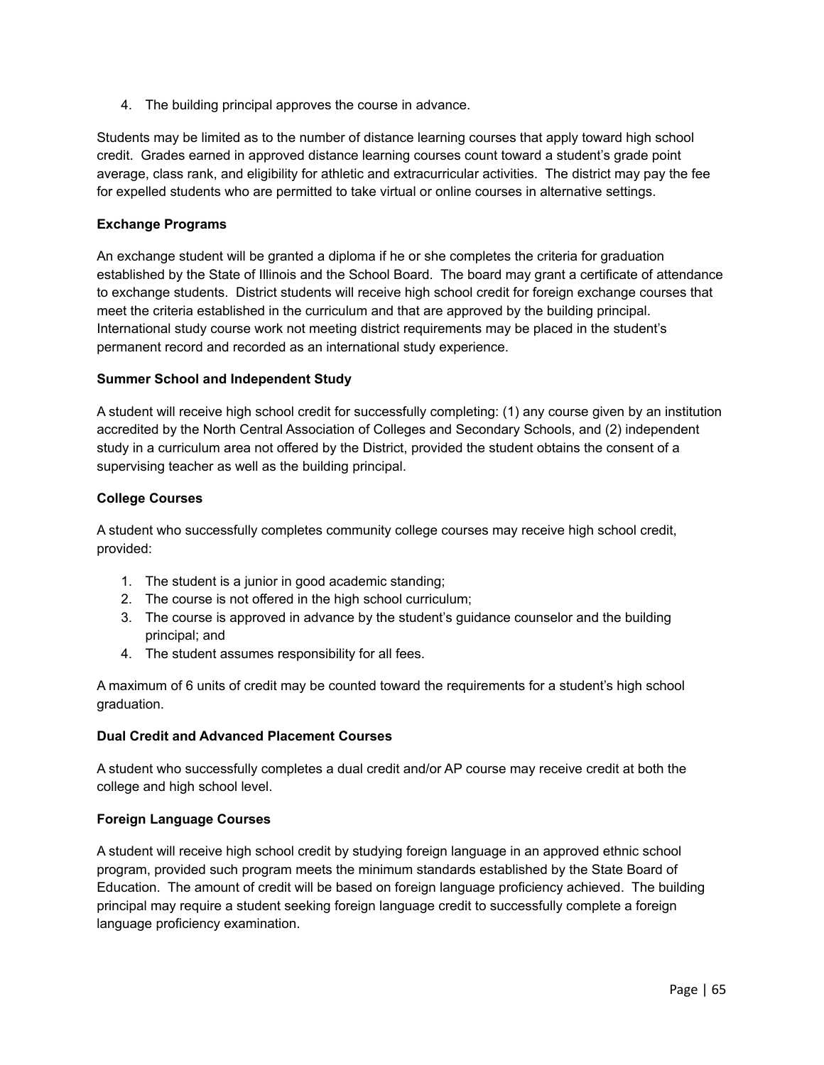4. The building principal approves the course in advance.

Students may be limited as to the number of distance learning courses that apply toward high school credit. Grades earned in approved distance learning courses count toward a student's grade point average, class rank, and eligibility for athletic and extracurricular activities. The district may pay the fee for expelled students who are permitted to take virtual or online courses in alternative settings.

**Exchange Programs**

An exchange student will be granted a diploma if he or she completes the criteria for graduation established by the State of Illinois and the School Board. The board may grant a certificate of attendance to exchange students. District students will receive high school credit for foreign exchange courses that meet the criteria established in the curriculum and that are approved by the building principal. International study course work not meeting district requirements may be placed in the student's permanent record and recorded as an international study experience.

**Summer School and Independent Study**

A student will receive high school credit for successfully completing: (1) any course given by an institution accredited by the North Central Association of Colleges and Secondary Schools, and (2) independent study in a curriculum area not offered by the District, provided the student obtains the consent of a supervising teacher as well as the building principal.

**College Courses**

A student who successfully completes community college courses may receive high school credit, provided:

1. The student is a junior in good academic standing;
2. The course is not offered in the high school curriculum;
3. The course is approved in advance by the student's guidance counselor and the building principal; and
4. The student assumes responsibility for all fees.

A maximum of 6 units of credit may be counted toward the requirements for a student's high school graduation.

**Dual Credit and Advanced Placement Courses**

A student who successfully completes a dual credit and/or AP course may receive credit at both the college and high school level.

**Foreign Language Courses**

A student will receive high school credit by studying foreign language in an approved ethnic school program, provided such program meets the minimum standards established by the State Board of Education. The amount of credit will be based on foreign language proficiency achieved. The building principal may require a student seeking foreign language credit to successfully complete a foreign language proficiency examination.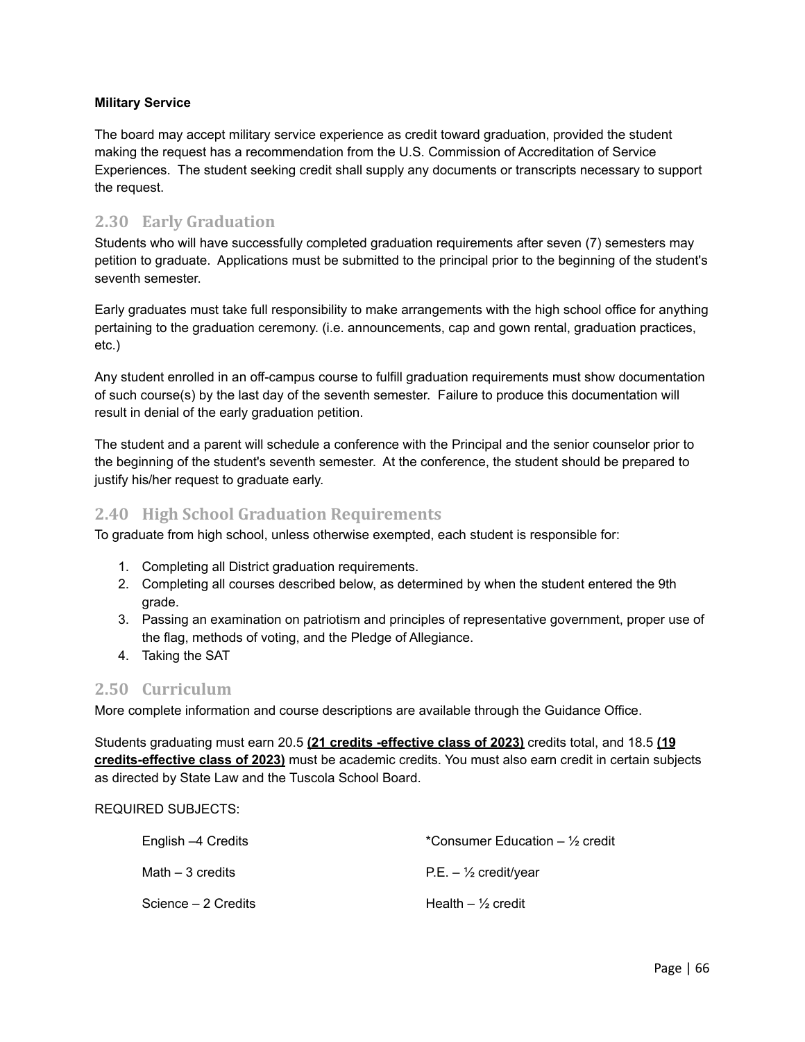**Military Service**

The board may accept military service experience as credit toward graduation, provided the student making the request has a recommendation from the U.S. Commission of Accreditation of Service Experiences. The student seeking credit shall supply any documents or transcripts necessary to support the request.

## 2.30 Early Graduation

Students who will have successfully completed graduation requirements after seven (7) semesters may petition to graduate. Applications must be submitted to the principal prior to the beginning of the student's seventh semester.

Early graduates must take full responsibility to make arrangements with the high school office for anything pertaining to the graduation ceremony. (i.e. announcements, cap and gown rental, graduation practices, etc.)

Any student enrolled in an off-campus course to fulfill graduation requirements must show documentation of such course(s) by the last day of the seventh semester. Failure to produce this documentation will result in denial of the early graduation petition.

The student and a parent will schedule a conference with the Principal and the senior counselor prior to the beginning of the student's seventh semester. At the conference, the student should be prepared to justify his/her request to graduate early.

## 2.40 High School Graduation Requirements

To graduate from high school, unless otherwise exempted, each student is responsible for:

1. Completing all District graduation requirements.
2. Completing all courses described below, as determined by when the student entered the 9th grade.
3. Passing an examination on patriotism and principles of representative government, proper use of the flag, methods of voting, and the Pledge of Allegiance.
4. Taking the SAT

## 2.50 Curriculum

More complete information and course descriptions are available through the Guidance Office.

Students graduating must earn 20.5 **(21 credits -effective class of 2023)** credits total, and 18.5 **(19 credits-effective class of 2023)** must be academic credits. You must also earn credit in certain subjects as directed by State Law and the Tuscola School Board.

REQUIRED SUBJECTS:

English –4 Credits

Math – 3 credits

Science – 2 Credits

*Consumer Education – ½ credit

P.E. – ½ credit/year

Health – ½ credit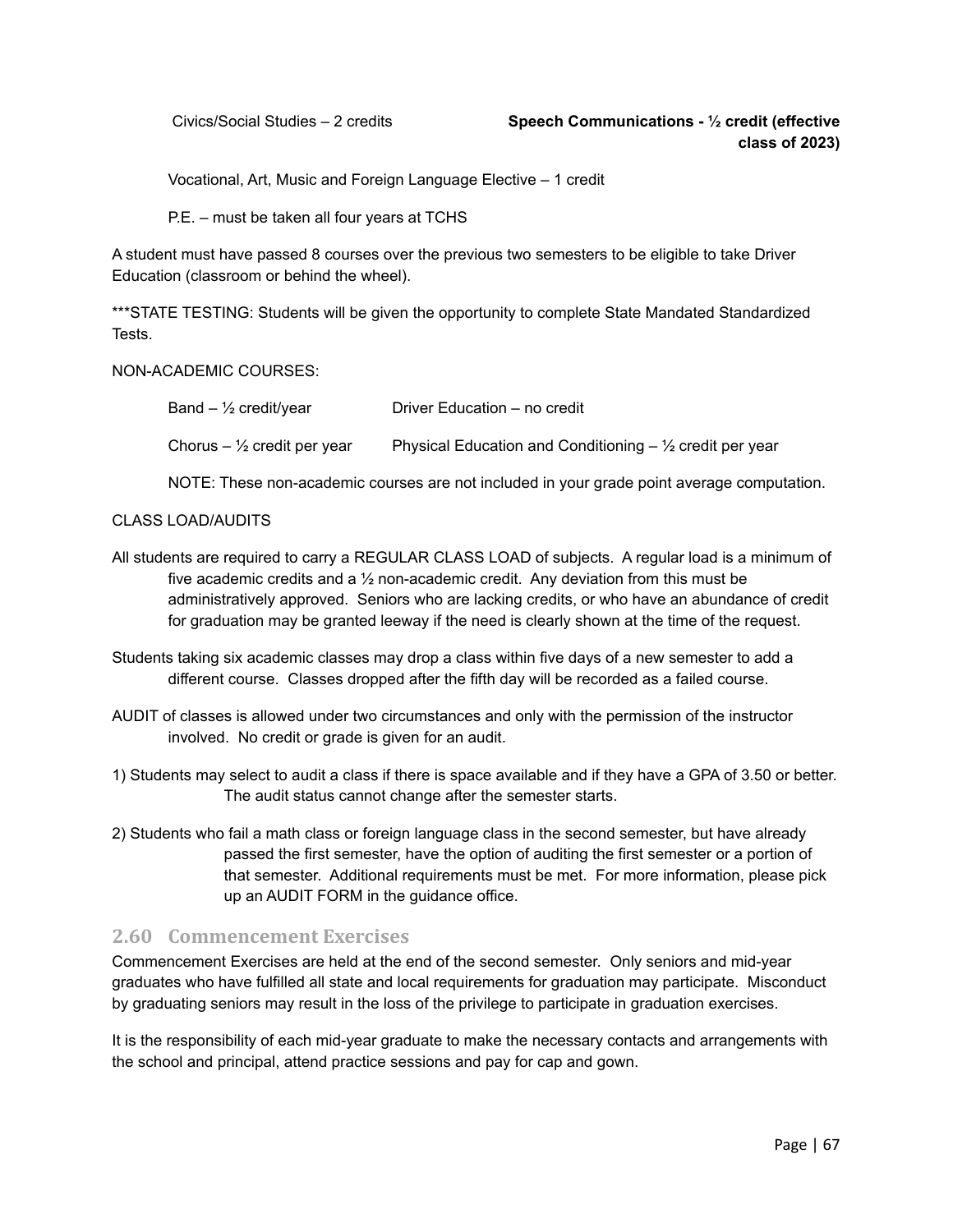Civics/Social Studies – 2 credits

**Speech Communications - ½ credit (effective class of 2023)**

Vocational, Art, Music and Foreign Language Elective – 1 credit

P.E. – must be taken all four years at TCHS

A student must have passed 8 courses over the previous two semesters to be eligible to take Driver Education (classroom or behind the wheel).

***STATE TESTING: Students will be given the opportunity to complete State Mandated Standardized Tests.

NON-ACADEMIC COURSES:

Band – ½ credit/year

Driver Education – no credit

Chorus – ½ credit per year

Physical Education and Conditioning – ½ credit per year

NOTE: These non-academic courses are not included in your grade point average computation.

CLASS LOAD/AUDITS

All students are required to carry a REGULAR CLASS LOAD of subjects. A regular load is a minimum of five academic credits and a ½ non-academic credit. Any deviation from this must be administratively approved. Seniors who are lacking credits, or who have an abundance of credit for graduation may be granted leeway if the need is clearly shown at the time of the request.

Students taking six academic classes may drop a class within five days of a new semester to add a different course. Classes dropped after the fifth day will be recorded as a failed course.

AUDIT of classes is allowed under two circumstances and only with the permission of the instructor involved. No credit or grade is given for an audit.

1) Students may select to audit a class if there is space available and if they have a GPA of 3.50 or better. The audit status cannot change after the semester starts.

2) Students who fail a math class or foreign language class in the second semester, but have already passed the first semester, have the option of auditing the first semester or a portion of that semester. Additional requirements must be met. For more information, please pick up an AUDIT FORM in the guidance office.

## 2.60 Commencement Exercises

Commencement Exercises are held at the end of the second semester. Only seniors and mid-year graduates who have fulfilled all state and local requirements for graduation may participate. Misconduct by graduating seniors may result in the loss of the privilege to participate in graduation exercises.

It is the responsibility of each mid-year graduate to make the necessary contacts and arrangements with the school and principal, attend practice sessions and pay for cap and gown.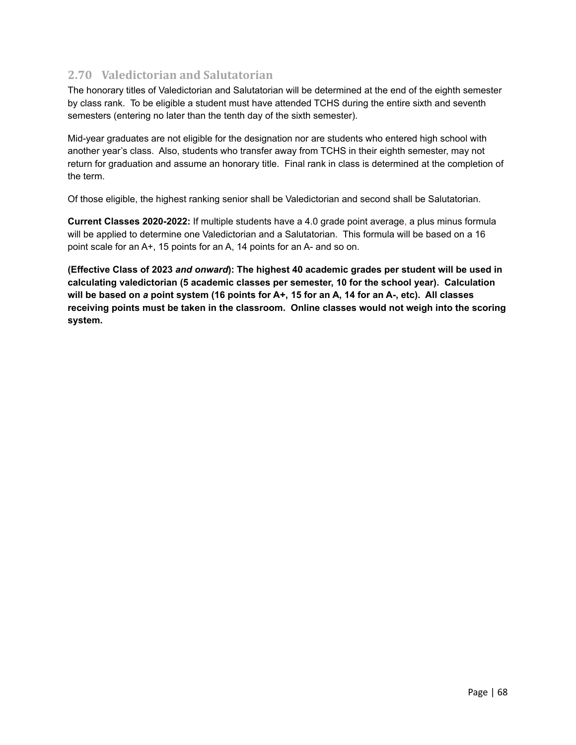## 2.70 Valedictorian and Salutatorian

The honorary titles of Valedictorian and Salutatorian will be determined at the end of the eighth semester by class rank. To be eligible a student must have attended TCHS during the entire sixth and seventh semesters (entering no later than the tenth day of the sixth semester).

Mid-year graduates are not eligible for the designation nor are students who entered high school with another year's class. Also, students who transfer away from TCHS in their eighth semester, may not return for graduation and assume an honorary title. Final rank in class is determined at the completion of the term.

Of those eligible, the highest ranking senior shall be Valedictorian and second shall be Salutatorian.

**Current Classes 2020-2022:** If multiple students have a 4.0 grade point average, a plus minus formula will be applied to determine one Valedictorian and a Salutatorian. This formula will be based on a 16 point scale for an A+, 15 points for an A, 14 points for an A- and so on.

**(Effective Class of 2023 *and onward*): The highest 40 academic grades per student will be used in calculating valedictorian (5 academic classes per semester, 10 for the school year). Calculation will be based on *a* point system (16 points for A+, 15 for an A, 14 for an A-, etc). All classes receiving points must be taken in the classroom. Online classes would not weigh into the scoring system.**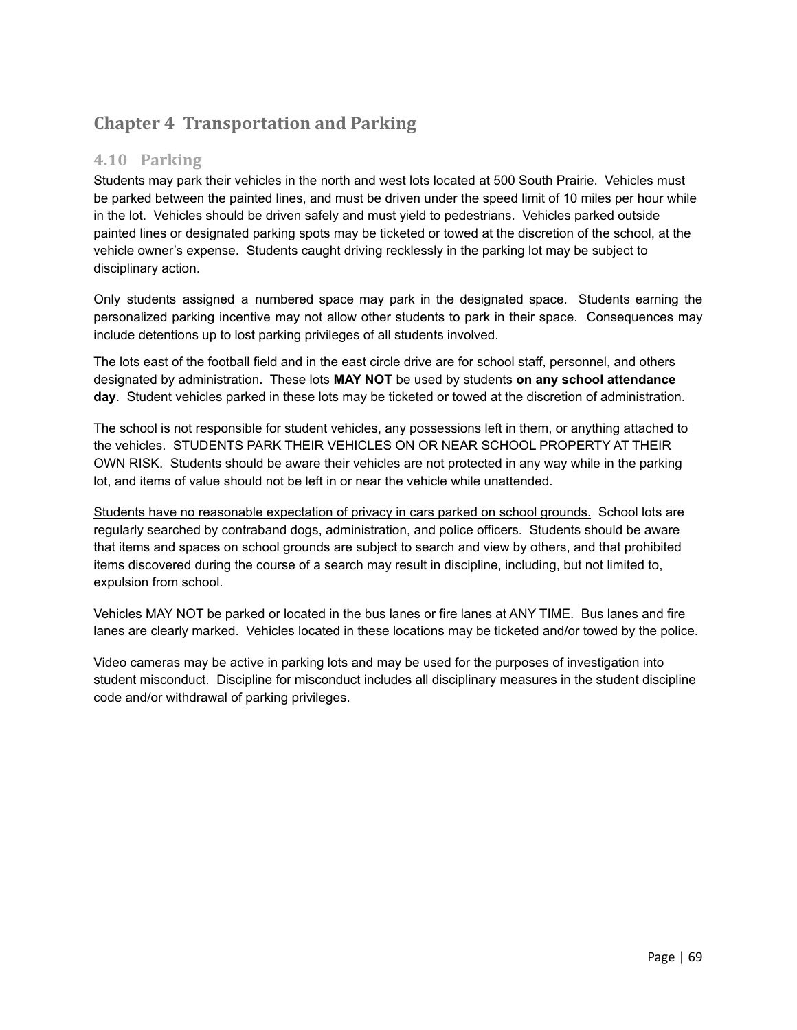# Chapter 4  Transportation and Parking

## 4.10   Parking

Students may park their vehicles in the north and west lots located at 500 South Prairie.  Vehicles must be parked between the painted lines, and must be driven under the speed limit of 10 miles per hour while in the lot.  Vehicles should be driven safely and must yield to pedestrians.  Vehicles parked outside painted lines or designated parking spots may be ticketed or towed at the discretion of the school, at the vehicle owner's expense.  Students caught driving recklessly in the parking lot may be subject to disciplinary action.

Only students assigned a numbered space may park in the designated space.  Students earning the personalized parking incentive may not allow other students to park in their space.  Consequences may include detentions up to lost parking privileges of all students involved.

The lots east of the football field and in the east circle drive are for school staff, personnel, and others designated by administration.  These lots **MAY NOT** be used by students **on any school attendance day**.  Student vehicles parked in these lots may be ticketed or towed at the discretion of administration.

The school is not responsible for student vehicles, any possessions left in them, or anything attached to the vehicles.  STUDENTS PARK THEIR VEHICLES ON OR NEAR SCHOOL PROPERTY AT THEIR OWN RISK.  Students should be aware their vehicles are not protected in any way while in the parking lot, and items of value should not be left in or near the vehicle while unattended.

<u>Students have no reasonable expectation of privacy in cars parked on school grounds.</u>  School lots are regularly searched by contraband dogs, administration, and police officers.  Students should be aware that items and spaces on school grounds are subject to search and view by others, and that prohibited items discovered during the course of a search may result in discipline, including, but not limited to, expulsion from school.

Vehicles MAY NOT be parked or located in the bus lanes or fire lanes at ANY TIME.  Bus lanes and fire lanes are clearly marked.  Vehicles located in these locations may be ticketed and/or towed by the police.

Video cameras may be active in parking lots and may be used for the purposes of investigation into student misconduct.  Discipline for misconduct includes all disciplinary measures in the student discipline code and/or withdrawal of parking privileges.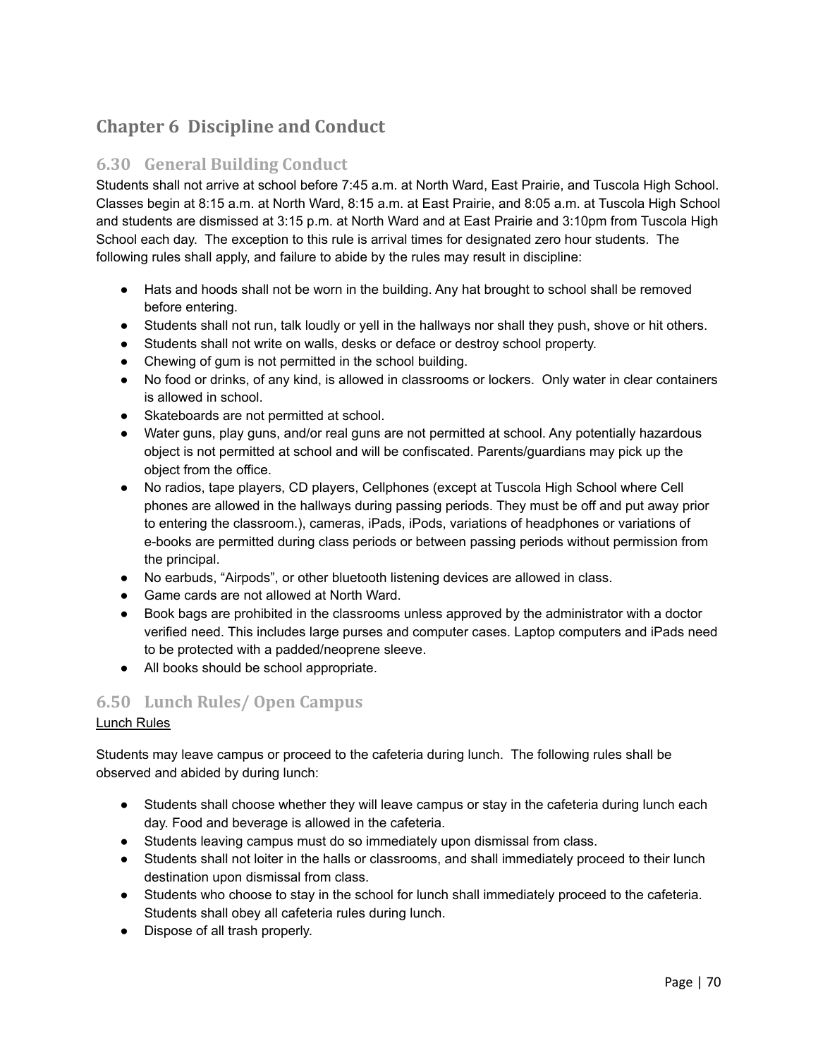# Chapter 6 Discipline and Conduct

## 6.30 General Building Conduct

Students shall not arrive at school before 7:45 a.m. at North Ward, East Prairie, and Tuscola High School. Classes begin at 8:15 a.m. at North Ward, 8:15 a.m. at East Prairie, and 8:05 a.m. at Tuscola High School and students are dismissed at 3:15 p.m. at North Ward and at East Prairie and 3:10pm from Tuscola High School each day. The exception to this rule is arrival times for designated zero hour students. The following rules shall apply, and failure to abide by the rules may result in discipline:

- Hats and hoods shall not be worn in the building. Any hat brought to school shall be removed before entering.
- Students shall not run, talk loudly or yell in the hallways nor shall they push, shove or hit others.
- Students shall not write on walls, desks or deface or destroy school property.
- Chewing of gum is not permitted in the school building.
- No food or drinks, of any kind, is allowed in classrooms or lockers. Only water in clear containers is allowed in school.
- Skateboards are not permitted at school.
- Water guns, play guns, and/or real guns are not permitted at school. Any potentially hazardous object is not permitted at school and will be confiscated. Parents/guardians may pick up the object from the office.
- No radios, tape players, CD players, Cellphones (except at Tuscola High School where Cell phones are allowed in the hallways during passing periods. They must be off and put away prior to entering the classroom.), cameras, iPads, iPods, variations of headphones or variations of e-books are permitted during class periods or between passing periods without permission from the principal.
- No earbuds, "Airpods", or other bluetooth listening devices are allowed in class.
- Game cards are not allowed at North Ward.
- Book bags are prohibited in the classrooms unless approved by the administrator with a doctor verified need. This includes large purses and computer cases. Laptop computers and iPads need to be protected with a padded/neoprene sleeve.
- All books should be school appropriate.

## 6.50 Lunch Rules/ Open Campus

Lunch Rules

Students may leave campus or proceed to the cafeteria during lunch. The following rules shall be observed and abided by during lunch:

- Students shall choose whether they will leave campus or stay in the cafeteria during lunch each day. Food and beverage is allowed in the cafeteria.
- Students leaving campus must do so immediately upon dismissal from class.
- Students shall not loiter in the halls or classrooms, and shall immediately proceed to their lunch destination upon dismissal from class.
- Students who choose to stay in the school for lunch shall immediately proceed to the cafeteria. Students shall obey all cafeteria rules during lunch.
- Dispose of all trash properly.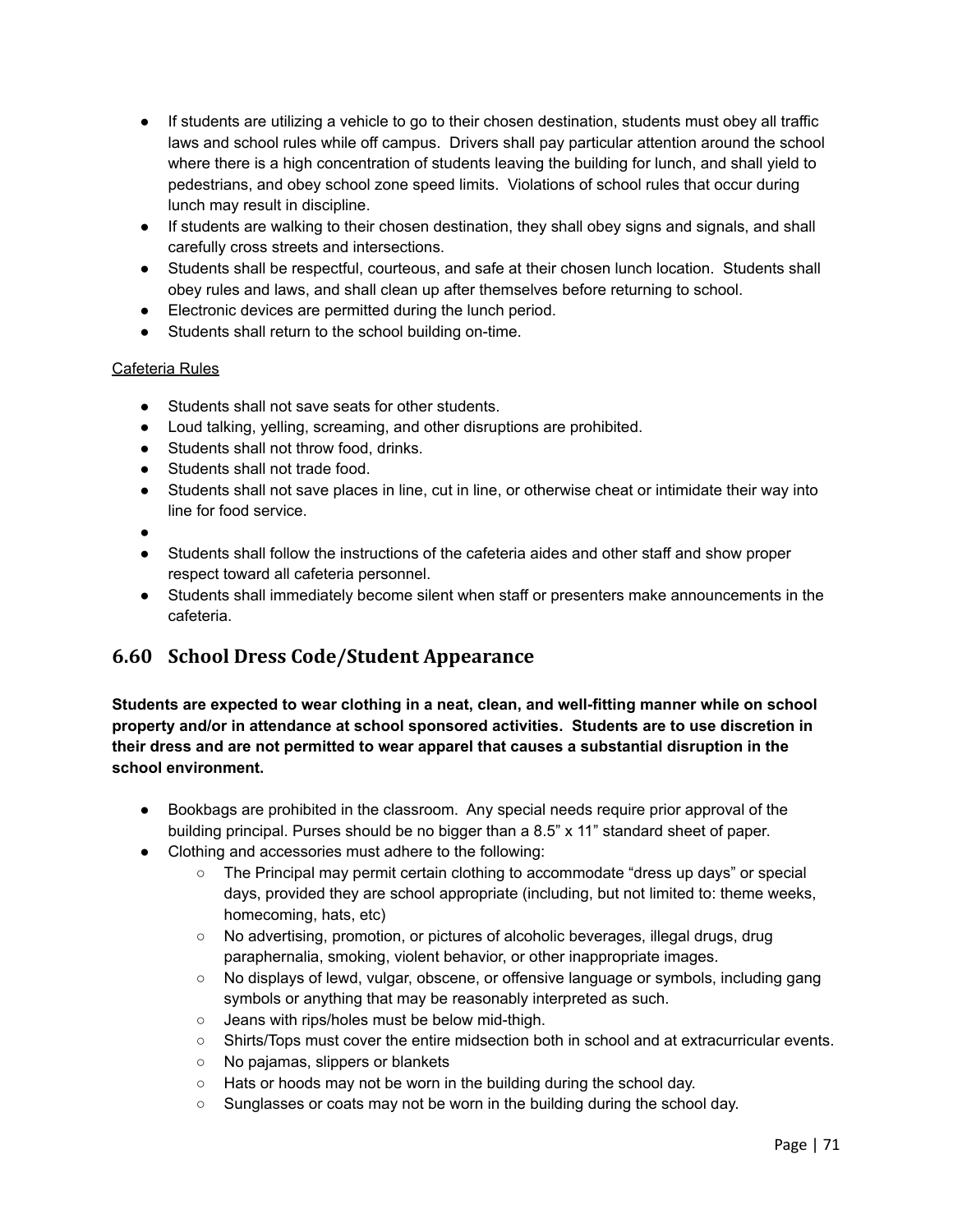- If students are utilizing a vehicle to go to their chosen destination, students must obey all traffic laws and school rules while off campus. Drivers shall pay particular attention around the school where there is a high concentration of students leaving the building for lunch, and shall yield to pedestrians, and obey school zone speed limits. Violations of school rules that occur during lunch may result in discipline.
- If students are walking to their chosen destination, they shall obey signs and signals, and shall carefully cross streets and intersections.
- Students shall be respectful, courteous, and safe at their chosen lunch location. Students shall obey rules and laws, and shall clean up after themselves before returning to school.
- Electronic devices are permitted during the lunch period.
- Students shall return to the school building on-time.

Cafeteria Rules

- Students shall not save seats for other students.
- Loud talking, yelling, screaming, and other disruptions are prohibited.
- Students shall not throw food, drinks.
- Students shall not trade food.
- Students shall not save places in line, cut in line, or otherwise cheat or intimidate their way into line for food service.
- 
- Students shall follow the instructions of the cafeteria aides and other staff and show proper respect toward all cafeteria personnel.
- Students shall immediately become silent when staff or presenters make announcements in the cafeteria.

## 6.60 School Dress Code/Student Appearance

**Students are expected to wear clothing in a neat, clean, and well-fitting manner while on school property and/or in attendance at school sponsored activities. Students are to use discretion in their dress and are not permitted to wear apparel that causes a substantial disruption in the school environment.**

- Bookbags are prohibited in the classroom. Any special needs require prior approval of the building principal. Purses should be no bigger than a 8.5" x 11" standard sheet of paper.
- Clothing and accessories must adhere to the following:
  - The Principal may permit certain clothing to accommodate "dress up days" or special days, provided they are school appropriate (including, but not limited to: theme weeks, homecoming, hats, etc)
  - No advertising, promotion, or pictures of alcoholic beverages, illegal drugs, drug paraphernalia, smoking, violent behavior, or other inappropriate images.
  - No displays of lewd, vulgar, obscene, or offensive language or symbols, including gang symbols or anything that may be reasonably interpreted as such.
  - Jeans with rips/holes must be below mid-thigh.
  - Shirts/Tops must cover the entire midsection both in school and at extracurricular events.
  - No pajamas, slippers or blankets
  - Hats or hoods may not be worn in the building during the school day.
  - Sunglasses or coats may not be worn in the building during the school day.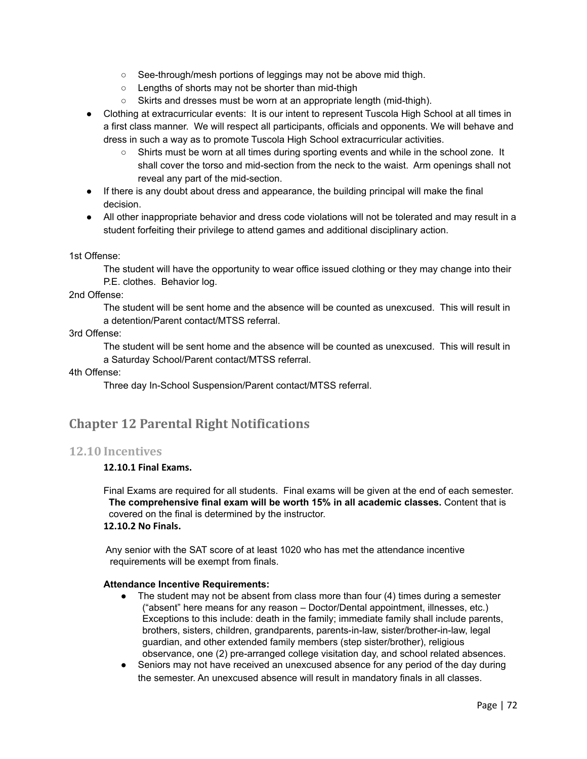- See-through/mesh portions of leggings may not be above mid thigh.
    - Lengths of shorts may not be shorter than mid-thigh
    - Skirts and dresses must be worn at an appropriate length (mid-thigh).
- Clothing at extracurricular events: It is our intent to represent Tuscola High School at all times in a first class manner. We will respect all participants, officials and opponents. We will behave and dress in such a way as to promote Tuscola High School extracurricular activities.
    - Shirts must be worn at all times during sporting events and while in the school zone. It shall cover the torso and mid-section from the neck to the waist. Arm openings shall not reveal any part of the mid-section.
- If there is any doubt about dress and appearance, the building principal will make the final decision.
- All other inappropriate behavior and dress code violations will not be tolerated and may result in a student forfeiting their privilege to attend games and additional disciplinary action.

1st Offense:

The student will have the opportunity to wear office issued clothing or they may change into their P.E. clothes. Behavior log.

2nd Offense:

The student will be sent home and the absence will be counted as unexcused. This will result in a detention/Parent contact/MTSS referral.

3rd Offense:

The student will be sent home and the absence will be counted as unexcused. This will result in a Saturday School/Parent contact/MTSS referral.

4th Offense:

Three day In-School Suspension/Parent contact/MTSS referral.

## Chapter 12 Parental Right Notifications

### 12.10 Incentives

**12.10.1 Final Exams.**

Final Exams are required for all students. Final exams will be given at the end of each semester. **The comprehensive final exam will be worth 15% in all academic classes.** Content that is covered on the final is determined by the instructor.

**12.10.2 No Finals.**

Any senior with the SAT score of at least 1020 who has met the attendance incentive requirements will be exempt from finals.

**Attendance Incentive Requirements:**

- The student may not be absent from class more than four (4) times during a semester ("absent" here means for any reason – Doctor/Dental appointment, illnesses, etc.) Exceptions to this include: death in the family; immediate family shall include parents, brothers, sisters, children, grandparents, parents-in-law, sister/brother-in-law, legal guardian, and other extended family members (step sister/brother), religious observance, one (2) pre-arranged college visitation day, and school related absences.
- Seniors may not have received an unexcused absence for any period of the day during the semester. An unexcused absence will result in mandatory finals in all classes.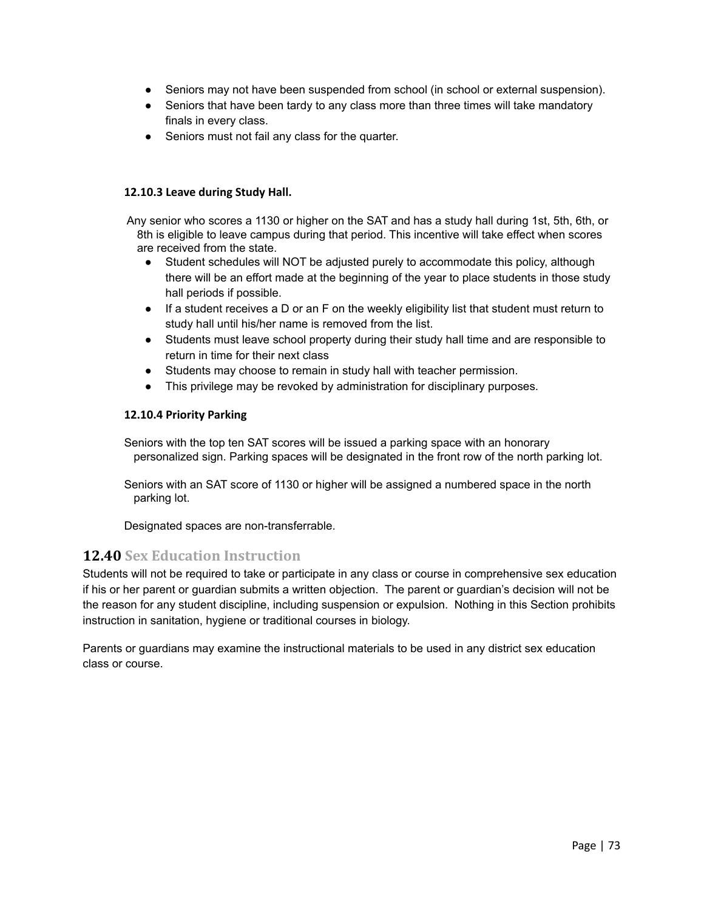- Seniors may not have been suspended from school (in school or external suspension).
- Seniors that have been tardy to any class more than three times will take mandatory finals in every class.
- Seniors must not fail any class for the quarter.

#### 12.10.3 Leave during Study Hall.

Any senior who scores a 1130 or higher on the SAT and has a study hall during 1st, 5th, 6th, or 8th is eligible to leave campus during that period. This incentive will take effect when scores are received from the state.

- Student schedules will NOT be adjusted purely to accommodate this policy, although there will be an effort made at the beginning of the year to place students in those study hall periods if possible.
- If a student receives a D or an F on the weekly eligibility list that student must return to study hall until his/her name is removed from the list.
- Students must leave school property during their study hall time and are responsible to return in time for their next class
- Students may choose to remain in study hall with teacher permission.
- This privilege may be revoked by administration for disciplinary purposes.

#### 12.10.4 Priority Parking

Seniors with the top ten SAT scores will be issued a parking space with an honorary personalized sign. Parking spaces will be designated in the front row of the north parking lot.

Seniors with an SAT score of 1130 or higher will be assigned a numbered space in the north parking lot.

Designated spaces are non-transferrable.

## 12.40 Sex Education Instruction

Students will not be required to take or participate in any class or course in comprehensive sex education if his or her parent or guardian submits a written objection. The parent or guardian's decision will not be the reason for any student discipline, including suspension or expulsion. Nothing in this Section prohibits instruction in sanitation, hygiene or traditional courses in biology.

Parents or guardians may examine the instructional materials to be used in any district sex education class or course.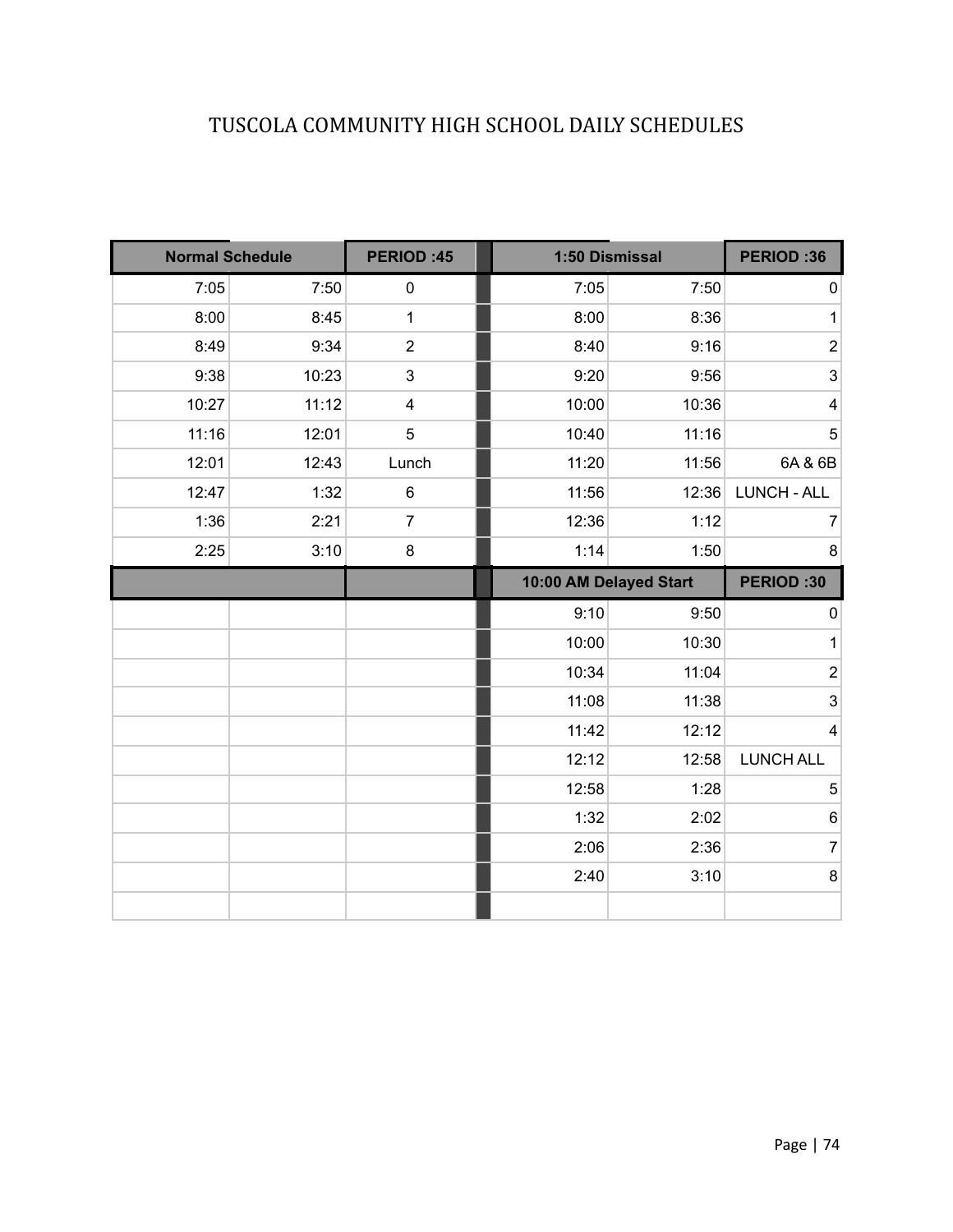# TUSCOLA COMMUNITY HIGH SCHOOL DAILY SCHEDULES

| Normal Schedule | | PERIOD :45 | 1:50 Dismissal | | PERIOD :36 |
|---|---|---|---|---|---|
| 7:05 | 7:50 | 0 | 7:05 | 7:50 | 0 |
| 8:00 | 8:45 | 1 | 8:00 | 8:36 | 1 |
| 8:49 | 9:34 | 2 | 8:40 | 9:16 | 2 |
| 9:38 | 10:23 | 3 | 9:20 | 9:56 | 3 |
| 10:27 | 11:12 | 4 | 10:00 | 10:36 | 4 |
| 11:16 | 12:01 | 5 | 10:40 | 11:16 | 5 |
| 12:01 | 12:43 | Lunch | 11:20 | 11:56 | 6A & 6B |
| 12:47 | 1:32 | 6 | 11:56 | 12:36 | LUNCH - ALL |
| 1:36 | 2:21 | 7 | 12:36 | 1:12 | 7 |
| 2:25 | 3:10 | 8 | 1:14 | 1:50 | 8 |
| | | | **10:00 AM Delayed Start** | | **PERIOD :30** |
| | | | 9:10 | 9:50 | 0 |
| | | | 10:00 | 10:30 | 1 |
| | | | 10:34 | 11:04 | 2 |
| | | | 11:08 | 11:38 | 3 |
| | | | 11:42 | 12:12 | 4 |
| | | | 12:12 | 12:58 | LUNCH ALL |
| | | | 12:58 | 1:28 | 5 |
| | | | 1:32 | 2:02 | 6 |
| | | | 2:06 | 2:36 | 7 |
| | | | 2:40 | 3:10 | 8 |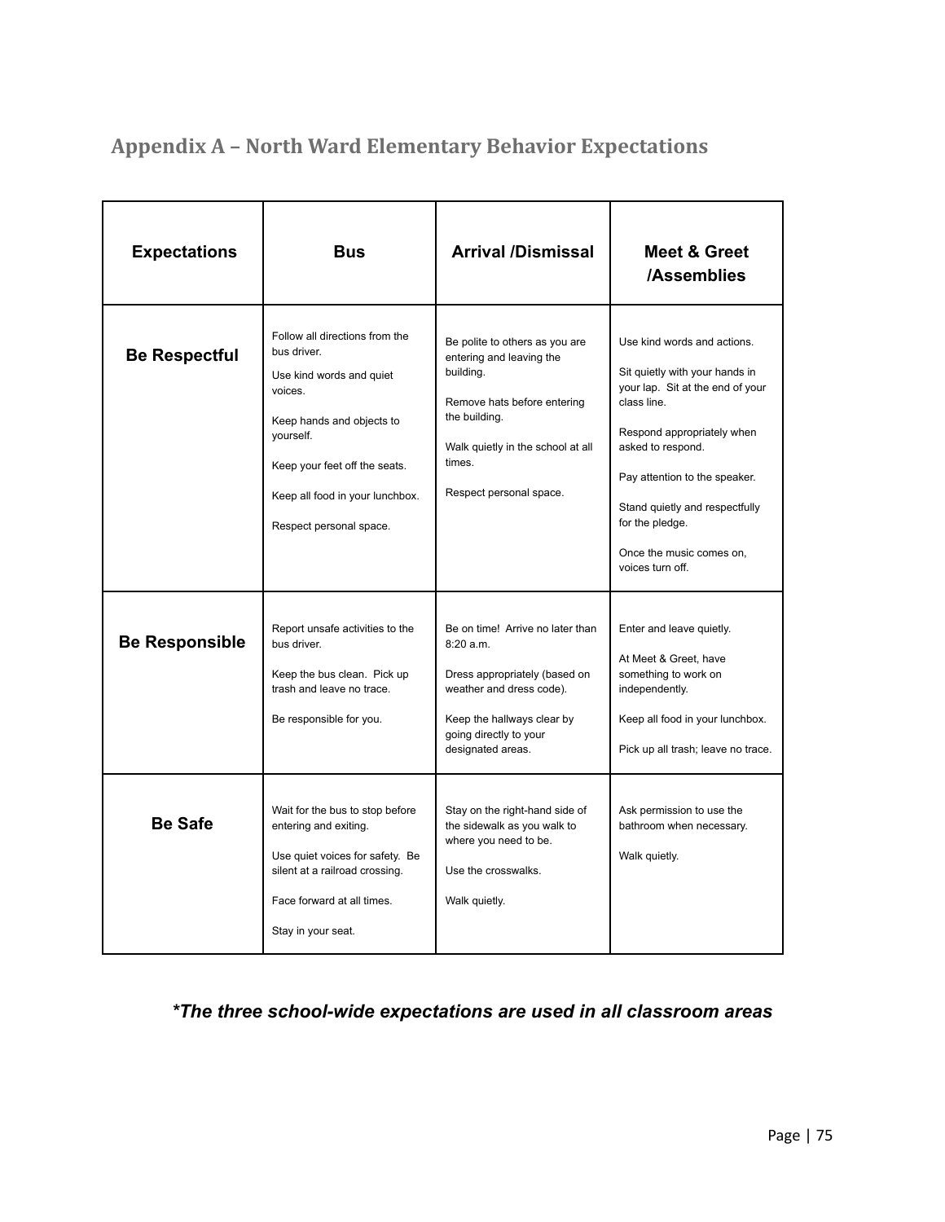## Appendix A – North Ward Elementary Behavior Expectations

| Expectations | Bus | Arrival /Dismissal | Meet & Greet /Assemblies |
|---|---|---|---|
| **Be Respectful** | Follow all directions from the bus driver.<br>Use kind words and quiet voices.<br>Keep hands and objects to yourself.<br>Keep your feet off the seats.<br>Keep all food in your lunchbox.<br>Respect personal space. | Be polite to others as you are entering and leaving the building.<br>Remove hats before entering the building.<br>Walk quietly in the school at all times.<br>Respect personal space. | Use kind words and actions.<br>Sit quietly with your hands in your lap. Sit at the end of your class line.<br>Respond appropriately when asked to respond.<br>Pay attention to the speaker.<br>Stand quietly and respectfully for the pledge.<br>Once the music comes on, voices turn off. |
| **Be Responsible** | Report unsafe activities to the bus driver.<br>Keep the bus clean. Pick up trash and leave no trace.<br>Be responsible for you. | Be on time! Arrive no later than 8:20 a.m.<br>Dress appropriately (based on weather and dress code).<br>Keep the hallways clear by going directly to your designated areas. | Enter and leave quietly.<br>At Meet & Greet, have something to work on independently.<br>Keep all food in your lunchbox.<br>Pick up all trash; leave no trace. |
| **Be Safe** | Wait for the bus to stop before entering and exiting.<br>Use quiet voices for safety. Be silent at a railroad crossing.<br>Face forward at all times.<br>Stay in your seat. | Stay on the right-hand side of the sidewalk as you walk to where you need to be.<br>Use the crosswalks.<br>Walk quietly. | Ask permission to use the bathroom when necessary.<br>Walk quietly. |

***The three school-wide expectations are used in all classroom areas***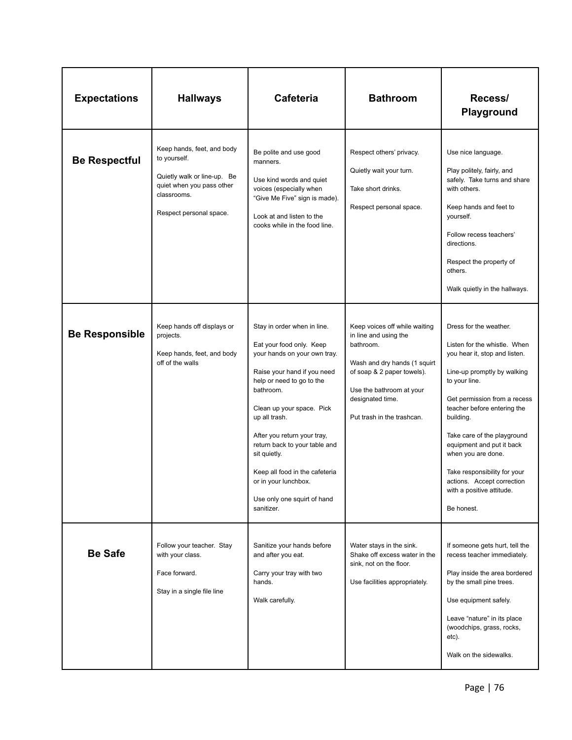| Expectations | Hallways | Cafeteria | Bathroom | Recess/ Playground |
|---|---|---|---|---|
| **Be Respectful** | Keep hands, feet, and body to yourself.<br><br>Quietly walk or line-up. Be quiet when you pass other classrooms.<br><br>Respect personal space. | Be polite and use good manners.<br><br>Use kind words and quiet voices (especially when "Give Me Five" sign is made).<br><br>Look at and listen to the cooks while in the food line. | Respect others' privacy.<br><br>Quietly wait your turn.<br><br>Take short drinks.<br><br>Respect personal space. | Use nice language.<br><br>Play politely, fairly, and safely. Take turns and share with others.<br><br>Keep hands and feet to yourself.<br><br>Follow recess teachers' directions.<br><br>Respect the property of others.<br><br>Walk quietly in the hallways. |
| **Be Responsible** | Keep hands off displays or projects.<br><br>Keep hands, feet, and body off of the walls | Stay in order when in line.<br><br>Eat your food only. Keep your hands on your own tray.<br><br>Raise your hand if you need help or need to go to the bathroom.<br><br>Clean up your space. Pick up all trash.<br><br>After you return your tray, return back to your table and sit quietly.<br><br>Keep all food in the cafeteria or in your lunchbox.<br><br>Use only one squirt of hand sanitizer. | Keep voices off while waiting in line and using the bathroom.<br><br>Wash and dry hands (1 squirt of soap & 2 paper towels).<br><br>Use the bathroom at your designated time.<br><br>Put trash in the trashcan. | Dress for the weather.<br><br>Listen for the whistle. When you hear it, stop and listen.<br><br>Line-up promptly by walking to your line.<br><br>Get permission from a recess teacher before entering the building.<br><br>Take care of the playground equipment and put it back when you are done.<br><br>Take responsibility for your actions. Accept correction with a positive attitude.<br><br>Be honest. |
| **Be Safe** | Follow your teacher. Stay with your class.<br><br>Face forward.<br><br>Stay in a single file line | Sanitize your hands before and after you eat.<br><br>Carry your tray with two hands.<br><br>Walk carefully. | Water stays in the sink. Shake off excess water in the sink, not on the floor.<br><br>Use facilities appropriately. | If someone gets hurt, tell the recess teacher immediately.<br><br>Play inside the area bordered by the small pine trees.<br><br>Use equipment safely.<br><br>Leave "nature" in its place (woodchips, grass, rocks, etc).<br><br>Walk on the sidewalks. |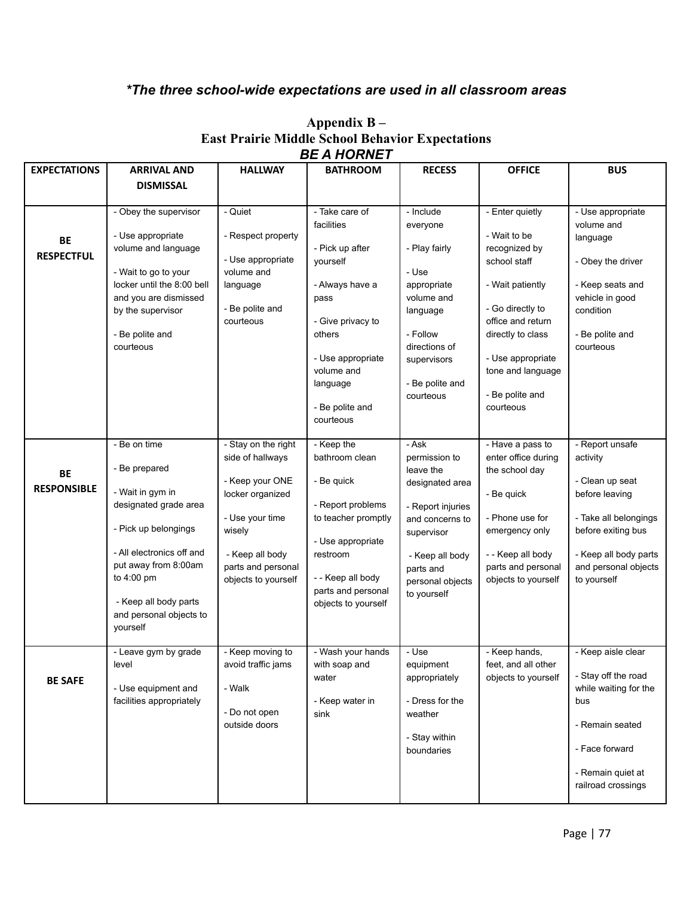***The three school-wide expectations are used in all classroom areas***

## Appendix B – East Prairie Middle School Behavior Expectations

### *BE A HORNET*

| EXPECTATIONS | ARRIVAL AND DISMISSAL | HALLWAY | BATHROOM | RECESS | OFFICE | BUS |
|---|---|---|---|---|---|---|
| **BE RESPECTFUL** | - Obey the supervisor<br><br>- Use appropriate volume and language<br><br>- Wait to go to your locker until the 8:00 bell and you are dismissed by the supervisor<br><br>- Be polite and courteous | - Quiet<br><br>- Respect property<br><br>- Use appropriate volume and language<br><br>- Be polite and courteous | - Take care of facilities<br><br>- Pick up after yourself<br><br>- Always have a pass<br><br>- Give privacy to others<br><br>- Use appropriate volume and language<br><br>- Be polite and courteous | - Include everyone<br><br>- Play fairly<br><br>- Use appropriate volume and language<br><br>- Follow directions of supervisors<br><br>- Be polite and courteous | - Enter quietly<br><br>- Wait to be recognized by school staff<br><br>- Wait patiently<br><br>- Go directly to office and return directly to class<br><br>- Use appropriate tone and language<br><br>- Be polite and courteous | - Use appropriate volume and language<br><br>- Obey the driver<br><br>- Keep seats and vehicle in good condition<br><br>- Be polite and courteous |
| **BE RESPONSIBLE** | - Be on time<br><br>- Be prepared<br><br>- Wait in gym in designated grade area<br><br>- Pick up belongings<br><br>- All electronics off and put away from 8:00am to 4:00 pm<br><br>- Keep all body parts and personal objects to yourself | - Stay on the right side of hallways<br><br>- Keep your ONE locker organized<br><br>- Use your time wisely<br><br>- Keep all body parts and personal objects to yourself | - Keep the bathroom clean<br><br>- Be quick<br><br>- Report problems to teacher promptly<br><br>- Use appropriate restroom<br><br>- - Keep all body parts and personal objects to yourself | - Ask permission to leave the designated area<br><br>- Report injuries and concerns to supervisor<br><br>- Keep all body parts and personal objects to yourself | - Have a pass to enter office during the school day<br><br>- Be quick<br><br>- Phone use for emergency only<br><br>- - Keep all body parts and personal objects to yourself | - Report unsafe activity<br><br>- Clean up seat before leaving<br><br>- Take all belongings before exiting bus<br><br>- Keep all body parts and personal objects to yourself |
| **BE SAFE** | - Leave gym by grade level<br><br>- Use equipment and facilities appropriately | - Keep moving to avoid traffic jams<br><br>- Walk<br><br>- Do not open outside doors | - Wash your hands with soap and water<br><br>- Keep water in sink | - Use equipment appropriately<br><br>- Dress for the weather<br><br>- Stay within boundaries | - Keep hands, feet, and all other objects to yourself | - Keep aisle clear<br><br>- Stay off the road while waiting for the bus<br><br>- Remain seated<br><br>- Face forward<br><br>- Remain quiet at railroad crossings |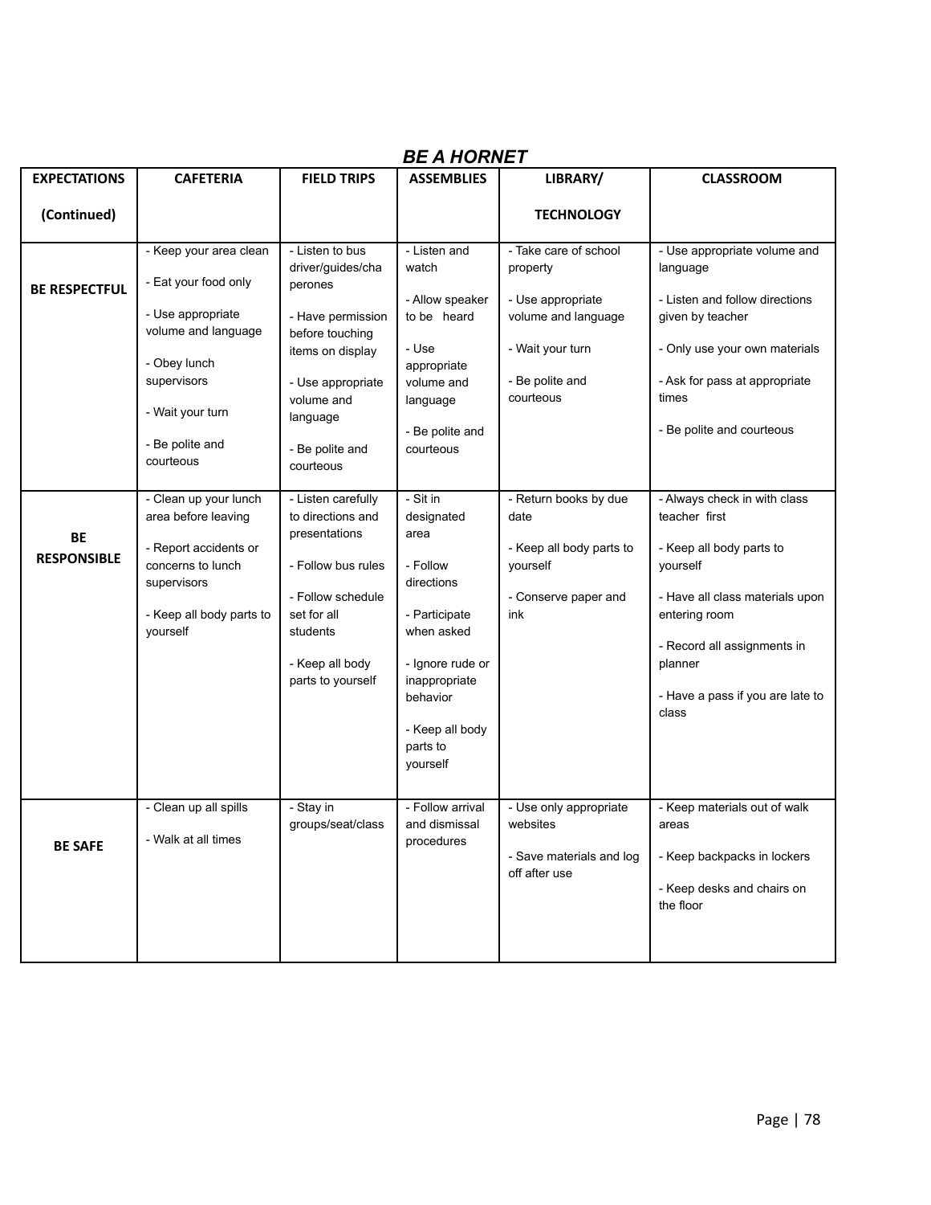## BE A HORNET

| EXPECTATIONS (Continued) | CAFETERIA | FIELD TRIPS | ASSEMBLIES | LIBRARY/ TECHNOLOGY | CLASSROOM |
|---|---|---|---|---|---|
| **BE RESPECTFUL** | - Keep your area clean<br><br>- Eat your food only<br><br>- Use appropriate volume and language<br><br>- Obey lunch supervisors<br><br>- Wait your turn<br><br>- Be polite and courteous | - Listen to bus driver/guides/chaperones<br><br>- Have permission before touching items on display<br><br>- Use appropriate volume and language<br><br>- Be polite and courteous | - Listen and watch<br><br>- Allow speaker to be heard<br><br>- Use appropriate volume and language<br><br>- Be polite and courteous | - Take care of school property<br><br>- Use appropriate volume and language<br><br>- Wait your turn<br><br>- Be polite and courteous | - Use appropriate volume and language<br><br>- Listen and follow directions given by teacher<br><br>- Only use your own materials<br><br>- Ask for pass at appropriate times<br><br>- Be polite and courteous |
| **BE RESPONSIBLE** | - Clean up your lunch area before leaving<br><br>- Report accidents or concerns to lunch supervisors<br><br>- Keep all body parts to yourself | - Listen carefully to directions and presentations<br><br>- Follow bus rules<br><br>- Follow schedule set for all students<br><br>- Keep all body parts to yourself | - Sit in designated area<br><br>- Follow directions<br><br>- Participate when asked<br><br>- Ignore rude or inappropriate behavior<br><br>- Keep all body parts to yourself | - Return books by due date<br><br>- Keep all body parts to yourself<br><br>- Conserve paper and ink | - Always check in with class teacher first<br><br>- Keep all body parts to yourself<br><br>- Have all class materials upon entering room<br><br>- Record all assignments in planner<br><br>- Have a pass if you are late to class |
| **BE SAFE** | - Clean up all spills<br><br>- Walk at all times | - Stay in groups/seat/class | - Follow arrival and dismissal procedures | - Use only appropriate websites<br><br>- Save materials and log off after use | - Keep materials out of walk areas<br><br>- Keep backpacks in lockers<br><br>- Keep desks and chairs on the floor |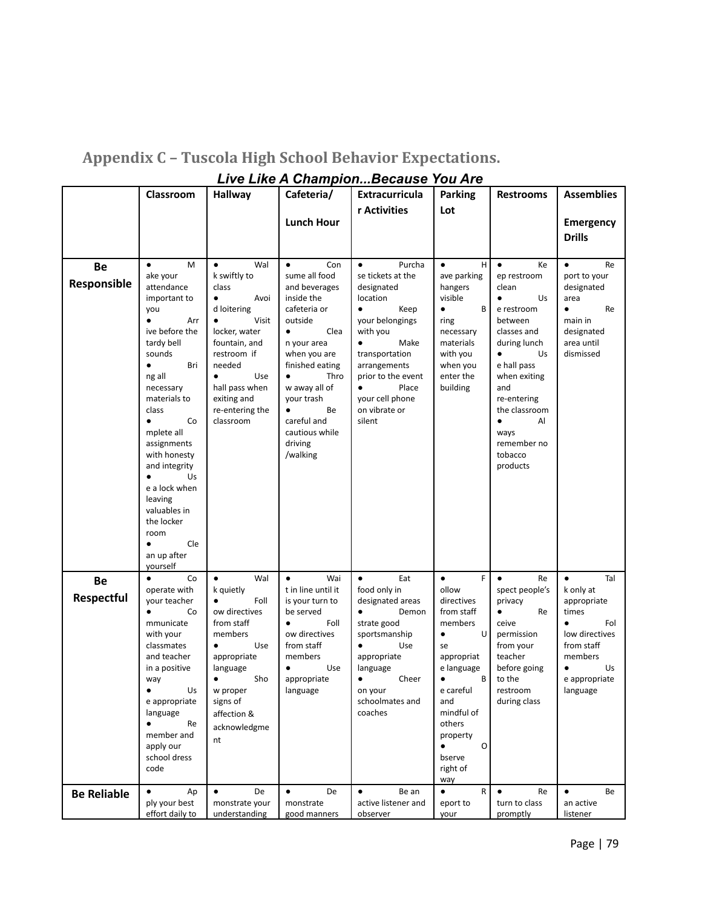## Appendix C – Tuscola High School Behavior Expectations.

***Live Like A Champion...Because You Are***

| | Classroom | Hallway | Cafeteria/ Lunch Hour | Extracurricular Activities | Parking Lot | Restrooms | Assemblies Emergency Drills |
|---|---|---|---|---|---|---|---|
| **Be Responsible** | ● Make your attendance important to you ● Arrive before the tardy bell sounds ● Bring all necessary materials to class ● Complete all assignments with honesty and integrity ● Use a lock when leaving valuables in the locker room ● Clean up after yourself | ● Walk swiftly to class ● Avoid loitering ● Visit locker, water fountain, and restroom if needed ● Use hall pass when exiting and re-entering the classroom | ● Consume all food and beverages inside the cafeteria or outside ● Clean your area when you are finished eating ● Throw away all of your trash ● Be careful and cautious while driving /walking | ● Purchase tickets at the designated location ● Keep your belongings with you ● Make transportation arrangements prior to the event ● Place your cell phone on vibrate or silent | ● Have parking hangers visible ● Bring necessary materials with you when you enter the building | ● Keep restroom clean ● Use restroom between classes and during lunch ● Use hall pass when exiting and re-entering the classroom ● Always remember no tobacco products | ● Report to your designated area ● Remain in designated area until dismissed |
| **Be Respectful** | ● Cooperate with your teacher ● Communicate with your classmates and teacher in a positive way ● Use appropriate language ● Remember and apply our school dress code | ● Walk quietly ● Follow directives from staff members ● Use appropriate language ● Show proper signs of affection & acknowledgment | ● Wait in line until it is your turn to be served ● Follow directives from staff members ● Use appropriate language | ● Eat food only in designated areas ● Demonstrate good sportsmanship ● Use appropriate language ● Cheer on your schoolmates and coaches | ● Follow directives from staff members ● Use appropriate language ● Be careful and mindful of others property ● Observe right of way | ● Respect people's privacy ● Receive permission from your teacher before going to the restroom during class | ● Talk only at appropriate times ● Follow directives from staff members ● Use appropriate language |
| **Be Reliable** | ● Apply your best effort daily to | ● Demonstrate your understanding | ● Demonstrate good manners | ● Be an active listener and observer | ● Report to your | ● Return to class promptly | ● Be an active listener |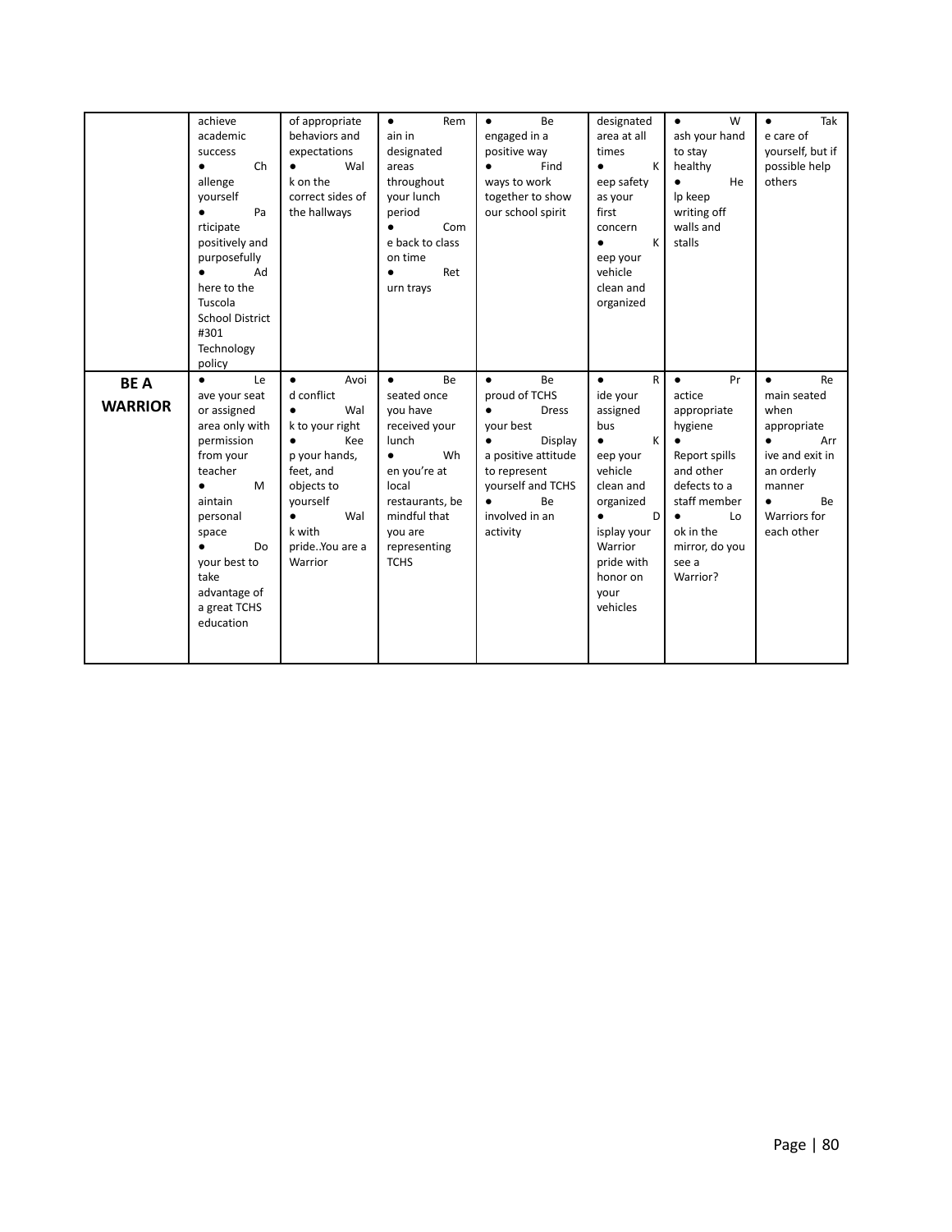| | | | | | | | |
|---|---|---|---|---|---|---|---|
| | achieve academic success<br>• Challenge yourself<br>• Participate positively and purposefully<br>• Adhere to the Tuscola School District #301 Technology policy | of appropriate behaviors and expectations<br>• Walk on the correct sides of the hallways | • Remain in designated areas throughout your lunch period<br>• Come back to class on time<br>• Return trays | • Be engaged in a positive way<br>• Find ways to work together to show our school spirit | designated area at all times<br>• Keep safety as your first concern<br>• Keep your vehicle clean and organized | • Wash your hand to stay healthy<br>• Help keep writing off walls and stalls | • Take care of yourself, but if possible help others |
| **BE A WARRIOR** | • Leave your seat or assigned area only with permission from your teacher<br>• Maintain personal space<br>• Do your best to take advantage of a great TCHS education | • Avoid conflict<br>• Walk to your right<br>• Keep your hands, feet, and objects to yourself<br>• Walk with pride..You are a Warrior | • Be seated once you have received your lunch<br>• When you're at local restaurants, be mindful that you are representing TCHS | • Be proud of TCHS<br>• Dress your best<br>• Display a positive attitude to represent yourself and TCHS<br>• Be involved in an activity | • Ride your assigned bus<br>• Keep your vehicle clean and organized<br>• Display your Warrior pride with honor on your vehicles | • Practice appropriate hygiene<br>• Report spills and other defects to a staff member<br>• Look in the mirror, do you see a Warrior? | • Remain seated when appropriate<br>• Arrive and exit in an orderly manner<br>• Be Warriors for each other |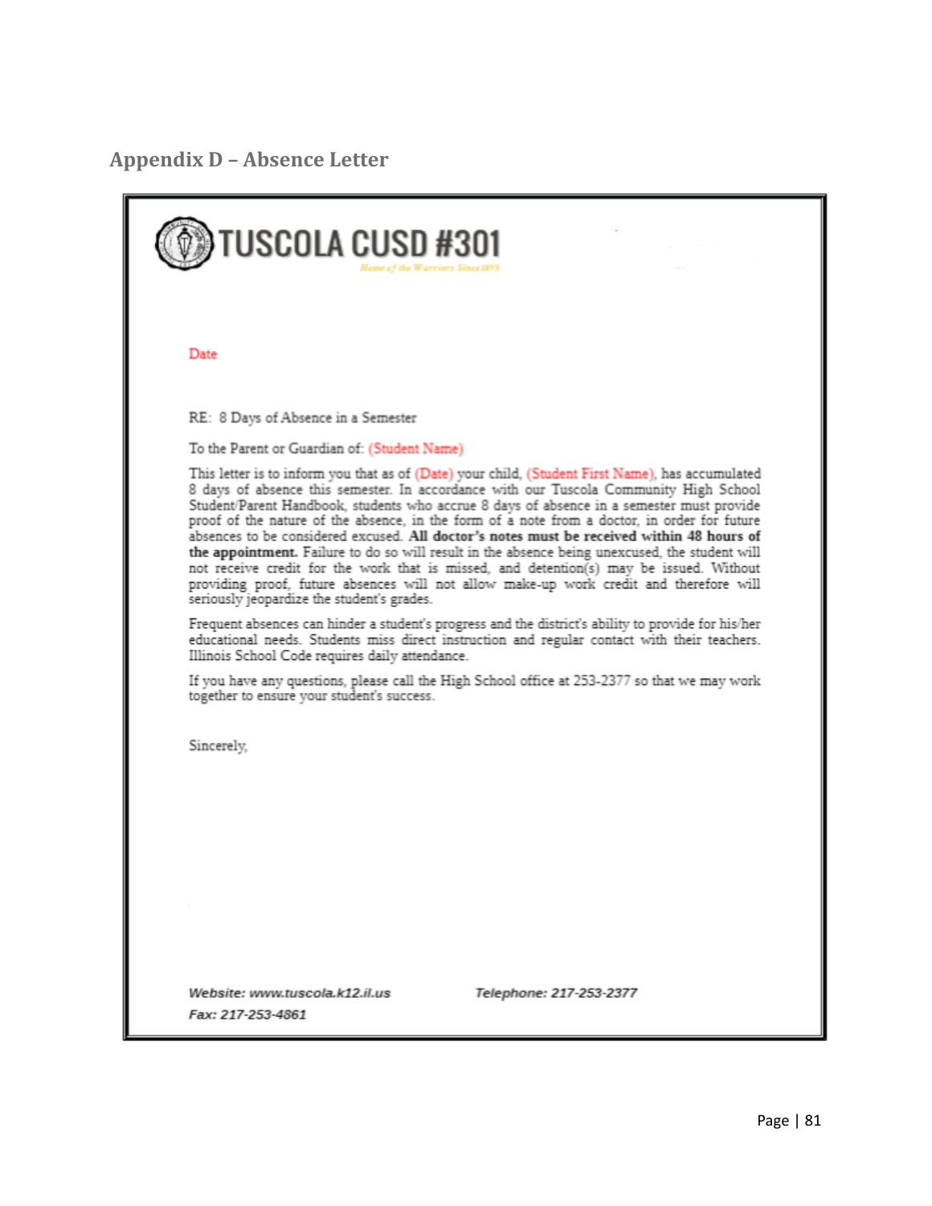## Appendix D – Absence Letter

**TUSCOLA CUSD #301**

*Home of the Warriors Since 1895*

Date

RE: 8 Days of Absence in a Semester

To the Parent or Guardian of: (Student Name)

This letter is to inform you that as of (Date) your child, (Student First Name), has accumulated 8 days of absence this semester. In accordance with our Tuscola Community High School Student/Parent Handbook, students who accrue 8 days of absence in a semester must provide proof of the nature of the absence, in the form of a note from a doctor, in order for future absences to be considered excused. **All doctor's notes must be received within 48 hours of the appointment.** Failure to do so will result in the absence being unexcused, the student will not receive credit for the work that is missed, and detention(s) may be issued. Without providing proof, future absences will not allow make-up work credit and therefore will seriously jeopardize the student's grades.

Frequent absences can hinder a student's progress and the district's ability to provide for his/her educational needs. Students miss direct instruction and regular contact with their teachers. Illinois School Code requires daily attendance.

If you have any questions, please call the High School office at 253-2377 so that we may work together to ensure your student's success.

Sincerely,

*Website: www.tuscola.k12.il.us* *Telephone: 217-253-2377*

*Fax: 217-253-4861*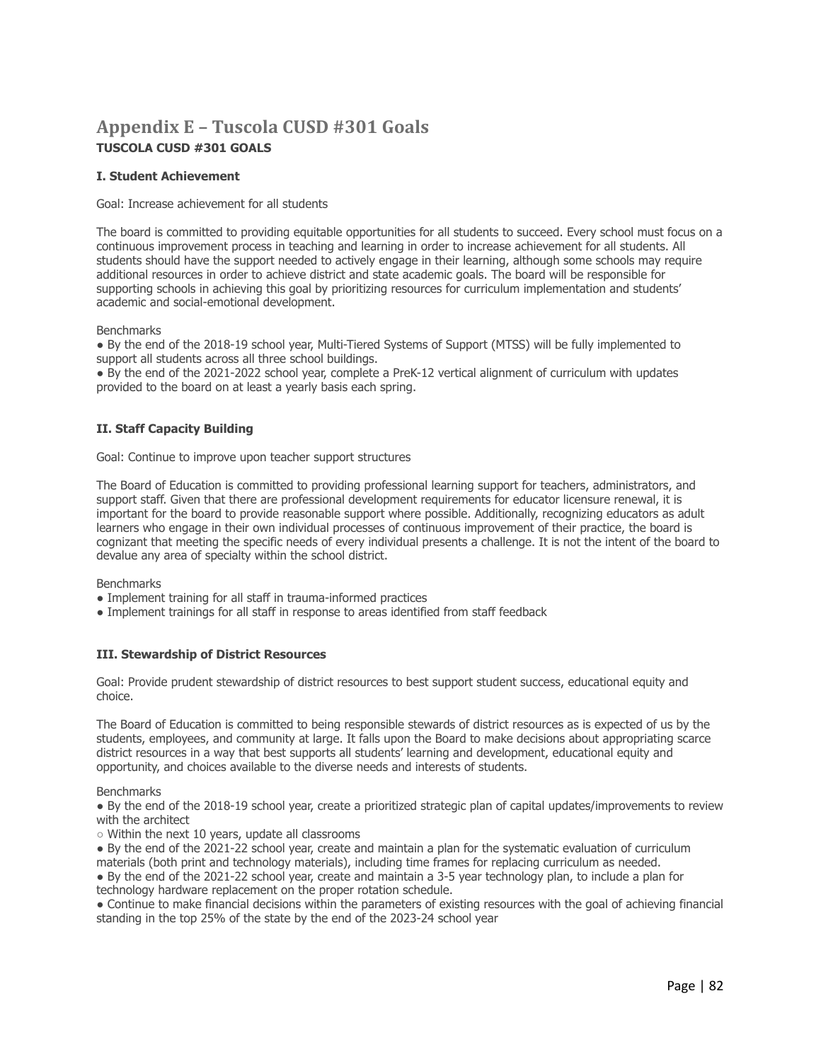# Appendix E – Tuscola CUSD #301 Goals

**TUSCOLA CUSD #301 GOALS**

**I. Student Achievement**

Goal: Increase achievement for all students

The board is committed to providing equitable opportunities for all students to succeed. Every school must focus on a continuous improvement process in teaching and learning in order to increase achievement for all students. All students should have the support needed to actively engage in their learning, although some schools may require additional resources in order to achieve district and state academic goals. The board will be responsible for supporting schools in achieving this goal by prioritizing resources for curriculum implementation and students' academic and social-emotional development.

Benchmarks

- By the end of the 2018-19 school year, Multi-Tiered Systems of Support (MTSS) will be fully implemented to support all students across all three school buildings.
- By the end of the 2021-2022 school year, complete a PreK-12 vertical alignment of curriculum with updates provided to the board on at least a yearly basis each spring.

**II. Staff Capacity Building**

Goal: Continue to improve upon teacher support structures

The Board of Education is committed to providing professional learning support for teachers, administrators, and support staff. Given that there are professional development requirements for educator licensure renewal, it is important for the board to provide reasonable support where possible. Additionally, recognizing educators as adult learners who engage in their own individual processes of continuous improvement of their practice, the board is cognizant that meeting the specific needs of every individual presents a challenge. It is not the intent of the board to devalue any area of specialty within the school district.

Benchmarks

- Implement training for all staff in trauma-informed practices
- Implement trainings for all staff in response to areas identified from staff feedback

**III. Stewardship of District Resources**

Goal: Provide prudent stewardship of district resources to best support student success, educational equity and choice.

The Board of Education is committed to being responsible stewards of district resources as is expected of us by the students, employees, and community at large. It falls upon the Board to make decisions about appropriating scarce district resources in a way that best supports all students' learning and development, educational equity and opportunity, and choices available to the diverse needs and interests of students.

Benchmarks

- By the end of the 2018-19 school year, create a prioritized strategic plan of capital updates/improvements to review with the architect
  - Within the next 10 years, update all classrooms
- By the end of the 2021-22 school year, create and maintain a plan for the systematic evaluation of curriculum materials (both print and technology materials), including time frames for replacing curriculum as needed.
- By the end of the 2021-22 school year, create and maintain a 3-5 year technology plan, to include a plan for technology hardware replacement on the proper rotation schedule.
- Continue to make financial decisions within the parameters of existing resources with the goal of achieving financial standing in the top 25% of the state by the end of the 2023-24 school year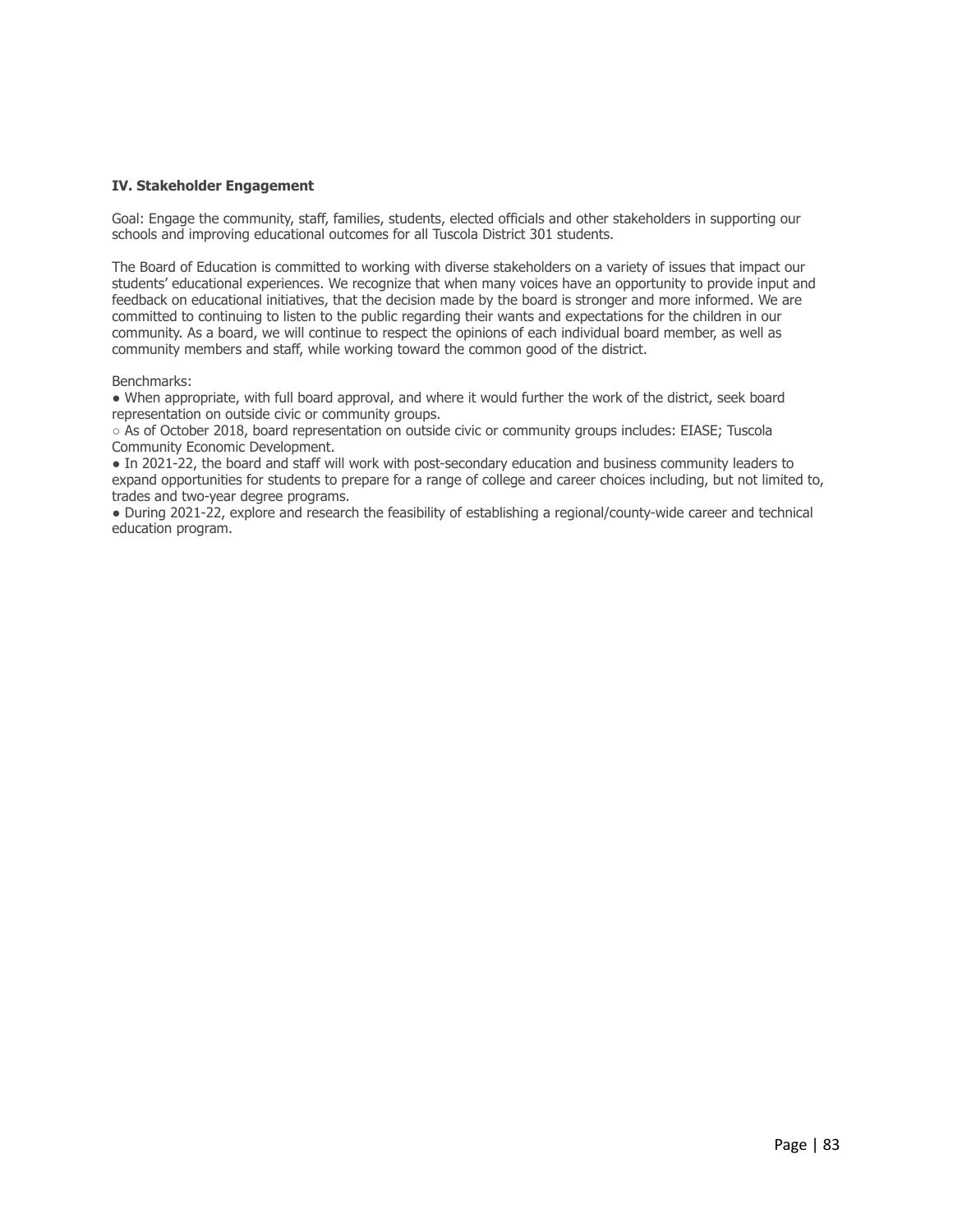### IV. Stakeholder Engagement

Goal: Engage the community, staff, families, students, elected officials and other stakeholders in supporting our schools and improving educational outcomes for all Tuscola District 301 students.

The Board of Education is committed to working with diverse stakeholders on a variety of issues that impact our students' educational experiences. We recognize that when many voices have an opportunity to provide input and feedback on educational initiatives, that the decision made by the board is stronger and more informed. We are committed to continuing to listen to the public regarding their wants and expectations for the children in our community. As a board, we will continue to respect the opinions of each individual board member, as well as community members and staff, while working toward the common good of the district.

Benchmarks:

- When appropriate, with full board approval, and where it would further the work of the district, seek board representation on outside civic or community groups.
  - As of October 2018, board representation on outside civic or community groups includes: EIASE; Tuscola Community Economic Development.
- In 2021-22, the board and staff will work with post-secondary education and business community leaders to expand opportunities for students to prepare for a range of college and career choices including, but not limited to, trades and two-year degree programs.
- During 2021-22, explore and research the feasibility of establishing a regional/county-wide career and technical education program.